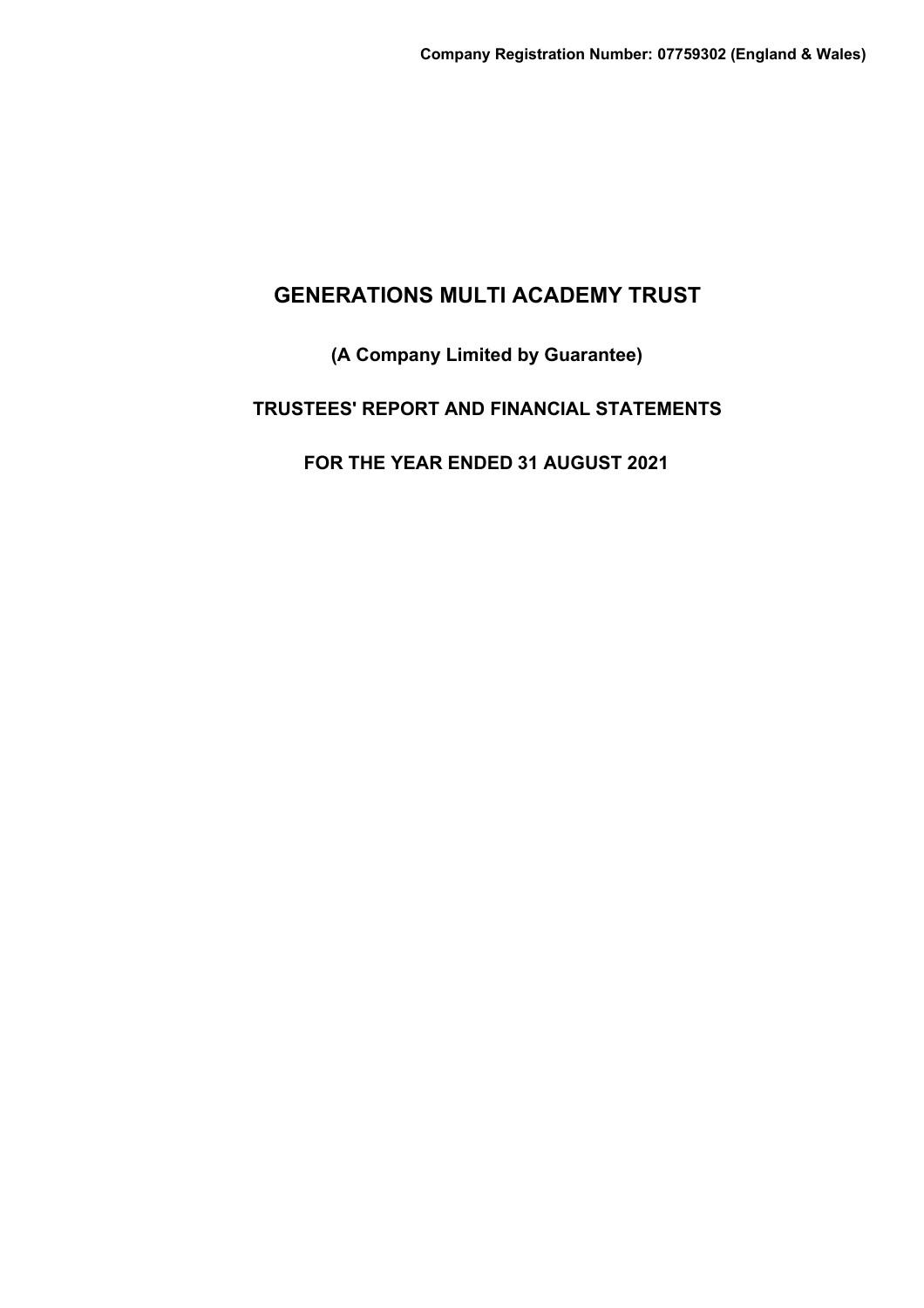**Company Registration Number: 07759302 (England & Wales)**

# GENERATIONS MULTI ACADEMY TRUST

## (A Company Limited by Guarantee)

## TRUSTEES' REPORT AND FINANCIAL STATEMENTS

## FOR THE YEAR ENDED 31 AUGUST 2021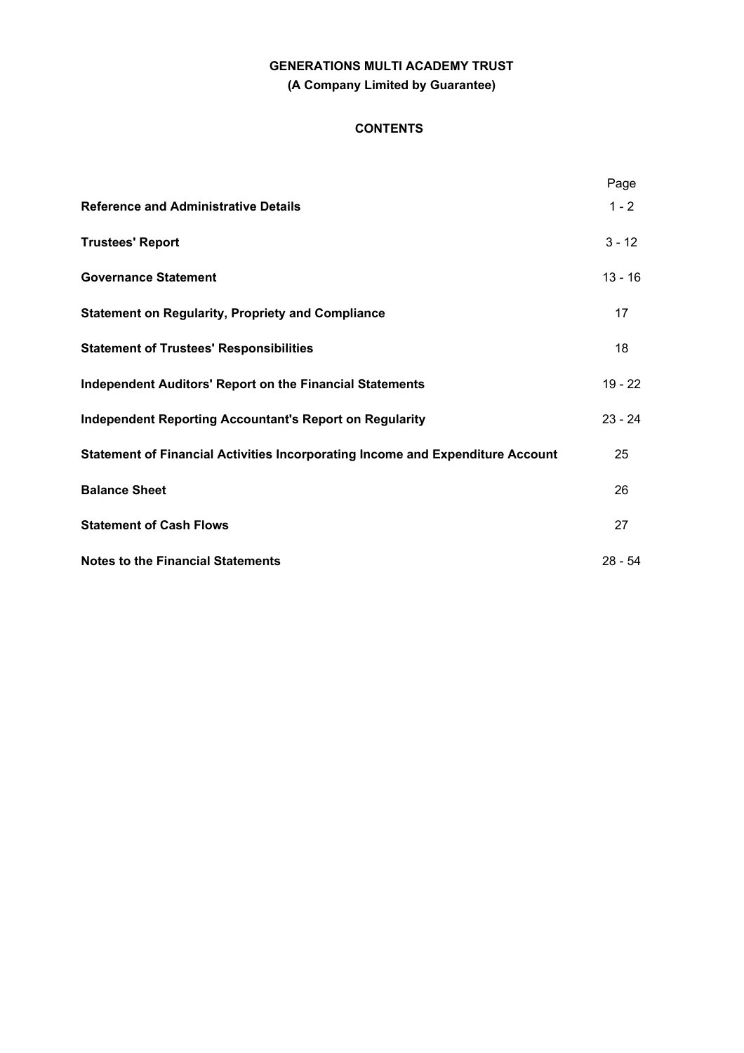**GENERATIONS MULTI ACADEMY TRUST**

**(A Company Limited by Guarantee)**

## CONTENTS

| | Page |
|---|---|
| **Reference and Administrative Details** | 1 - 2 |
| **Trustees' Report** | 3 - 12 |
| **Governance Statement** | 13 - 16 |
| **Statement on Regularity, Propriety and Compliance** | 17 |
| **Statement of Trustees' Responsibilities** | 18 |
| **Independent Auditors' Report on the Financial Statements** | 19 - 22 |
| **Independent Reporting Accountant's Report on Regularity** | 23 - 24 |
| **Statement of Financial Activities Incorporating Income and Expenditure Account** | 25 |
| **Balance Sheet** | 26 |
| **Statement of Cash Flows** | 27 |
| **Notes to the Financial Statements** | 28 - 54 |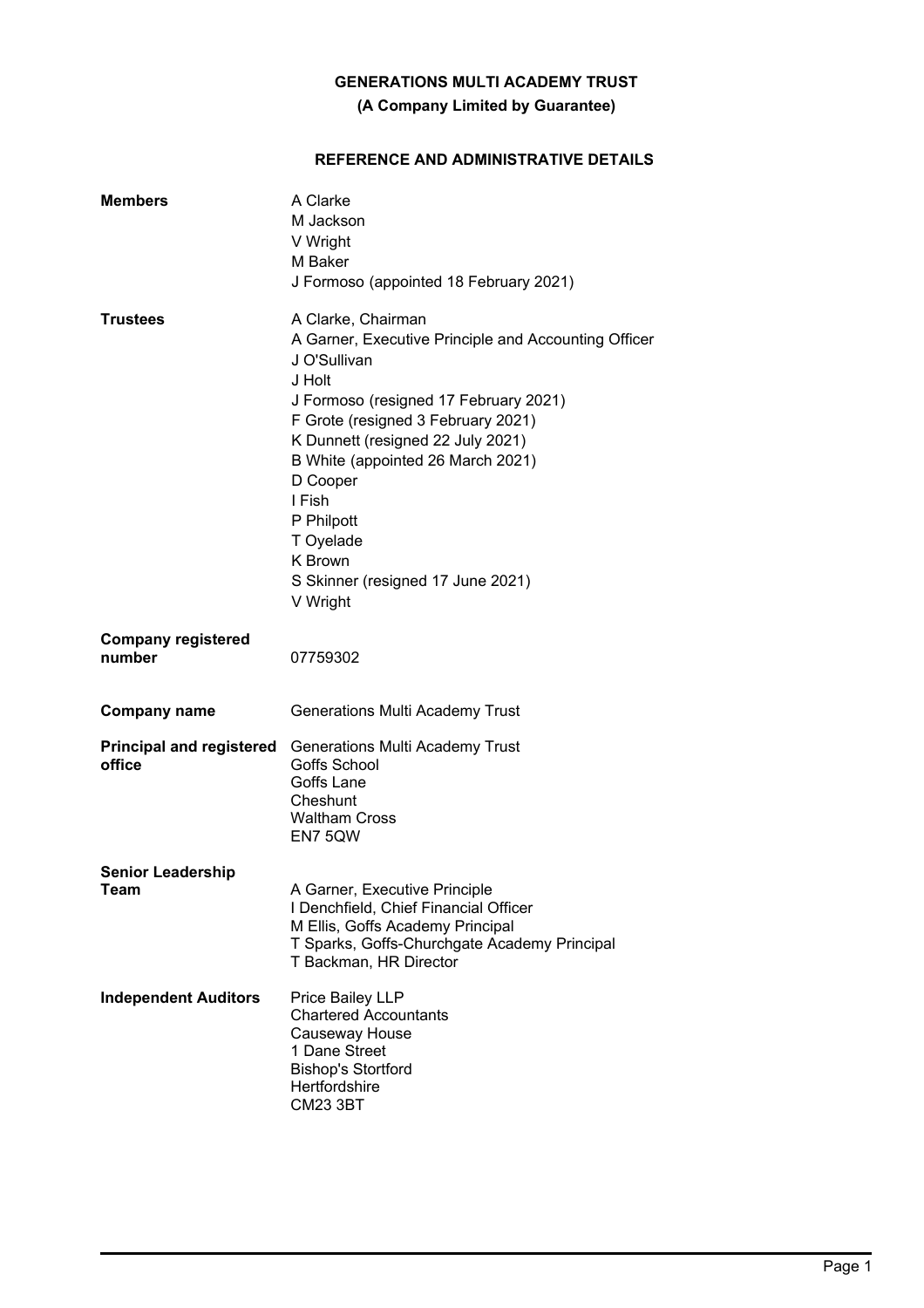**GENERATIONS MULTI ACADEMY TRUST**

**(A Company Limited by Guarantee)**

## REFERENCE AND ADMINISTRATIVE DETAILS

| | |
|---|---|
| **Members** | A Clarke<br>M Jackson<br>V Wright<br>M Baker<br>J Formoso (appointed 18 February 2021) |
| **Trustees** | A Clarke, Chairman<br>A Garner, Executive Principle and Accounting Officer<br>J O'Sullivan<br>J Holt<br>J Formoso (resigned 17 February 2021)<br>F Grote (resigned 3 February 2021)<br>K Dunnett (resigned 22 July 2021)<br>B White (appointed 26 March 2021)<br>D Cooper<br>I Fish<br>P Philpott<br>T Oyelade<br>K Brown<br>S Skinner (resigned 17 June 2021)<br>V Wright |
| **Company registered number** | 07759302 |
| **Company name** | Generations Multi Academy Trust |
| **Principal and registered office** | Generations Multi Academy Trust<br>Goffs School<br>Goffs Lane<br>Cheshunt<br>Waltham Cross<br>EN7 5QW |
| **Senior Leadership Team** | A Garner, Executive Principle<br>I Denchfield, Chief Financial Officer<br>M Ellis, Goffs Academy Principal<br>T Sparks, Goffs-Churchgate Academy Principal<br>T Backman, HR Director |
| **Independent Auditors** | Price Bailey LLP<br>Chartered Accountants<br>Causeway House<br>1 Dane Street<br>Bishop's Stortford<br>Hertfordshire<br>CM23 3BT |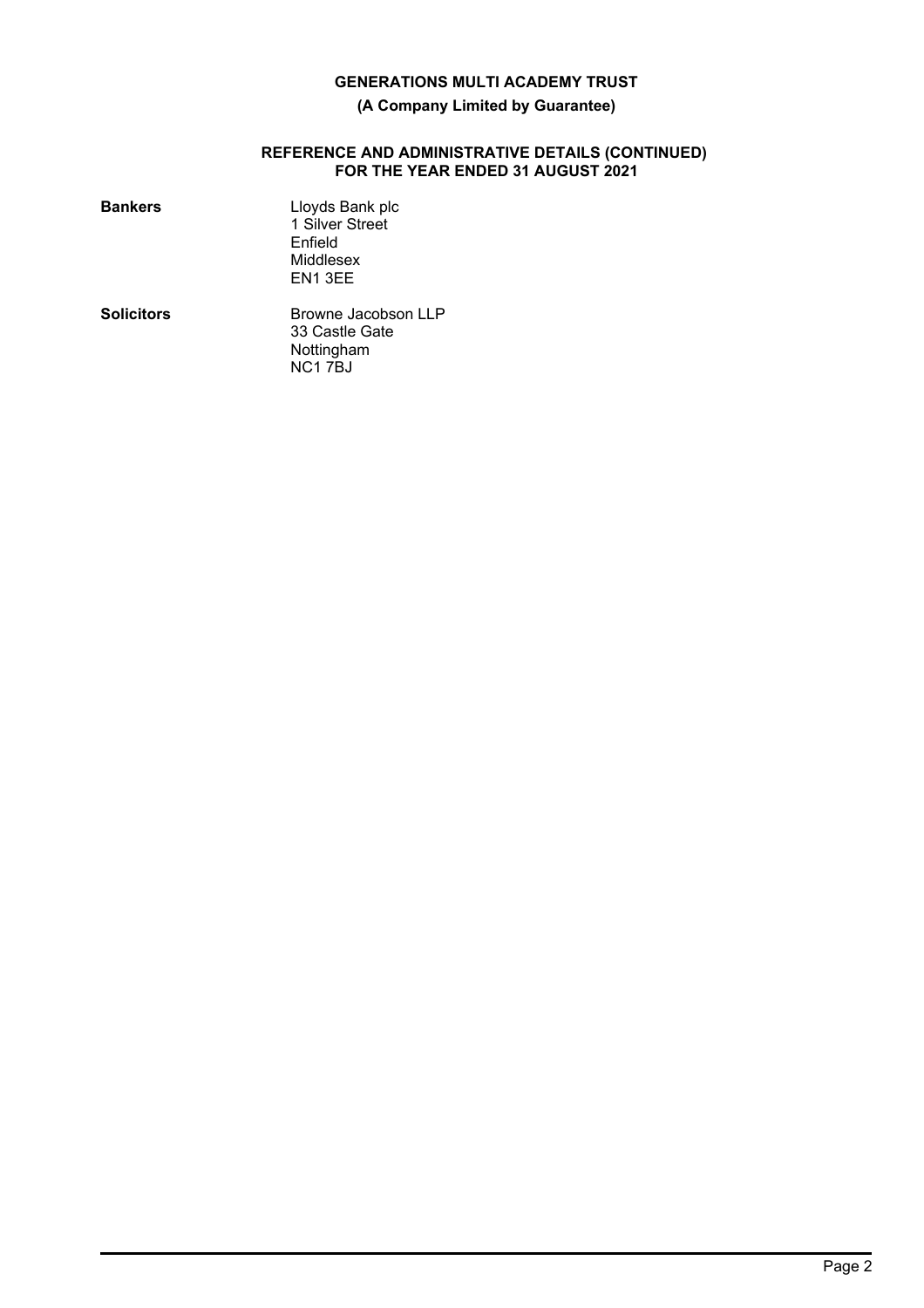**GENERATIONS MULTI ACADEMY TRUST**

**(A Company Limited by Guarantee)**

**REFERENCE AND ADMINISTRATIVE DETAILS (CONTINUED)**
**FOR THE YEAR ENDED 31 AUGUST 2021**

| | |
|---|---|
| **Bankers** | Lloyds Bank plc<br>1 Silver Street<br>Enfield<br>Middlesex<br>EN1 3EE |
| **Solicitors** | Browne Jacobson LLP<br>33 Castle Gate<br>Nottingham<br>NC1 7BJ |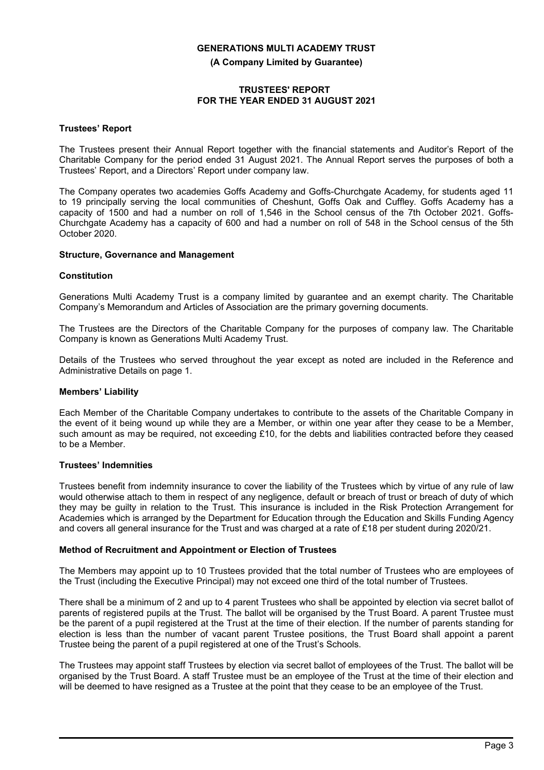# GENERATIONS MULTI ACADEMY TRUST

**(A Company Limited by Guarantee)**

**TRUSTEES' REPORT**
**FOR THE YEAR ENDED 31 AUGUST 2021**

## Trustees' Report

The Trustees present their Annual Report together with the financial statements and Auditor's Report of the Charitable Company for the period ended 31 August 2021. The Annual Report serves the purposes of both a Trustees' Report, and a Directors' Report under company law.

The Company operates two academies Goffs Academy and Goffs-Churchgate Academy, for students aged 11 to 19 principally serving the local communities of Cheshunt, Goffs Oak and Cuffley. Goffs Academy has a capacity of 1500 and had a number on roll of 1,546 in the School census of the 7th October 2021. Goffs-Churchgate Academy has a capacity of 600 and had a number on roll of 548 in the School census of the 5th October 2020.

### Structure, Governance and Management

#### Constitution

Generations Multi Academy Trust is a company limited by guarantee and an exempt charity. The Charitable Company's Memorandum and Articles of Association are the primary governing documents.

The Trustees are the Directors of the Charitable Company for the purposes of company law. The Charitable Company is known as Generations Multi Academy Trust.

Details of the Trustees who served throughout the year except as noted are included in the Reference and Administrative Details on page 1.

#### Members' Liability

Each Member of the Charitable Company undertakes to contribute to the assets of the Charitable Company in the event of it being wound up while they are a Member, or within one year after they cease to be a Member, such amount as may be required, not exceeding £10, for the debts and liabilities contracted before they ceased to be a Member.

#### Trustees' Indemnities

Trustees benefit from indemnity insurance to cover the liability of the Trustees which by virtue of any rule of law would otherwise attach to them in respect of any negligence, default or breach of trust or breach of duty of which they may be guilty in relation to the Trust. This insurance is included in the Risk Protection Arrangement for Academies which is arranged by the Department for Education through the Education and Skills Funding Agency and covers all general insurance for the Trust and was charged at a rate of £18 per student during 2020/21.

#### Method of Recruitment and Appointment or Election of Trustees

The Members may appoint up to 10 Trustees provided that the total number of Trustees who are employees of the Trust (including the Executive Principal) may not exceed one third of the total number of Trustees.

There shall be a minimum of 2 and up to 4 parent Trustees who shall be appointed by election via secret ballot of parents of registered pupils at the Trust. The ballot will be organised by the Trust Board. A parent Trustee must be the parent of a pupil registered at the Trust at the time of their election. If the number of parents standing for election is less than the number of vacant parent Trustee positions, the Trust Board shall appoint a parent Trustee being the parent of a pupil registered at one of the Trust's Schools.

The Trustees may appoint staff Trustees by election via secret ballot of employees of the Trust. The ballot will be organised by the Trust Board. A staff Trustee must be an employee of the Trust at the time of their election and will be deemed to have resigned as a Trustee at the point that they cease to be an employee of the Trust.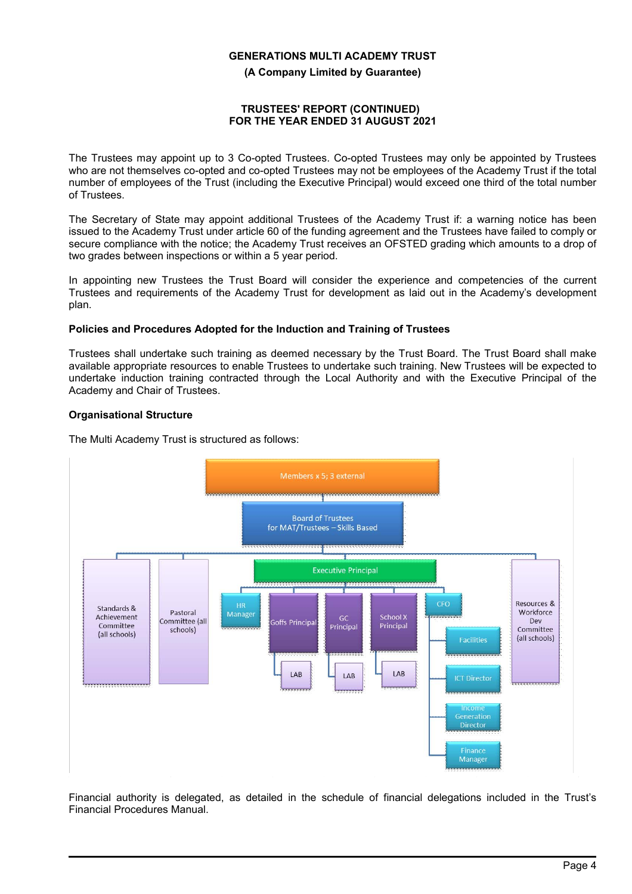The Trustees may appoint up to 3 Co-opted Trustees. Co-opted Trustees may only be appointed by Trustees who are not themselves co-opted and co-opted Trustees may not be employees of the Academy Trust if the total number of employees of the Trust (including the Executive Principal) would exceed one third of the total number of Trustees.

The Secretary of State may appoint additional Trustees of the Academy Trust if: a warning notice has been issued to the Academy Trust under article 60 of the funding agreement and the Trustees have failed to comply or secure compliance with the notice; the Academy Trust receives an OFSTED grading which amounts to a drop of two grades between inspections or within a 5 year period.

In appointing new Trustees the Trust Board will consider the experience and competencies of the current Trustees and requirements of the Academy Trust for development as laid out in the Academy's development plan.

### Policies and Procedures Adopted for the Induction and Training of Trustees

Trustees shall undertake such training as deemed necessary by the Trust Board. The Trust Board shall make available appropriate resources to enable Trustees to undertake such training. New Trustees will be expected to undertake induction training contracted through the Local Authority and with the Executive Principal of the Academy and Chair of Trustees.

### Organisational Structure

The Multi Academy Trust is structured as follows:

- Members x 5; 3 external
  - Board of Trustees for MAT/Trustees – Skills Based
    - Standards & Achievement Committee (all schools)
    - Pastoral Committee (all schools)
    - Executive Principal
      - HR Manager
      - Goffs Principal
        - LAB
      - GC Principal
        - LAB
      - School X Principal
        - LAB
      - CFO
        - Facilities
        - ICT Director
        - Income Generation Director
        - Finance Manager
    - Resources & Workforce Dev Committee (all schools)

Financial authority is delegated, as detailed in the schedule of financial delegations included in the Trust's Financial Procedures Manual.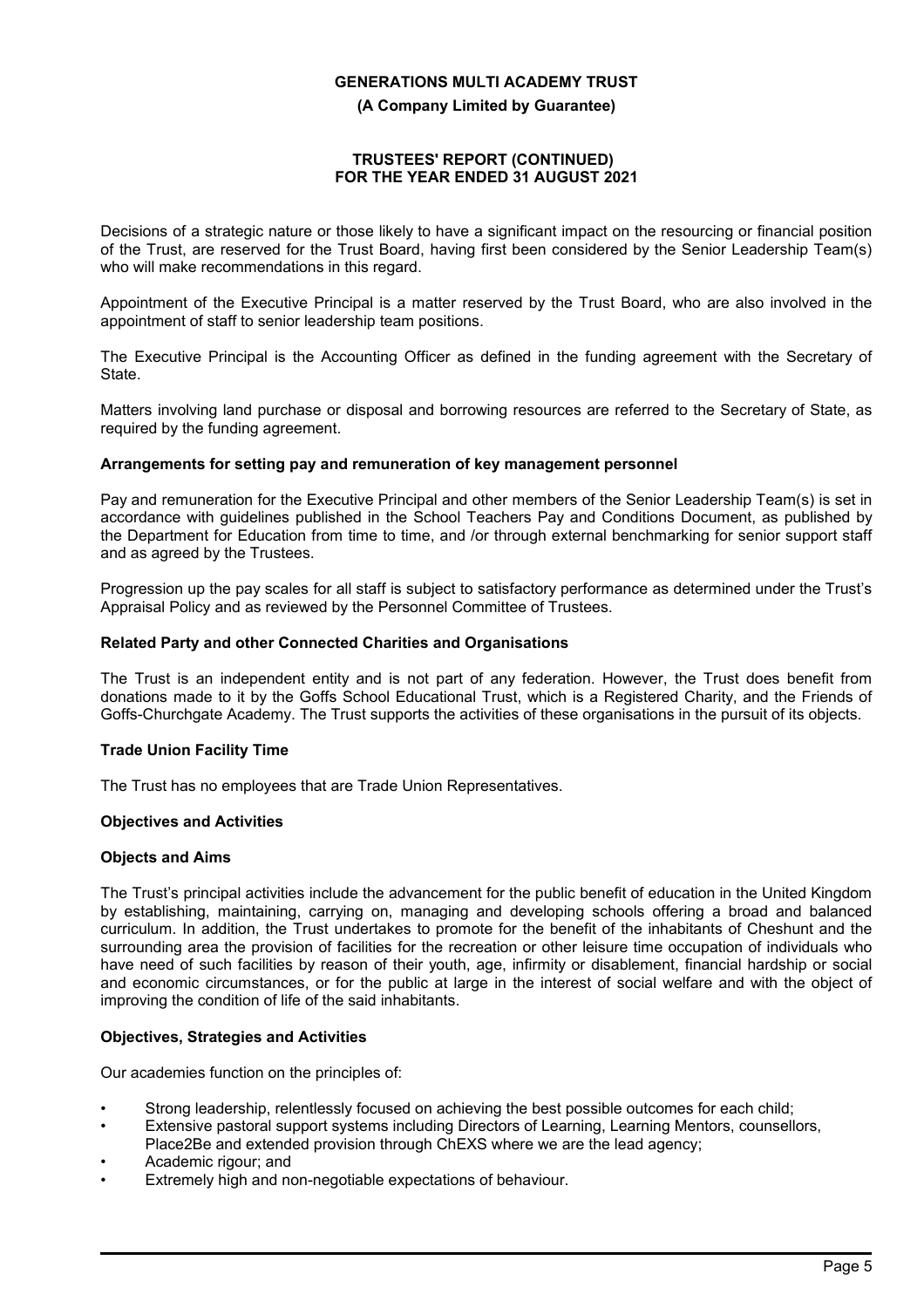Decisions of a strategic nature or those likely to have a significant impact on the resourcing or financial position of the Trust, are reserved for the Trust Board, having first been considered by the Senior Leadership Team(s) who will make recommendations in this regard.

Appointment of the Executive Principal is a matter reserved by the Trust Board, who are also involved in the appointment of staff to senior leadership team positions.

The Executive Principal is the Accounting Officer as defined in the funding agreement with the Secretary of State.

Matters involving land purchase or disposal and borrowing resources are referred to the Secretary of State, as required by the funding agreement.

**Arrangements for setting pay and remuneration of key management personnel**

Pay and remuneration for the Executive Principal and other members of the Senior Leadership Team(s) is set in accordance with guidelines published in the School Teachers Pay and Conditions Document, as published by the Department for Education from time to time, and /or through external benchmarking for senior support staff and as agreed by the Trustees.

Progression up the pay scales for all staff is subject to satisfactory performance as determined under the Trust's Appraisal Policy and as reviewed by the Personnel Committee of Trustees.

**Related Party and other Connected Charities and Organisations**

The Trust is an independent entity and is not part of any federation. However, the Trust does benefit from donations made to it by the Goffs School Educational Trust, which is a Registered Charity, and the Friends of Goffs-Churchgate Academy. The Trust supports the activities of these organisations in the pursuit of its objects.

**Trade Union Facility Time**

The Trust has no employees that are Trade Union Representatives.

**Objectives and Activities**

**Objects and Aims**

The Trust's principal activities include the advancement for the public benefit of education in the United Kingdom by establishing, maintaining, carrying on, managing and developing schools offering a broad and balanced curriculum. In addition, the Trust undertakes to promote for the benefit of the inhabitants of Cheshunt and the surrounding area the provision of facilities for the recreation or other leisure time occupation of individuals who have need of such facilities by reason of their youth, age, infirmity or disablement, financial hardship or social and economic circumstances, or for the public at large in the interest of social welfare and with the object of improving the condition of life of the said inhabitants.

**Objectives, Strategies and Activities**

Our academies function on the principles of:

- Strong leadership, relentlessly focused on achieving the best possible outcomes for each child;
- Extensive pastoral support systems including Directors of Learning, Learning Mentors, counsellors, Place2Be and extended provision through ChEXS where we are the lead agency;
- Academic rigour; and
- Extremely high and non-negotiable expectations of behaviour.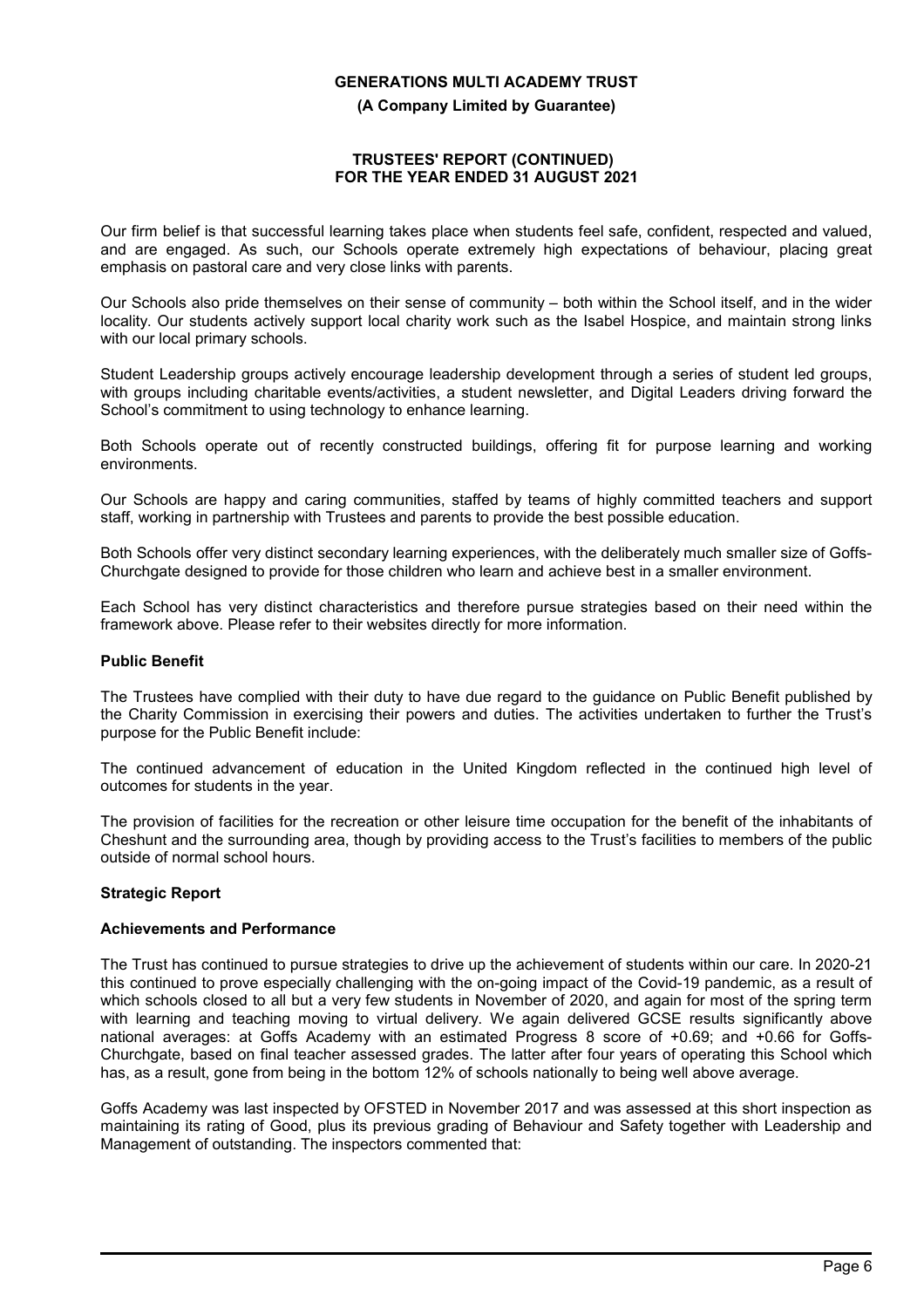Our firm belief is that successful learning takes place when students feel safe, confident, respected and valued, and are engaged. As such, our Schools operate extremely high expectations of behaviour, placing great emphasis on pastoral care and very close links with parents.

Our Schools also pride themselves on their sense of community – both within the School itself, and in the wider locality. Our students actively support local charity work such as the Isabel Hospice, and maintain strong links with our local primary schools.

Student Leadership groups actively encourage leadership development through a series of student led groups, with groups including charitable events/activities, a student newsletter, and Digital Leaders driving forward the School's commitment to using technology to enhance learning.

Both Schools operate out of recently constructed buildings, offering fit for purpose learning and working environments.

Our Schools are happy and caring communities, staffed by teams of highly committed teachers and support staff, working in partnership with Trustees and parents to provide the best possible education.

Both Schools offer very distinct secondary learning experiences, with the deliberately much smaller size of Goffs-Churchgate designed to provide for those children who learn and achieve best in a smaller environment.

Each School has very distinct characteristics and therefore pursue strategies based on their need within the framework above. Please refer to their websites directly for more information.

**Public Benefit**

The Trustees have complied with their duty to have due regard to the guidance on Public Benefit published by the Charity Commission in exercising their powers and duties. The activities undertaken to further the Trust's purpose for the Public Benefit include:

The continued advancement of education in the United Kingdom reflected in the continued high level of outcomes for students in the year.

The provision of facilities for the recreation or other leisure time occupation for the benefit of the inhabitants of Cheshunt and the surrounding area, though by providing access to the Trust's facilities to members of the public outside of normal school hours.

## Strategic Report

**Achievements and Performance**

The Trust has continued to pursue strategies to drive up the achievement of students within our care. In 2020-21 this continued to prove especially challenging with the on-going impact of the Covid-19 pandemic, as a result of which schools closed to all but a very few students in November of 2020, and again for most of the spring term with learning and teaching moving to virtual delivery. We again delivered GCSE results significantly above national averages: at Goffs Academy with an estimated Progress 8 score of +0.69; and +0.66 for Goffs-Churchgate, based on final teacher assessed grades. The latter after four years of operating this School which has, as a result, gone from being in the bottom 12% of schools nationally to being well above average.

Goffs Academy was last inspected by OFSTED in November 2017 and was assessed at this short inspection as maintaining its rating of Good, plus its previous grading of Behaviour and Safety together with Leadership and Management of outstanding. The inspectors commented that: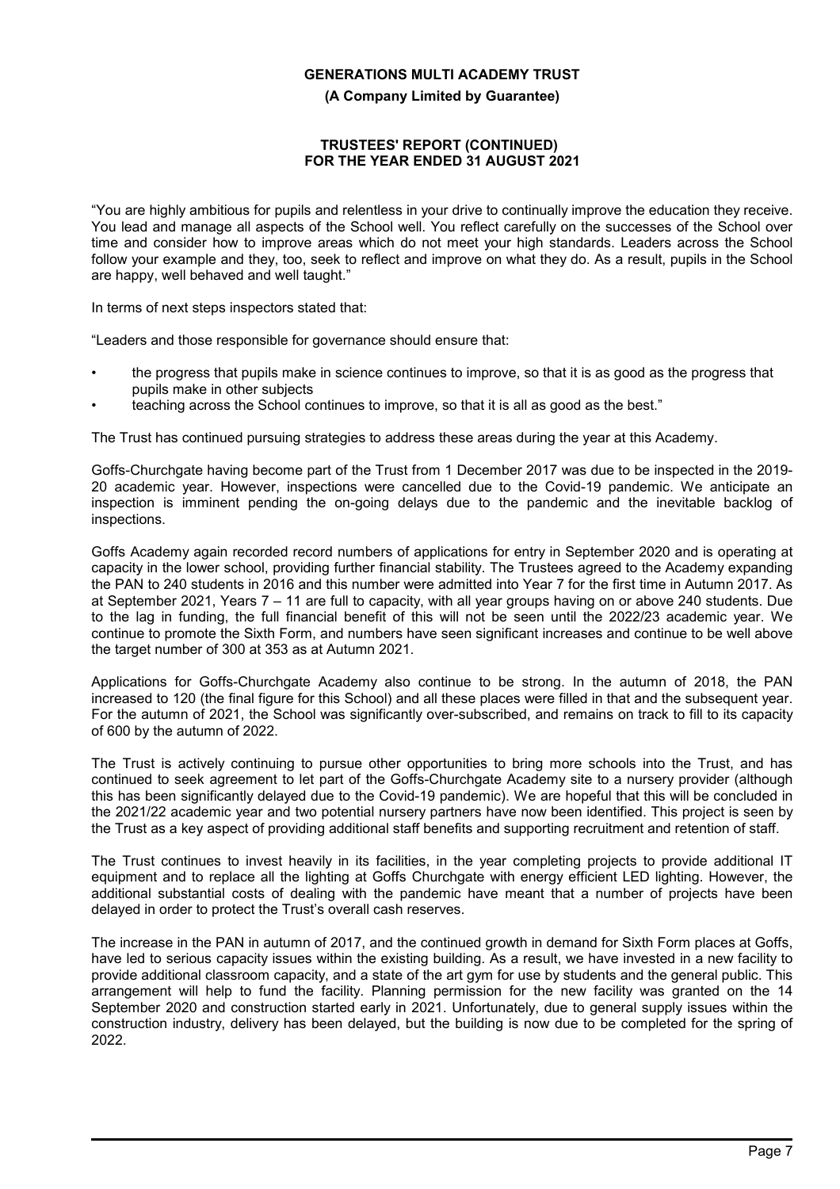"You are highly ambitious for pupils and relentless in your drive to continually improve the education they receive. You lead and manage all aspects of the School well. You reflect carefully on the successes of the School over time and consider how to improve areas which do not meet your high standards. Leaders across the School follow your example and they, too, seek to reflect and improve on what they do. As a result, pupils in the School are happy, well behaved and well taught."

In terms of next steps inspectors stated that:

"Leaders and those responsible for governance should ensure that:

- the progress that pupils make in science continues to improve, so that it is as good as the progress that pupils make in other subjects
- teaching across the School continues to improve, so that it is all as good as the best."

The Trust has continued pursuing strategies to address these areas during the year at this Academy.

Goffs-Churchgate having become part of the Trust from 1 December 2017 was due to be inspected in the 2019-20 academic year. However, inspections were cancelled due to the Covid-19 pandemic. We anticipate an inspection is imminent pending the on-going delays due to the pandemic and the inevitable backlog of inspections.

Goffs Academy again recorded record numbers of applications for entry in September 2020 and is operating at capacity in the lower school, providing further financial stability. The Trustees agreed to the Academy expanding the PAN to 240 students in 2016 and this number were admitted into Year 7 for the first time in Autumn 2017. As at September 2021, Years 7 – 11 are full to capacity, with all year groups having on or above 240 students. Due to the lag in funding, the full financial benefit of this will not be seen until the 2022/23 academic year. We continue to promote the Sixth Form, and numbers have seen significant increases and continue to be well above the target number of 300 at 353 as at Autumn 2021.

Applications for Goffs-Churchgate Academy also continue to be strong. In the autumn of 2018, the PAN increased to 120 (the final figure for this School) and all these places were filled in that and the subsequent year. For the autumn of 2021, the School was significantly over-subscribed, and remains on track to fill to its capacity of 600 by the autumn of 2022.

The Trust is actively continuing to pursue other opportunities to bring more schools into the Trust, and has continued to seek agreement to let part of the Goffs-Churchgate Academy site to a nursery provider (although this has been significantly delayed due to the Covid-19 pandemic). We are hopeful that this will be concluded in the 2021/22 academic year and two potential nursery partners have now been identified. This project is seen by the Trust as a key aspect of providing additional staff benefits and supporting recruitment and retention of staff.

The Trust continues to invest heavily in its facilities, in the year completing projects to provide additional IT equipment and to replace all the lighting at Goffs Churchgate with energy efficient LED lighting. However, the additional substantial costs of dealing with the pandemic have meant that a number of projects have been delayed in order to protect the Trust's overall cash reserves.

The increase in the PAN in autumn of 2017, and the continued growth in demand for Sixth Form places at Goffs, have led to serious capacity issues within the existing building. As a result, we have invested in a new facility to provide additional classroom capacity, and a state of the art gym for use by students and the general public. This arrangement will help to fund the facility. Planning permission for the new facility was granted on the 14 September 2020 and construction started early in 2021. Unfortunately, due to general supply issues within the construction industry, delivery has been delayed, but the building is now due to be completed for the spring of 2022.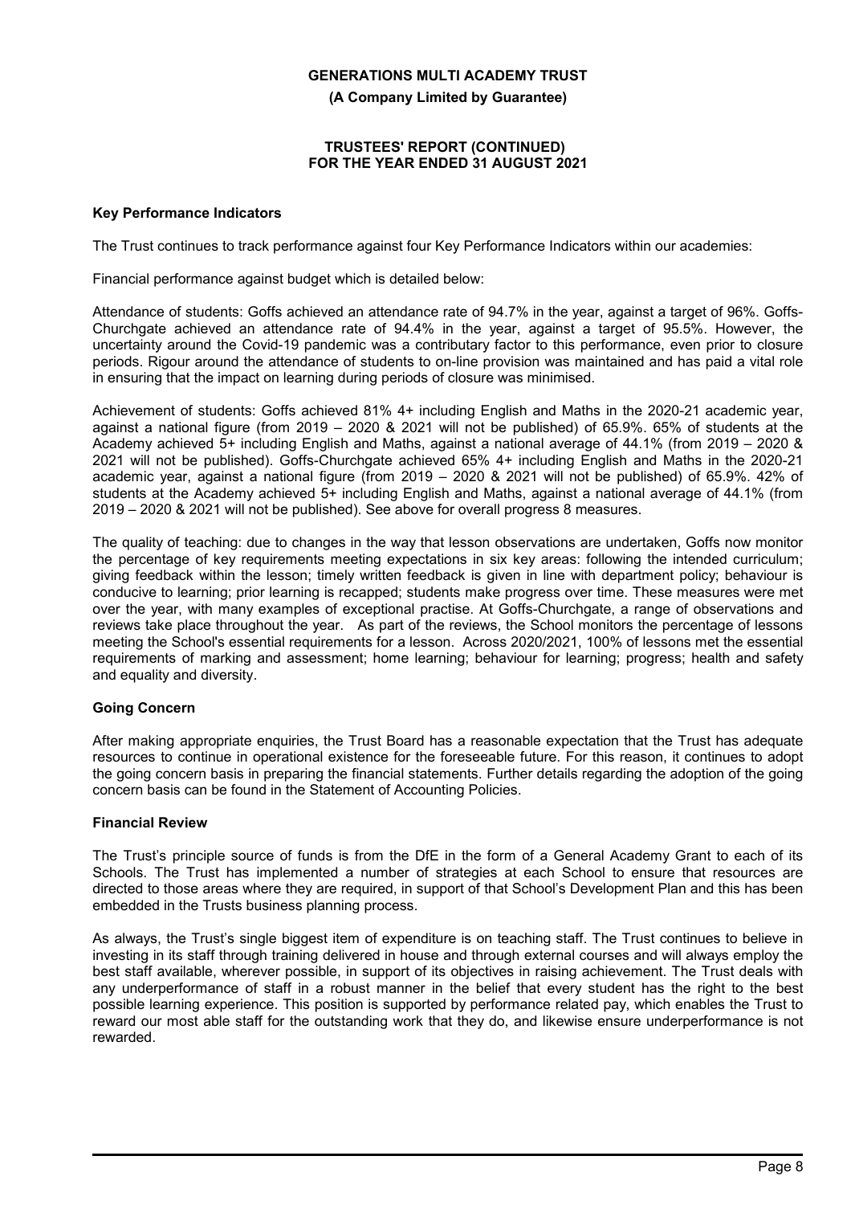### Key Performance Indicators

The Trust continues to track performance against four Key Performance Indicators within our academies:

Financial performance against budget which is detailed below:

Attendance of students: Goffs achieved an attendance rate of 94.7% in the year, against a target of 96%. Goffs-Churchgate achieved an attendance rate of 94.4% in the year, against a target of 95.5%. However, the uncertainty around the Covid-19 pandemic was a contributary factor to this performance, even prior to closure periods. Rigour around the attendance of students to on-line provision was maintained and has paid a vital role in ensuring that the impact on learning during periods of closure was minimised.

Achievement of students: Goffs achieved 81% 4+ including English and Maths in the 2020-21 academic year, against a national figure (from 2019 – 2020 & 2021 will not be published) of 65.9%. 65% of students at the Academy achieved 5+ including English and Maths, against a national average of 44.1% (from 2019 – 2020 & 2021 will not be published). Goffs-Churchgate achieved 65% 4+ including English and Maths in the 2020-21 academic year, against a national figure (from 2019 – 2020 & 2021 will not be published) of 65.9%. 42% of students at the Academy achieved 5+ including English and Maths, against a national average of 44.1% (from 2019 – 2020 & 2021 will not be published). See above for overall progress 8 measures.

The quality of teaching: due to changes in the way that lesson observations are undertaken, Goffs now monitor the percentage of key requirements meeting expectations in six key areas: following the intended curriculum; giving feedback within the lesson; timely written feedback is given in line with department policy; behaviour is conducive to learning; prior learning is recapped; students make progress over time. These measures were met over the year, with many examples of exceptional practise. At Goffs-Churchgate, a range of observations and reviews take place throughout the year. As part of the reviews, the School monitors the percentage of lessons meeting the School's essential requirements for a lesson. Across 2020/2021, 100% of lessons met the essential requirements of marking and assessment; home learning; behaviour for learning; progress; health and safety and equality and diversity.

### Going Concern

After making appropriate enquiries, the Trust Board has a reasonable expectation that the Trust has adequate resources to continue in operational existence for the foreseeable future. For this reason, it continues to adopt the going concern basis in preparing the financial statements. Further details regarding the adoption of the going concern basis can be found in the Statement of Accounting Policies.

### Financial Review

The Trust's principle source of funds is from the DfE in the form of a General Academy Grant to each of its Schools. The Trust has implemented a number of strategies at each School to ensure that resources are directed to those areas where they are required, in support of that School's Development Plan and this has been embedded in the Trusts business planning process.

As always, the Trust's single biggest item of expenditure is on teaching staff. The Trust continues to believe in investing in its staff through training delivered in house and through external courses and will always employ the best staff available, wherever possible, in support of its objectives in raising achievement. The Trust deals with any underperformance of staff in a robust manner in the belief that every student has the right to the best possible learning experience. This position is supported by performance related pay, which enables the Trust to reward our most able staff for the outstanding work that they do, and likewise ensure underperformance is not rewarded.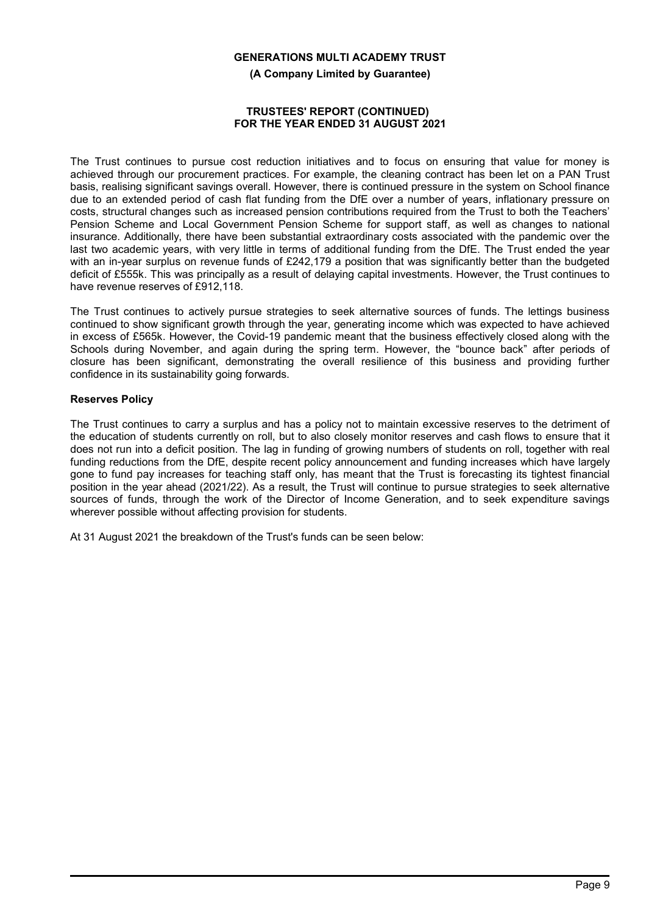The Trust continues to pursue cost reduction initiatives and to focus on ensuring that value for money is achieved through our procurement practices. For example, the cleaning contract has been let on a PAN Trust basis, realising significant savings overall. However, there is continued pressure in the system on School finance due to an extended period of cash flat funding from the DfE over a number of years, inflationary pressure on costs, structural changes such as increased pension contributions required from the Trust to both the Teachers' Pension Scheme and Local Government Pension Scheme for support staff, as well as changes to national insurance. Additionally, there have been substantial extraordinary costs associated with the pandemic over the last two academic years, with very little in terms of additional funding from the DfE. The Trust ended the year with an in-year surplus on revenue funds of £242,179 a position that was significantly better than the budgeted deficit of £555k. This was principally as a result of delaying capital investments. However, the Trust continues to have revenue reserves of £912,118.

The Trust continues to actively pursue strategies to seek alternative sources of funds. The lettings business continued to show significant growth through the year, generating income which was expected to have achieved in excess of £565k. However, the Covid-19 pandemic meant that the business effectively closed along with the Schools during November, and again during the spring term. However, the "bounce back" after periods of closure has been significant, demonstrating the overall resilience of this business and providing further confidence in its sustainability going forwards.

**Reserves Policy**

The Trust continues to carry a surplus and has a policy not to maintain excessive reserves to the detriment of the education of students currently on roll, but to also closely monitor reserves and cash flows to ensure that it does not run into a deficit position. The lag in funding of growing numbers of students on roll, together with real funding reductions from the DfE, despite recent policy announcement and funding increases which have largely gone to fund pay increases for teaching staff only, has meant that the Trust is forecasting its tightest financial position in the year ahead (2021/22). As a result, the Trust will continue to pursue strategies to seek alternative sources of funds, through the work of the Director of Income Generation, and to seek expenditure savings wherever possible without affecting provision for students.

At 31 August 2021 the breakdown of the Trust's funds can be seen below: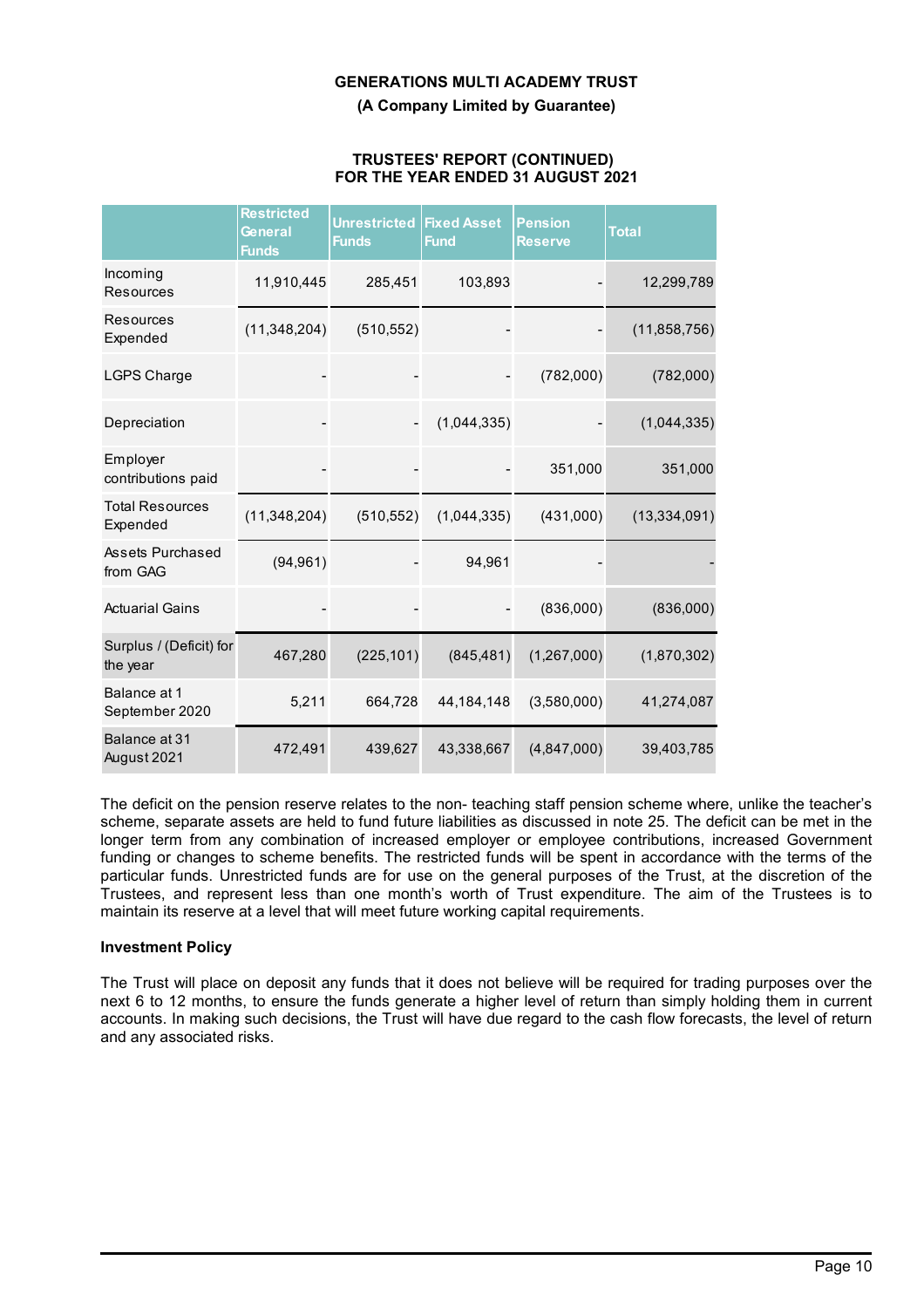**GENERATIONS MULTI ACADEMY TRUST**

**(A Company Limited by Guarantee)**

**TRUSTEES' REPORT (CONTINUED)**
**FOR THE YEAR ENDED 31 AUGUST 2021**

| | Restricted General Funds | Unrestricted Funds | Fixed Asset Fund | Pension Reserve | Total |
|---|---|---|---|---|---|
| Incoming Resources | 11,910,445 | 285,451 | 103,893 | - | 12,299,789 |
| Resources Expended | (11,348,204) | (510,552) | - | - | (11,858,756) |
| LGPS Charge | - | - | - | (782,000) | (782,000) |
| Depreciation | - | - | (1,044,335) | - | (1,044,335) |
| Employer contributions paid | - | - | - | 351,000 | 351,000 |
| Total Resources Expended | (11,348,204) | (510,552) | (1,044,335) | (431,000) | (13,334,091) |
| Assets Purchased from GAG | (94,961) | - | 94,961 | - | - |
| Actuarial Gains | - | - | - | (836,000) | (836,000) |
| Surplus / (Deficit) for the year | 467,280 | (225,101) | (845,481) | (1,267,000) | (1,870,302) |
| Balance at 1 September 2020 | 5,211 | 664,728 | 44,184,148 | (3,580,000) | 41,274,087 |
| Balance at 31 August 2021 | 472,491 | 439,627 | 43,338,667 | (4,847,000) | 39,403,785 |

The deficit on the pension reserve relates to the non- teaching staff pension scheme where, unlike the teacher's scheme, separate assets are held to fund future liabilities as discussed in note 25. The deficit can be met in the longer term from any combination of increased employer or employee contributions, increased Government funding or changes to scheme benefits. The restricted funds will be spent in accordance with the terms of the particular funds. Unrestricted funds are for use on the general purposes of the Trust, at the discretion of the Trustees, and represent less than one month's worth of Trust expenditure. The aim of the Trustees is to maintain its reserve at a level that will meet future working capital requirements.

**Investment Policy**

The Trust will place on deposit any funds that it does not believe will be required for trading purposes over the next 6 to 12 months, to ensure the funds generate a higher level of return than simply holding them in current accounts. In making such decisions, the Trust will have due regard to the cash flow forecasts, the level of return and any associated risks.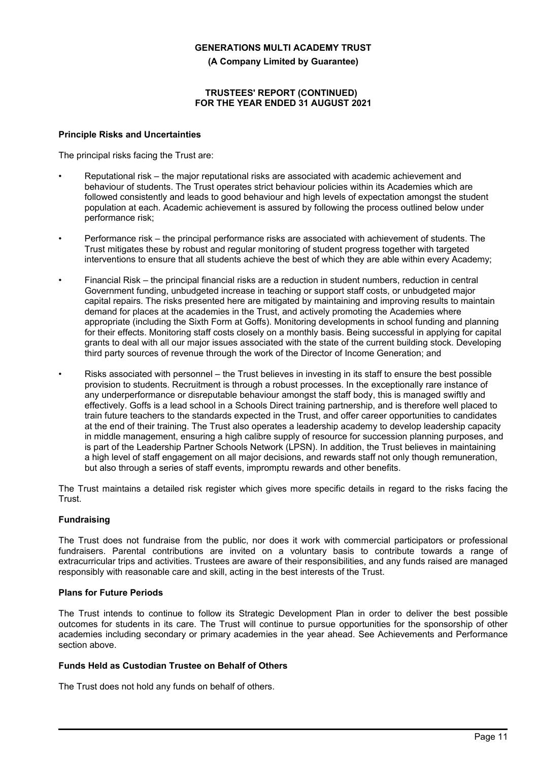### Principle Risks and Uncertainties

The principal risks facing the Trust are:

- Reputational risk – the major reputational risks are associated with academic achievement and behaviour of students. The Trust operates strict behaviour policies within its Academies which are followed consistently and leads to good behaviour and high levels of expectation amongst the student population at each. Academic achievement is assured by following the process outlined below under performance risk;
- Performance risk – the principal performance risks are associated with achievement of students. The Trust mitigates these by robust and regular monitoring of student progress together with targeted interventions to ensure that all students achieve the best of which they are able within every Academy;
- Financial Risk – the principal financial risks are a reduction in student numbers, reduction in central Government funding, unbudgeted increase in teaching or support staff costs, or unbudgeted major capital repairs. The risks presented here are mitigated by maintaining and improving results to maintain demand for places at the academies in the Trust, and actively promoting the Academies where appropriate (including the Sixth Form at Goffs). Monitoring developments in school funding and planning for their effects. Monitoring staff costs closely on a monthly basis. Being successful in applying for capital grants to deal with all our major issues associated with the state of the current building stock. Developing third party sources of revenue through the work of the Director of Income Generation; and
- Risks associated with personnel – the Trust believes in investing in its staff to ensure the best possible provision to students. Recruitment is through a robust processes. In the exceptionally rare instance of any underperformance or disreputable behaviour amongst the staff body, this is managed swiftly and effectively. Goffs is a lead school in a Schools Direct training partnership, and is therefore well placed to train future teachers to the standards expected in the Trust, and offer career opportunities to candidates at the end of their training. The Trust also operates a leadership academy to develop leadership capacity in middle management, ensuring a high calibre supply of resource for succession planning purposes, and is part of the Leadership Partner Schools Network (LPSN). In addition, the Trust believes in maintaining a high level of staff engagement on all major decisions, and rewards staff not only though remuneration, but also through a series of staff events, impromptu rewards and other benefits.

The Trust maintains a detailed risk register which gives more specific details in regard to the risks facing the Trust.

### Fundraising

The Trust does not fundraise from the public, nor does it work with commercial participators or professional fundraisers. Parental contributions are invited on a voluntary basis to contribute towards a range of extracurricular trips and activities. Trustees are aware of their responsibilities, and any funds raised are managed responsibly with reasonable care and skill, acting in the best interests of the Trust.

### Plans for Future Periods

The Trust intends to continue to follow its Strategic Development Plan in order to deliver the best possible outcomes for students in its care. The Trust will continue to pursue opportunities for the sponsorship of other academies including secondary or primary academies in the year ahead. See Achievements and Performance section above.

### Funds Held as Custodian Trustee on Behalf of Others

The Trust does not hold any funds on behalf of others.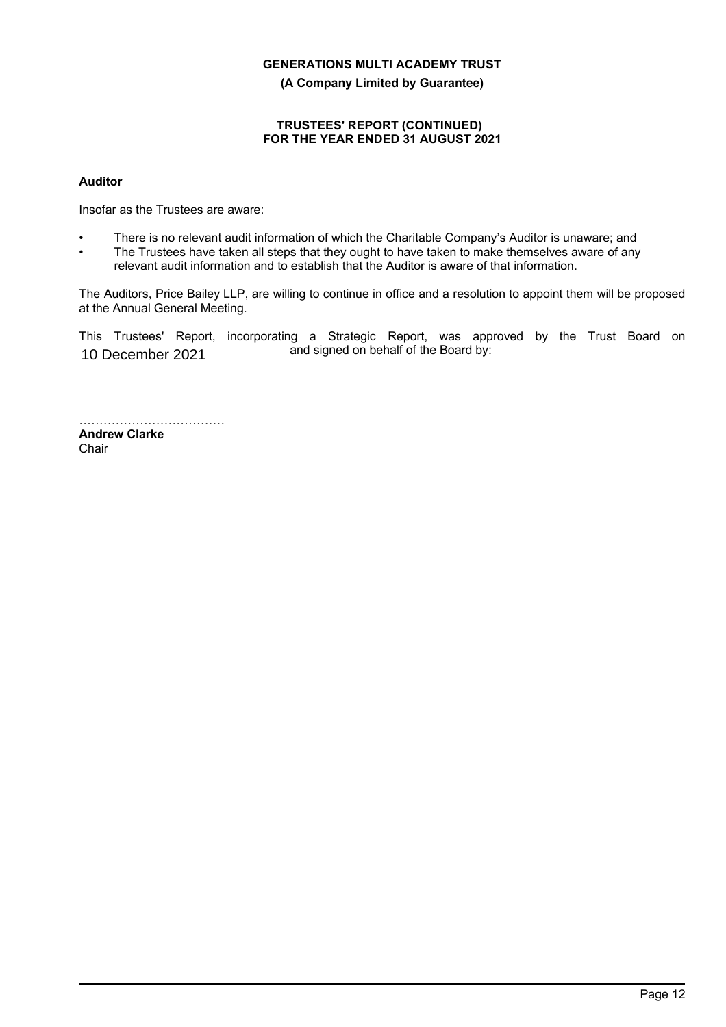**GENERATIONS MULTI ACADEMY TRUST**

**(A Company Limited by Guarantee)**

**TRUSTEES' REPORT (CONTINUED)**
**FOR THE YEAR ENDED 31 AUGUST 2021**

**Auditor**

Insofar as the Trustees are aware:

- There is no relevant audit information of which the Charitable Company's Auditor is unaware; and
- The Trustees have taken all steps that they ought to have taken to make themselves aware of any relevant audit information and to establish that the Auditor is aware of that information.

The Auditors, Price Bailey LLP, are willing to continue in office and a resolution to appoint them will be proposed at the Annual General Meeting.

This Trustees' Report, incorporating a Strategic Report, was approved by the Trust Board on 10 December 2021 and signed on behalf of the Board by:

………………………………
**Andrew Clarke**
Chair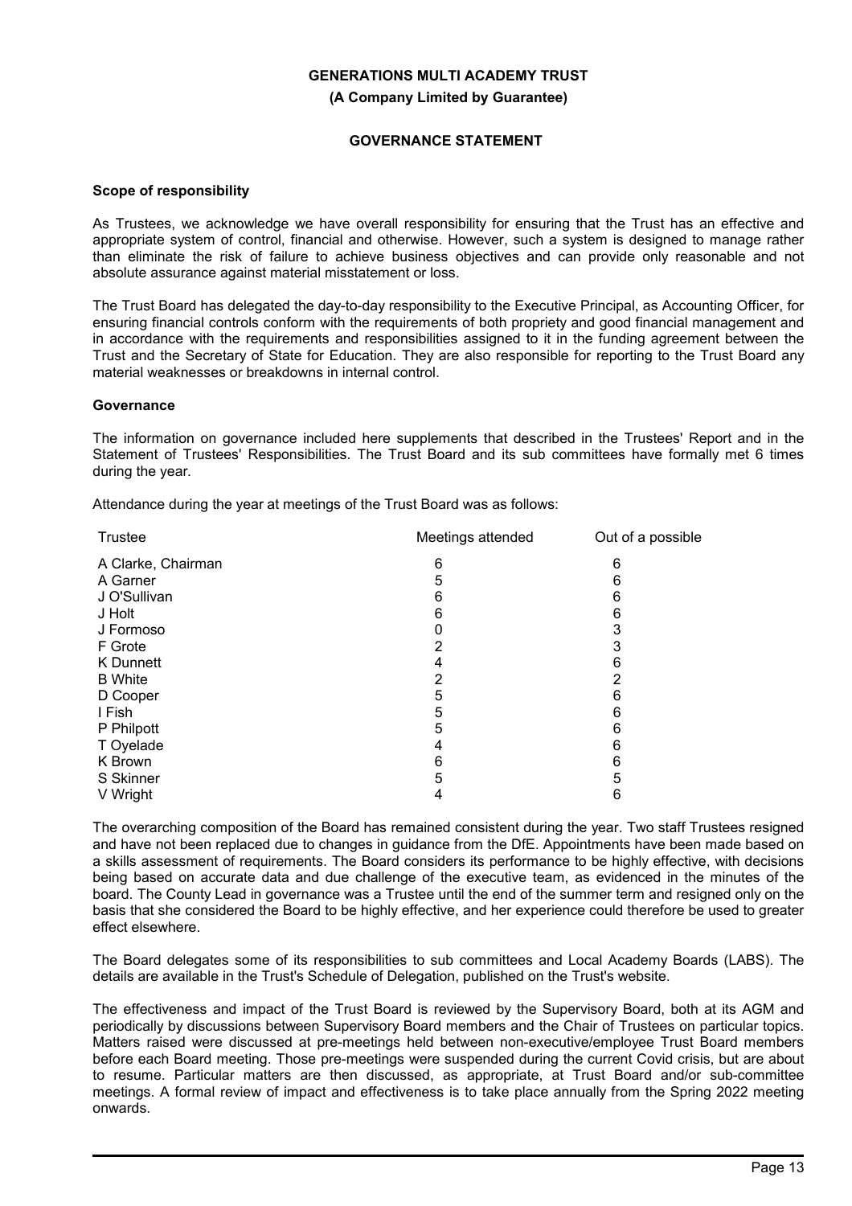**GENERATIONS MULTI ACADEMY TRUST**

**(A Company Limited by Guarantee)**

**GOVERNANCE STATEMENT**

**Scope of responsibility**

As Trustees, we acknowledge we have overall responsibility for ensuring that the Trust has an effective and appropriate system of control, financial and otherwise. However, such a system is designed to manage rather than eliminate the risk of failure to achieve business objectives and can provide only reasonable and not absolute assurance against material misstatement or loss.

The Trust Board has delegated the day-to-day responsibility to the Executive Principal, as Accounting Officer, for ensuring financial controls conform with the requirements of both propriety and good financial management and in accordance with the requirements and responsibilities assigned to it in the funding agreement between the Trust and the Secretary of State for Education. They are also responsible for reporting to the Trust Board any material weaknesses or breakdowns in internal control.

**Governance**

The information on governance included here supplements that described in the Trustees' Report and in the Statement of Trustees' Responsibilities. The Trust Board and its sub committees have formally met 6 times during the year.

Attendance during the year at meetings of the Trust Board was as follows:

| Trustee | Meetings attended | Out of a possible |
|---|---|---|
| A Clarke, Chairman | 6 | 6 |
| A Garner | 5 | 6 |
| J O'Sullivan | 6 | 6 |
| J Holt | 6 | 6 |
| J Formoso | 0 | 3 |
| F Grote | 2 | 3 |
| K Dunnett | 4 | 6 |
| B White | 2 | 2 |
| D Cooper | 5 | 6 |
| I Fish | 5 | 6 |
| P Philpott | 5 | 6 |
| T Oyelade | 4 | 6 |
| K Brown | 6 | 6 |
| S Skinner | 5 | 5 |
| V Wright | 4 | 6 |

The overarching composition of the Board has remained consistent during the year. Two staff Trustees resigned and have not been replaced due to changes in guidance from the DfE. Appointments have been made based on a skills assessment of requirements. The Board considers its performance to be highly effective, with decisions being based on accurate data and due challenge of the executive team, as evidenced in the minutes of the board. The County Lead in governance was a Trustee until the end of the summer term and resigned only on the basis that she considered the Board to be highly effective, and her experience could therefore be used to greater effect elsewhere.

The Board delegates some of its responsibilities to sub committees and Local Academy Boards (LABS). The details are available in the Trust's Schedule of Delegation, published on the Trust's website.

The effectiveness and impact of the Trust Board is reviewed by the Supervisory Board, both at its AGM and periodically by discussions between Supervisory Board members and the Chair of Trustees on particular topics. Matters raised were discussed at pre-meetings held between non-executive/employee Trust Board members before each Board meeting. Those pre-meetings were suspended during the current Covid crisis, but are about to resume. Particular matters are then discussed, as appropriate, at Trust Board and/or sub-committee meetings. A formal review of impact and effectiveness is to take place annually from the Spring 2022 meeting onwards.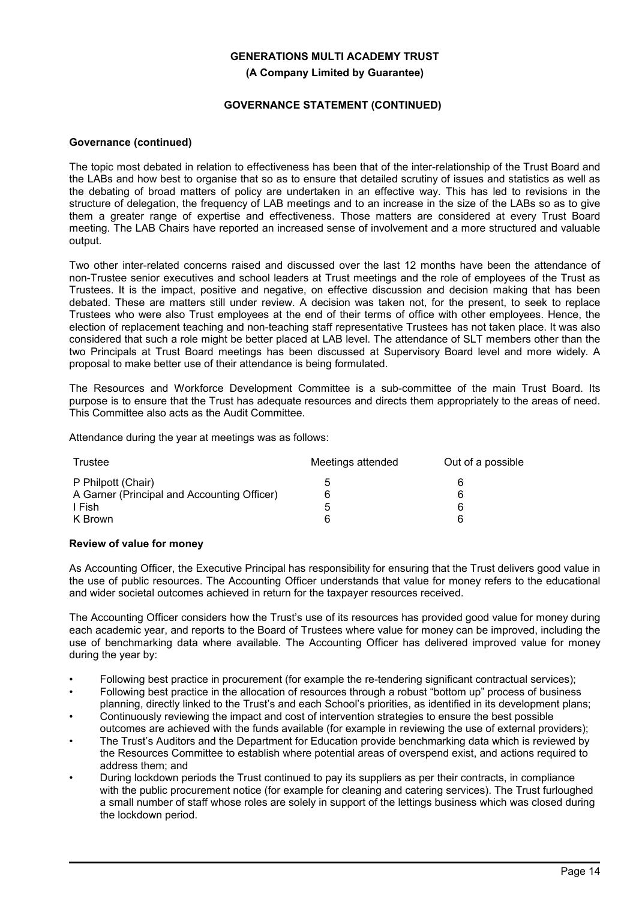**GENERATIONS MULTI ACADEMY TRUST**

**(A Company Limited by Guarantee)**

**GOVERNANCE STATEMENT (CONTINUED)**

**Governance (continued)**

The topic most debated in relation to effectiveness has been that of the inter-relationship of the Trust Board and the LABs and how best to organise that so as to ensure that detailed scrutiny of issues and statistics as well as the debating of broad matters of policy are undertaken in an effective way. This has led to revisions in the structure of delegation, the frequency of LAB meetings and to an increase in the size of the LABs so as to give them a greater range of expertise and effectiveness. Those matters are considered at every Trust Board meeting. The LAB Chairs have reported an increased sense of involvement and a more structured and valuable output.

Two other inter-related concerns raised and discussed over the last 12 months have been the attendance of non-Trustee senior executives and school leaders at Trust meetings and the role of employees of the Trust as Trustees. It is the impact, positive and negative, on effective discussion and decision making that has been debated. These are matters still under review. A decision was taken not, for the present, to seek to replace Trustees who were also Trust employees at the end of their terms of office with other employees. Hence, the election of replacement teaching and non-teaching staff representative Trustees has not taken place. It was also considered that such a role might be better placed at LAB level. The attendance of SLT members other than the two Principals at Trust Board meetings has been discussed at Supervisory Board level and more widely. A proposal to make better use of their attendance is being formulated.

The Resources and Workforce Development Committee is a sub-committee of the main Trust Board. Its purpose is to ensure that the Trust has adequate resources and directs them appropriately to the areas of need. This Committee also acts as the Audit Committee.

Attendance during the year at meetings was as follows:

| Trustee | Meetings attended | Out of a possible |
| --- | --- | --- |
| P Philpott (Chair) | 5 | 6 |
| A Garner (Principal and Accounting Officer) | 6 | 6 |
| I Fish | 5 | 6 |
| K Brown | 6 | 6 |

**Review of value for money**

As Accounting Officer, the Executive Principal has responsibility for ensuring that the Trust delivers good value in the use of public resources. The Accounting Officer understands that value for money refers to the educational and wider societal outcomes achieved in return for the taxpayer resources received.

The Accounting Officer considers how the Trust's use of its resources has provided good value for money during each academic year, and reports to the Board of Trustees where value for money can be improved, including the use of benchmarking data where available. The Accounting Officer has delivered improved value for money during the year by:

- Following best practice in procurement (for example the re-tendering significant contractual services);
- Following best practice in the allocation of resources through a robust "bottom up" process of business planning, directly linked to the Trust's and each School's priorities, as identified in its development plans;
- Continuously reviewing the impact and cost of intervention strategies to ensure the best possible outcomes are achieved with the funds available (for example in reviewing the use of external providers);
- The Trust's Auditors and the Department for Education provide benchmarking data which is reviewed by the Resources Committee to establish where potential areas of overspend exist, and actions required to address them; and
- During lockdown periods the Trust continued to pay its suppliers as per their contracts, in compliance with the public procurement notice (for example for cleaning and catering services). The Trust furloughed a small number of staff whose roles are solely in support of the lettings business which was closed during the lockdown period.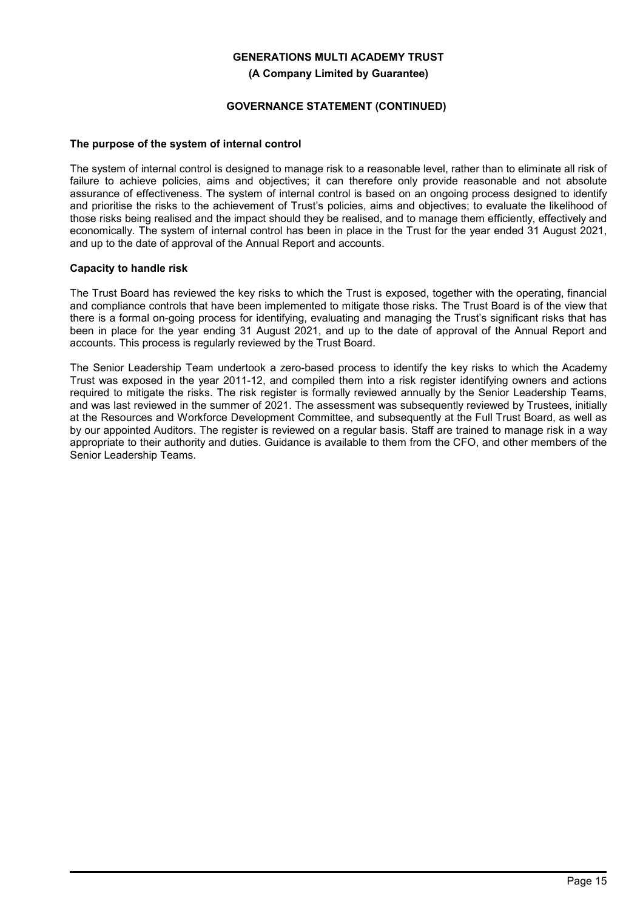## The purpose of the system of internal control

The system of internal control is designed to manage risk to a reasonable level, rather than to eliminate all risk of failure to achieve policies, aims and objectives; it can therefore only provide reasonable and not absolute assurance of effectiveness. The system of internal control is based on an ongoing process designed to identify and prioritise the risks to the achievement of Trust's policies, aims and objectives; to evaluate the likelihood of those risks being realised and the impact should they be realised, and to manage them efficiently, effectively and economically. The system of internal control has been in place in the Trust for the year ended 31 August 2021, and up to the date of approval of the Annual Report and accounts.

## Capacity to handle risk

The Trust Board has reviewed the key risks to which the Trust is exposed, together with the operating, financial and compliance controls that have been implemented to mitigate those risks. The Trust Board is of the view that there is a formal on-going process for identifying, evaluating and managing the Trust's significant risks that has been in place for the year ending 31 August 2021, and up to the date of approval of the Annual Report and accounts. This process is regularly reviewed by the Trust Board.

The Senior Leadership Team undertook a zero-based process to identify the key risks to which the Academy Trust was exposed in the year 2011-12, and compiled them into a risk register identifying owners and actions required to mitigate the risks. The risk register is formally reviewed annually by the Senior Leadership Teams, and was last reviewed in the summer of 2021. The assessment was subsequently reviewed by Trustees, initially at the Resources and Workforce Development Committee, and subsequently at the Full Trust Board, as well as by our appointed Auditors. The register is reviewed on a regular basis. Staff are trained to manage risk in a way appropriate to their authority and duties. Guidance is available to them from the CFO, and other members of the Senior Leadership Teams.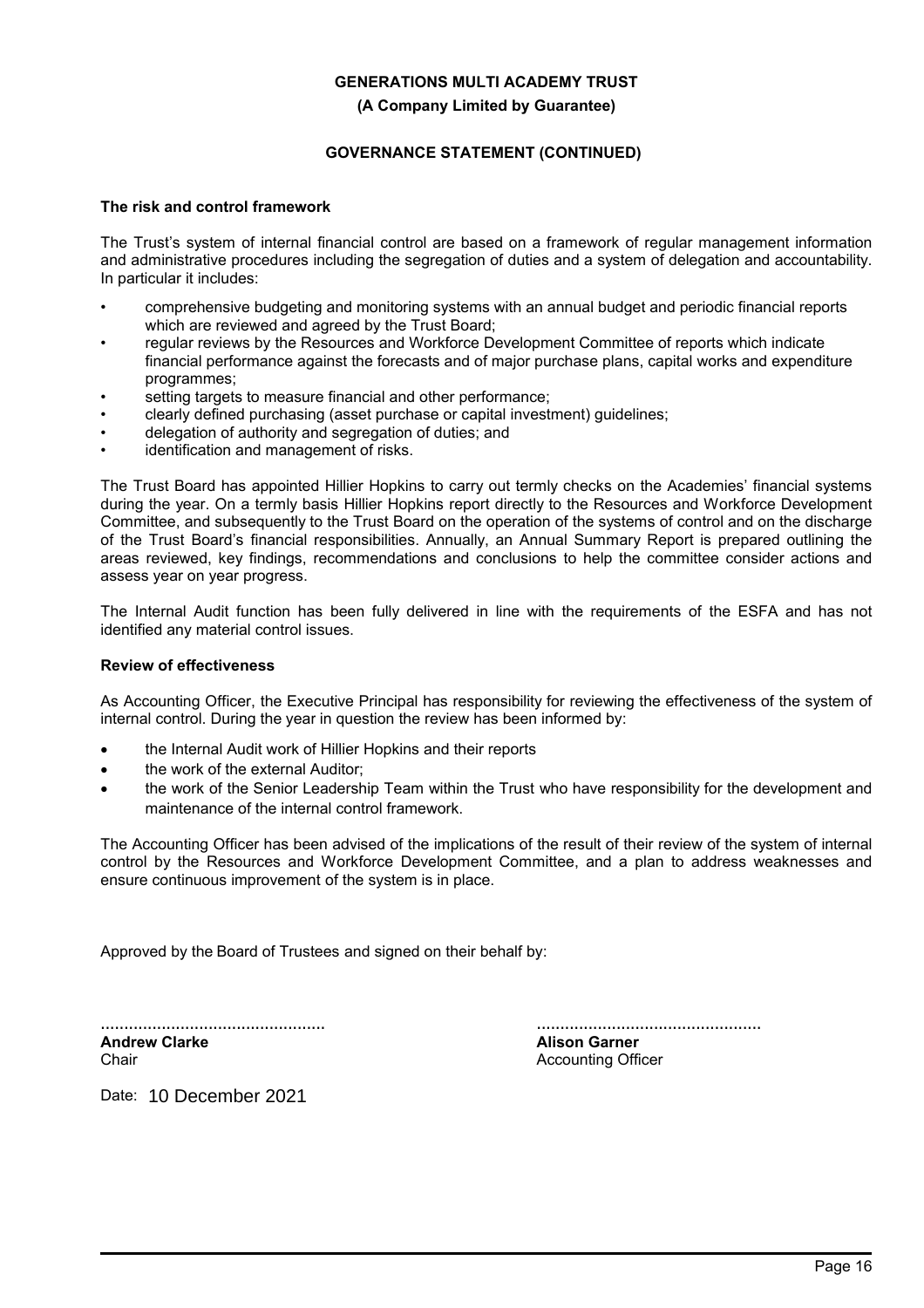## The risk and control framework

The Trust's system of internal financial control are based on a framework of regular management information and administrative procedures including the segregation of duties and a system of delegation and accountability. In particular it includes:

- comprehensive budgeting and monitoring systems with an annual budget and periodic financial reports which are reviewed and agreed by the Trust Board;
- regular reviews by the Resources and Workforce Development Committee of reports which indicate financial performance against the forecasts and of major purchase plans, capital works and expenditure programmes;
- setting targets to measure financial and other performance;
- clearly defined purchasing (asset purchase or capital investment) guidelines;
- delegation of authority and segregation of duties; and
- identification and management of risks.

The Trust Board has appointed Hillier Hopkins to carry out termly checks on the Academies' financial systems during the year. On a termly basis Hillier Hopkins report directly to the Resources and Workforce Development Committee, and subsequently to the Trust Board on the operation of the systems of control and on the discharge of the Trust Board's financial responsibilities. Annually, an Annual Summary Report is prepared outlining the areas reviewed, key findings, recommendations and conclusions to help the committee consider actions and assess year on year progress.

The Internal Audit function has been fully delivered in line with the requirements of the ESFA and has not identified any material control issues.

## Review of effectiveness

As Accounting Officer, the Executive Principal has responsibility for reviewing the effectiveness of the system of internal control. During the year in question the review has been informed by:

- the Internal Audit work of Hillier Hopkins and their reports
- the work of the external Auditor;
- the work of the Senior Leadership Team within the Trust who have responsibility for the development and maintenance of the internal control framework.

The Accounting Officer has been advised of the implications of the result of their review of the system of internal control by the Resources and Workforce Development Committee, and a plan to address weaknesses and ensure continuous improvement of the system is in place.

Approved by the Board of Trustees and signed on their behalf by:

................................................
**Andrew Clarke**
Chair

................................................
**Alison Garner**
Accounting Officer

Date: 10 December 2021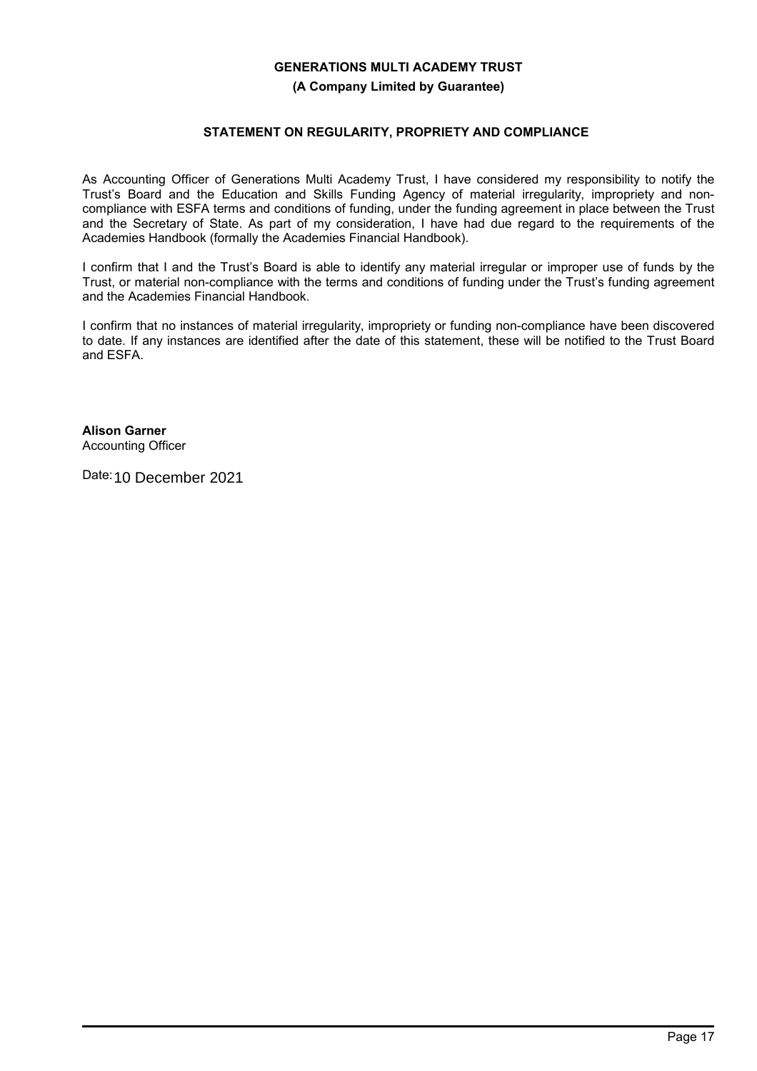**GENERATIONS MULTI ACADEMY TRUST**

**(A Company Limited by Guarantee)**

## STATEMENT ON REGULARITY, PROPRIETY AND COMPLIANCE

As Accounting Officer of Generations Multi Academy Trust, I have considered my responsibility to notify the Trust's Board and the Education and Skills Funding Agency of material irregularity, impropriety and non-compliance with ESFA terms and conditions of funding, under the funding agreement in place between the Trust and the Secretary of State. As part of my consideration, I have had due regard to the requirements of the Academies Handbook (formally the Academies Financial Handbook).

I confirm that I and the Trust's Board is able to identify any material irregular or improper use of funds by the Trust, or material non-compliance with the terms and conditions of funding under the Trust's funding agreement and the Academies Financial Handbook.

I confirm that no instances of material irregularity, impropriety or funding non-compliance have been discovered to date. If any instances are identified after the date of this statement, these will be notified to the Trust Board and ESFA.

**Alison Garner**
Accounting Officer

Date: 10 December 2021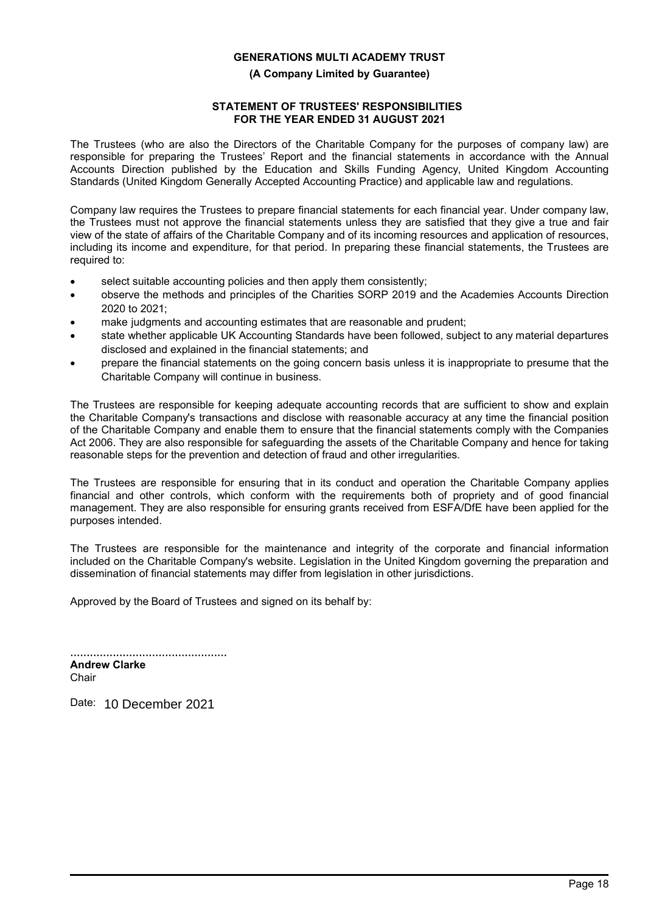**GENERATIONS MULTI ACADEMY TRUST**

**(A Company Limited by Guarantee)**

## STATEMENT OF TRUSTEES' RESPONSIBILITIES FOR THE YEAR ENDED 31 AUGUST 2021

The Trustees (who are also the Directors of the Charitable Company for the purposes of company law) are responsible for preparing the Trustees' Report and the financial statements in accordance with the Annual Accounts Direction published by the Education and Skills Funding Agency, United Kingdom Accounting Standards (United Kingdom Generally Accepted Accounting Practice) and applicable law and regulations.

Company law requires the Trustees to prepare financial statements for each financial year. Under company law, the Trustees must not approve the financial statements unless they are satisfied that they give a true and fair view of the state of affairs of the Charitable Company and of its incoming resources and application of resources, including its income and expenditure, for that period. In preparing these financial statements, the Trustees are required to:

- select suitable accounting policies and then apply them consistently;
- observe the methods and principles of the Charities SORP 2019 and the Academies Accounts Direction 2020 to 2021;
- make judgments and accounting estimates that are reasonable and prudent;
- state whether applicable UK Accounting Standards have been followed, subject to any material departures disclosed and explained in the financial statements; and
- prepare the financial statements on the going concern basis unless it is inappropriate to presume that the Charitable Company will continue in business.

The Trustees are responsible for keeping adequate accounting records that are sufficient to show and explain the Charitable Company's transactions and disclose with reasonable accuracy at any time the financial position of the Charitable Company and enable them to ensure that the financial statements comply with the Companies Act 2006. They are also responsible for safeguarding the assets of the Charitable Company and hence for taking reasonable steps for the prevention and detection of fraud and other irregularities.

The Trustees are responsible for ensuring that in its conduct and operation the Charitable Company applies financial and other controls, which conform with the requirements both of propriety and of good financial management. They are also responsible for ensuring grants received from ESFA/DfE have been applied for the purposes intended.

The Trustees are responsible for the maintenance and integrity of the corporate and financial information included on the Charitable Company's website. Legislation in the United Kingdom governing the preparation and dissemination of financial statements may differ from legislation in other jurisdictions.

Approved by the Board of Trustees and signed on its behalf by:

................................................
**Andrew Clarke**
Chair

Date: 10 December 2021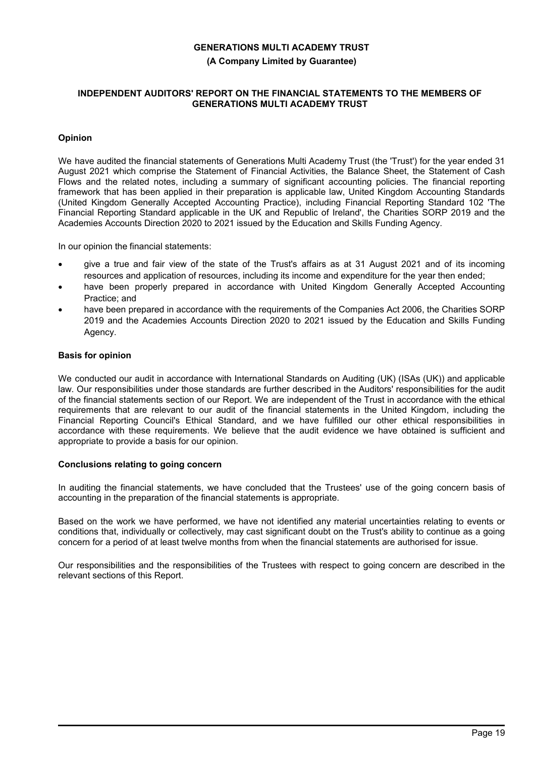# GENERATIONS MULTI ACADEMY TRUST

**(A Company Limited by Guarantee)**

## INDEPENDENT AUDITORS' REPORT ON THE FINANCIAL STATEMENTS TO THE MEMBERS OF GENERATIONS MULTI ACADEMY TRUST

### Opinion

We have audited the financial statements of Generations Multi Academy Trust (the 'Trust') for the year ended 31 August 2021 which comprise the Statement of Financial Activities, the Balance Sheet, the Statement of Cash Flows and the related notes, including a summary of significant accounting policies. The financial reporting framework that has been applied in their preparation is applicable law, United Kingdom Accounting Standards (United Kingdom Generally Accepted Accounting Practice), including Financial Reporting Standard 102 'The Financial Reporting Standard applicable in the UK and Republic of Ireland', the Charities SORP 2019 and the Academies Accounts Direction 2020 to 2021 issued by the Education and Skills Funding Agency.

In our opinion the financial statements:

- give a true and fair view of the state of the Trust's affairs as at 31 August 2021 and of its incoming resources and application of resources, including its income and expenditure for the year then ended;
- have been properly prepared in accordance with United Kingdom Generally Accepted Accounting Practice; and
- have been prepared in accordance with the requirements of the Companies Act 2006, the Charities SORP 2019 and the Academies Accounts Direction 2020 to 2021 issued by the Education and Skills Funding Agency.

### Basis for opinion

We conducted our audit in accordance with International Standards on Auditing (UK) (ISAs (UK)) and applicable law. Our responsibilities under those standards are further described in the Auditors' responsibilities for the audit of the financial statements section of our Report. We are independent of the Trust in accordance with the ethical requirements that are relevant to our audit of the financial statements in the United Kingdom, including the Financial Reporting Council's Ethical Standard, and we have fulfilled our other ethical responsibilities in accordance with these requirements. We believe that the audit evidence we have obtained is sufficient and appropriate to provide a basis for our opinion.

### Conclusions relating to going concern

In auditing the financial statements, we have concluded that the Trustees' use of the going concern basis of accounting in the preparation of the financial statements is appropriate.

Based on the work we have performed, we have not identified any material uncertainties relating to events or conditions that, individually or collectively, may cast significant doubt on the Trust's ability to continue as a going concern for a period of at least twelve months from when the financial statements are authorised for issue.

Our responsibilities and the responsibilities of the Trustees with respect to going concern are described in the relevant sections of this Report.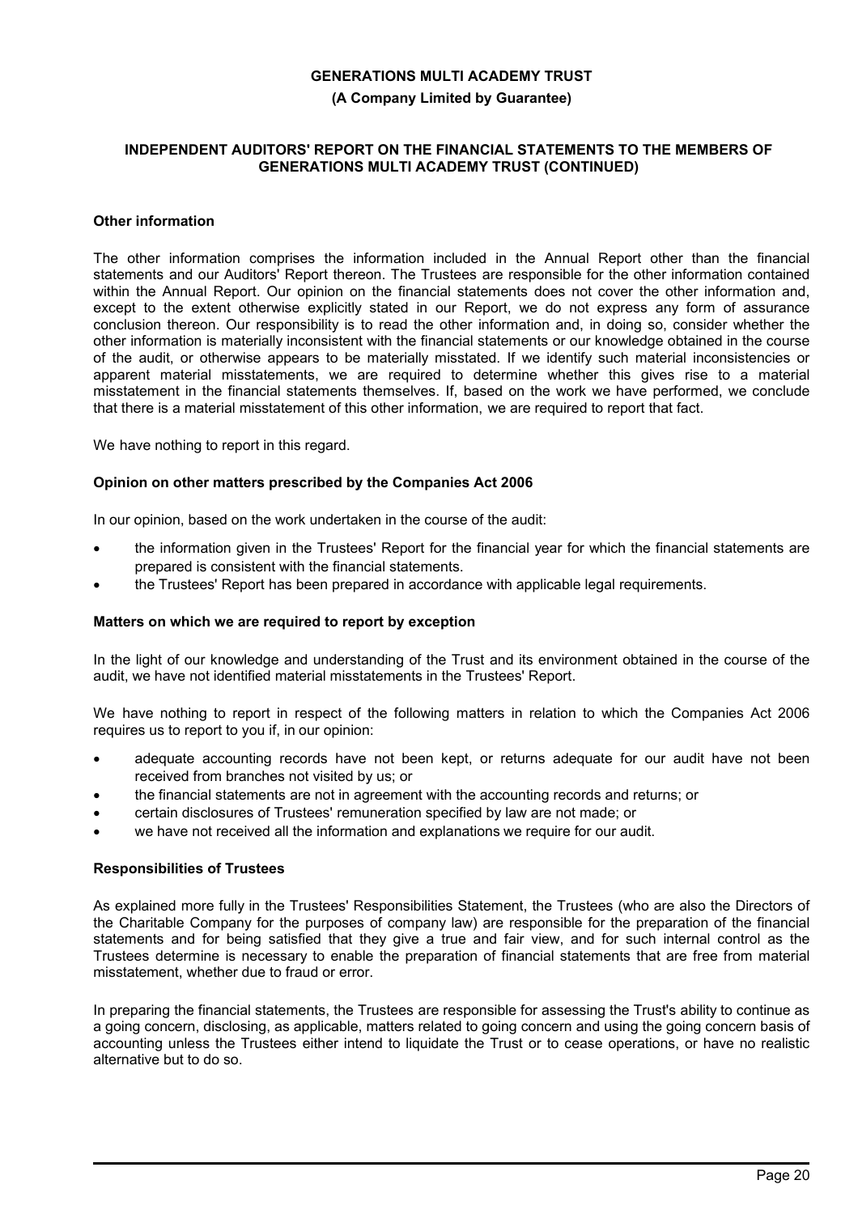### Other information

The other information comprises the information included in the Annual Report other than the financial statements and our Auditors' Report thereon. The Trustees are responsible for the other information contained within the Annual Report. Our opinion on the financial statements does not cover the other information and, except to the extent otherwise explicitly stated in our Report, we do not express any form of assurance conclusion thereon. Our responsibility is to read the other information and, in doing so, consider whether the other information is materially inconsistent with the financial statements or our knowledge obtained in the course of the audit, or otherwise appears to be materially misstated. If we identify such material inconsistencies or apparent material misstatements, we are required to determine whether this gives rise to a material misstatement in the financial statements themselves. If, based on the work we have performed, we conclude that there is a material misstatement of this other information, we are required to report that fact.

We have nothing to report in this regard.

### Opinion on other matters prescribed by the Companies Act 2006

In our opinion, based on the work undertaken in the course of the audit:

- the information given in the Trustees' Report for the financial year for which the financial statements are prepared is consistent with the financial statements.
- the Trustees' Report has been prepared in accordance with applicable legal requirements.

### Matters on which we are required to report by exception

In the light of our knowledge and understanding of the Trust and its environment obtained in the course of the audit, we have not identified material misstatements in the Trustees' Report.

We have nothing to report in respect of the following matters in relation to which the Companies Act 2006 requires us to report to you if, in our opinion:

- adequate accounting records have not been kept, or returns adequate for our audit have not been received from branches not visited by us; or
- the financial statements are not in agreement with the accounting records and returns; or
- certain disclosures of Trustees' remuneration specified by law are not made; or
- we have not received all the information and explanations we require for our audit.

### Responsibilities of Trustees

As explained more fully in the Trustees' Responsibilities Statement, the Trustees (who are also the Directors of the Charitable Company for the purposes of company law) are responsible for the preparation of the financial statements and for being satisfied that they give a true and fair view, and for such internal control as the Trustees determine is necessary to enable the preparation of financial statements that are free from material misstatement, whether due to fraud or error.

In preparing the financial statements, the Trustees are responsible for assessing the Trust's ability to continue as a going concern, disclosing, as applicable, matters related to going concern and using the going concern basis of accounting unless the Trustees either intend to liquidate the Trust or to cease operations, or have no realistic alternative but to do so.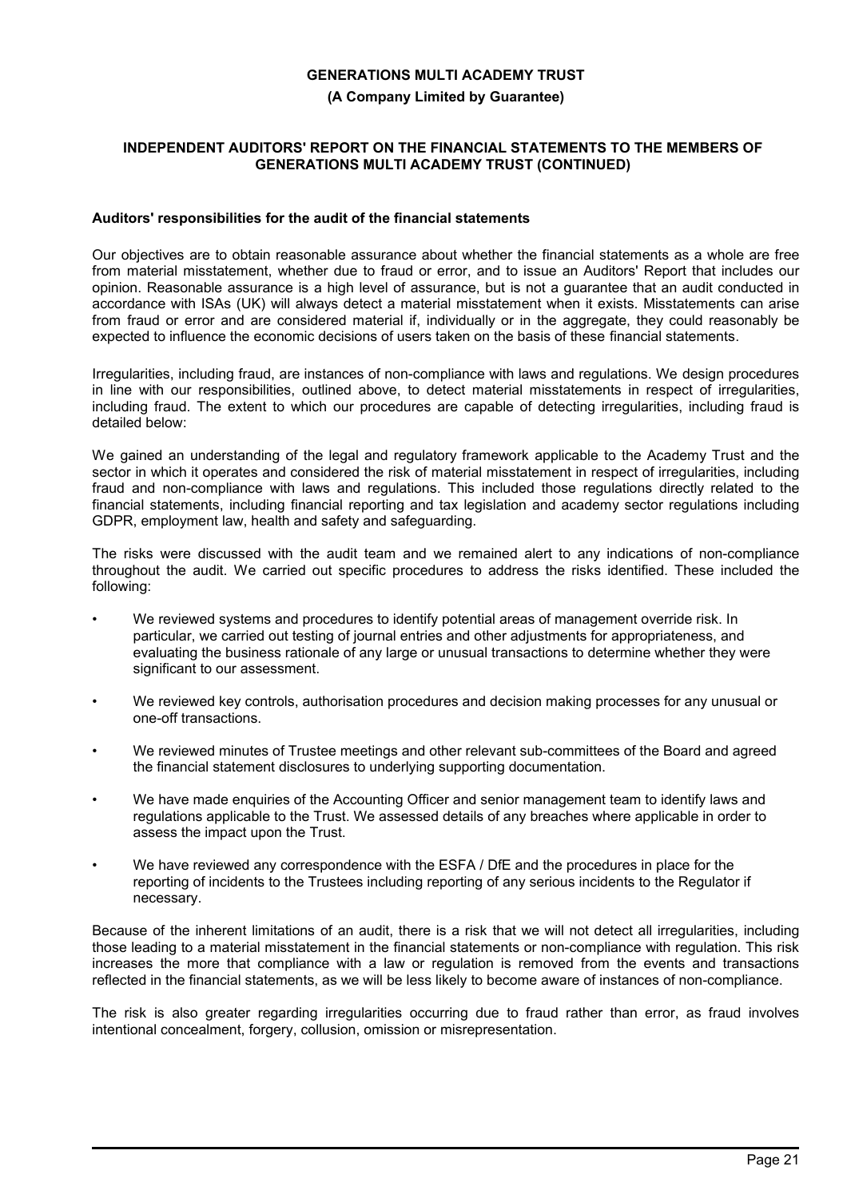**INDEPENDENT AUDITORS' REPORT ON THE FINANCIAL STATEMENTS TO THE MEMBERS OF GENERATIONS MULTI ACADEMY TRUST (CONTINUED)**

**Auditors' responsibilities for the audit of the financial statements**

Our objectives are to obtain reasonable assurance about whether the financial statements as a whole are free from material misstatement, whether due to fraud or error, and to issue an Auditors' Report that includes our opinion. Reasonable assurance is a high level of assurance, but is not a guarantee that an audit conducted in accordance with ISAs (UK) will always detect a material misstatement when it exists. Misstatements can arise from fraud or error and are considered material if, individually or in the aggregate, they could reasonably be expected to influence the economic decisions of users taken on the basis of these financial statements.

Irregularities, including fraud, are instances of non-compliance with laws and regulations. We design procedures in line with our responsibilities, outlined above, to detect material misstatements in respect of irregularities, including fraud. The extent to which our procedures are capable of detecting irregularities, including fraud is detailed below:

We gained an understanding of the legal and regulatory framework applicable to the Academy Trust and the sector in which it operates and considered the risk of material misstatement in respect of irregularities, including fraud and non-compliance with laws and regulations. This included those regulations directly related to the financial statements, including financial reporting and tax legislation and academy sector regulations including GDPR, employment law, health and safety and safeguarding.

The risks were discussed with the audit team and we remained alert to any indications of non-compliance throughout the audit. We carried out specific procedures to address the risks identified. These included the following:

- We reviewed systems and procedures to identify potential areas of management override risk. In particular, we carried out testing of journal entries and other adjustments for appropriateness, and evaluating the business rationale of any large or unusual transactions to determine whether they were significant to our assessment.
- We reviewed key controls, authorisation procedures and decision making processes for any unusual or one-off transactions.
- We reviewed minutes of Trustee meetings and other relevant sub-committees of the Board and agreed the financial statement disclosures to underlying supporting documentation.
- We have made enquiries of the Accounting Officer and senior management team to identify laws and regulations applicable to the Trust. We assessed details of any breaches where applicable in order to assess the impact upon the Trust.
- We have reviewed any correspondence with the ESFA / DfE and the procedures in place for the reporting of incidents to the Trustees including reporting of any serious incidents to the Regulator if necessary.

Because of the inherent limitations of an audit, there is a risk that we will not detect all irregularities, including those leading to a material misstatement in the financial statements or non-compliance with regulation. This risk increases the more that compliance with a law or regulation is removed from the events and transactions reflected in the financial statements, as we will be less likely to become aware of instances of non-compliance.

The risk is also greater regarding irregularities occurring due to fraud rather than error, as fraud involves intentional concealment, forgery, collusion, omission or misrepresentation.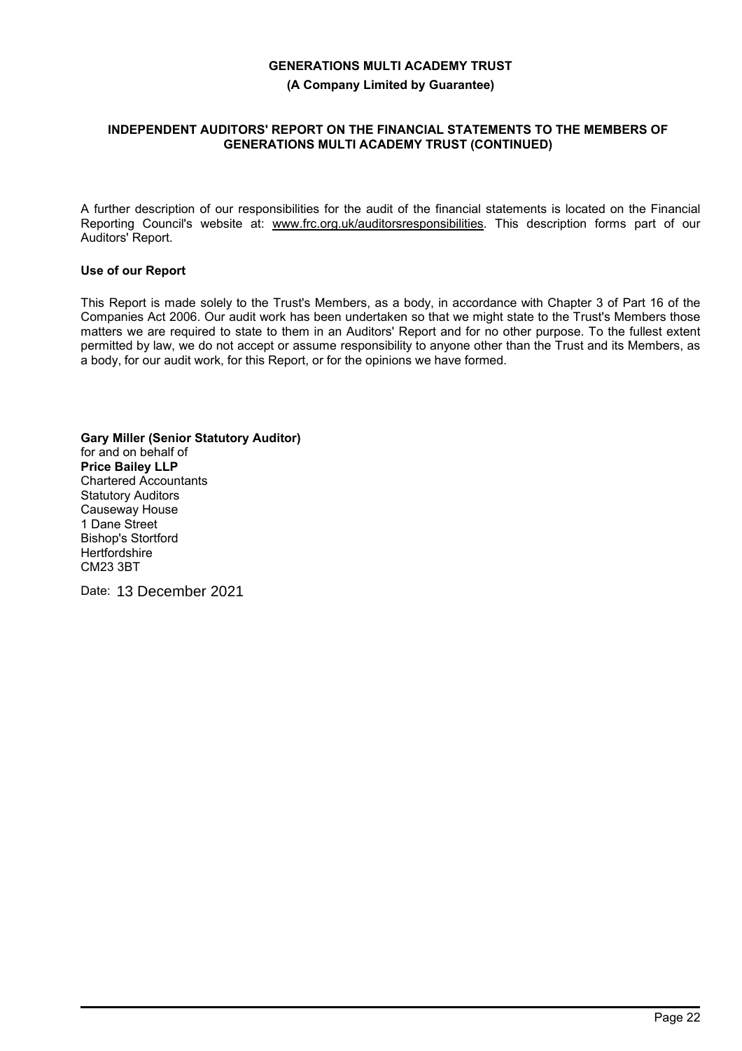A further description of our responsibilities for the audit of the financial statements is located on the Financial Reporting Council's website at: www.frc.org.uk/auditorsresponsibilities. This description forms part of our Auditors' Report.

**Use of our Report**

This Report is made solely to the Trust's Members, as a body, in accordance with Chapter 3 of Part 16 of the Companies Act 2006. Our audit work has been undertaken so that we might state to the Trust's Members those matters we are required to state to them in an Auditors' Report and for no other purpose. To the fullest extent permitted by law, we do not accept or assume responsibility to anyone other than the Trust and its Members, as a body, for our audit work, for this Report, or for the opinions we have formed.

**Gary Miller (Senior Statutory Auditor)**
for and on behalf of
**Price Bailey LLP**
Chartered Accountants
Statutory Auditors
Causeway House
1 Dane Street
Bishop's Stortford
Hertfordshire
CM23 3BT

Date: 13 December 2021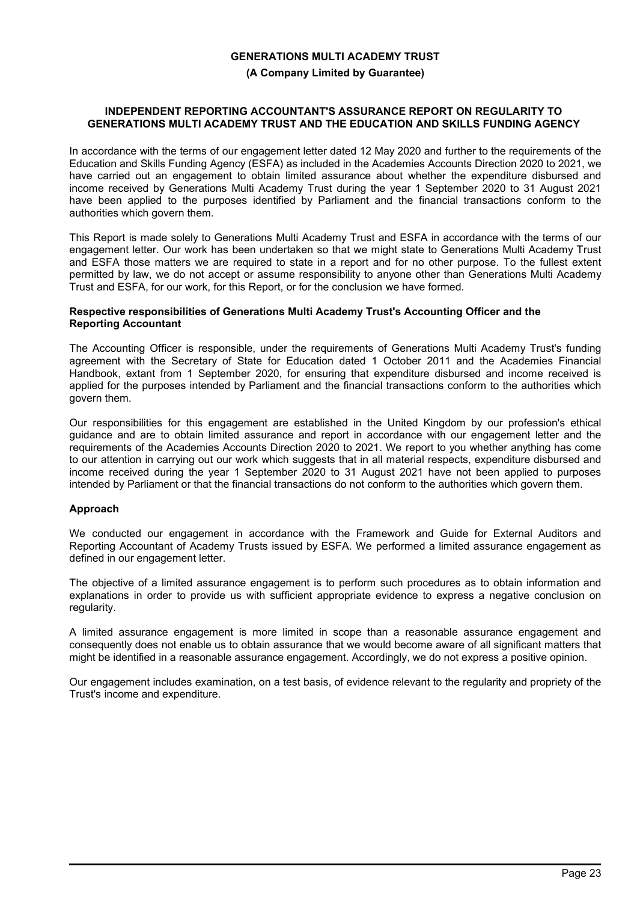**GENERATIONS MULTI ACADEMY TRUST**

**(A Company Limited by Guarantee)**

## INDEPENDENT REPORTING ACCOUNTANT'S ASSURANCE REPORT ON REGULARITY TO GENERATIONS MULTI ACADEMY TRUST AND THE EDUCATION AND SKILLS FUNDING AGENCY

In accordance with the terms of our engagement letter dated 12 May 2020 and further to the requirements of the Education and Skills Funding Agency (ESFA) as included in the Academies Accounts Direction 2020 to 2021, we have carried out an engagement to obtain limited assurance about whether the expenditure disbursed and income received by Generations Multi Academy Trust during the year 1 September 2020 to 31 August 2021 have been applied to the purposes identified by Parliament and the financial transactions conform to the authorities which govern them.

This Report is made solely to Generations Multi Academy Trust and ESFA in accordance with the terms of our engagement letter. Our work has been undertaken so that we might state to Generations Multi Academy Trust and ESFA those matters we are required to state in a report and for no other purpose. To the fullest extent permitted by law, we do not accept or assume responsibility to anyone other than Generations Multi Academy Trust and ESFA, for our work, for this Report, or for the conclusion we have formed.

### Respective responsibilities of Generations Multi Academy Trust's Accounting Officer and the Reporting Accountant

The Accounting Officer is responsible, under the requirements of Generations Multi Academy Trust's funding agreement with the Secretary of State for Education dated 1 October 2011 and the Academies Financial Handbook, extant from 1 September 2020, for ensuring that expenditure disbursed and income received is applied for the purposes intended by Parliament and the financial transactions conform to the authorities which govern them.

Our responsibilities for this engagement are established in the United Kingdom by our profession's ethical guidance and are to obtain limited assurance and report in accordance with our engagement letter and the requirements of the Academies Accounts Direction 2020 to 2021. We report to you whether anything has come to our attention in carrying out our work which suggests that in all material respects, expenditure disbursed and income received during the year 1 September 2020 to 31 August 2021 have not been applied to purposes intended by Parliament or that the financial transactions do not conform to the authorities which govern them.

### Approach

We conducted our engagement in accordance with the Framework and Guide for External Auditors and Reporting Accountant of Academy Trusts issued by ESFA. We performed a limited assurance engagement as defined in our engagement letter.

The objective of a limited assurance engagement is to perform such procedures as to obtain information and explanations in order to provide us with sufficient appropriate evidence to express a negative conclusion on regularity.

A limited assurance engagement is more limited in scope than a reasonable assurance engagement and consequently does not enable us to obtain assurance that we would become aware of all significant matters that might be identified in a reasonable assurance engagement. Accordingly, we do not express a positive opinion.

Our engagement includes examination, on a test basis, of evidence relevant to the regularity and propriety of the Trust's income and expenditure.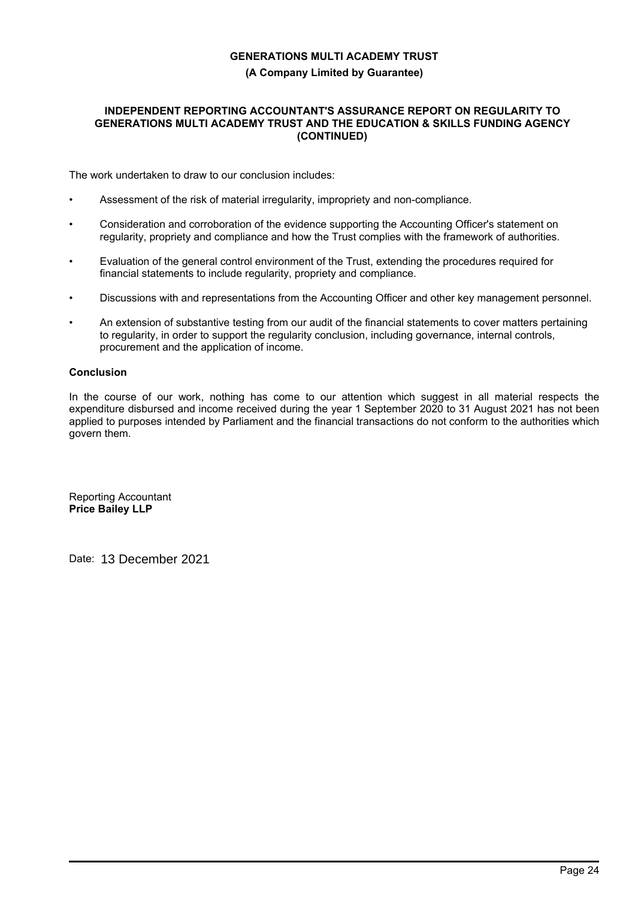**GENERATIONS MULTI ACADEMY TRUST**

**(A Company Limited by Guarantee)**

**INDEPENDENT REPORTING ACCOUNTANT'S ASSURANCE REPORT ON REGULARITY TO GENERATIONS MULTI ACADEMY TRUST AND THE EDUCATION & SKILLS FUNDING AGENCY (CONTINUED)**

The work undertaken to draw to our conclusion includes:

- Assessment of the risk of material irregularity, impropriety and non-compliance.
- Consideration and corroboration of the evidence supporting the Accounting Officer's statement on regularity, propriety and compliance and how the Trust complies with the framework of authorities.
- Evaluation of the general control environment of the Trust, extending the procedures required for financial statements to include regularity, propriety and compliance.
- Discussions with and representations from the Accounting Officer and other key management personnel.
- An extension of substantive testing from our audit of the financial statements to cover matters pertaining to regularity, in order to support the regularity conclusion, including governance, internal controls, procurement and the application of income.

**Conclusion**

In the course of our work, nothing has come to our attention which suggest in all material respects the expenditure disbursed and income received during the year 1 September 2020 to 31 August 2021 has not been applied to purposes intended by Parliament and the financial transactions do not conform to the authorities which govern them.

Reporting Accountant
**Price Bailey LLP**

Date: 13 December 2021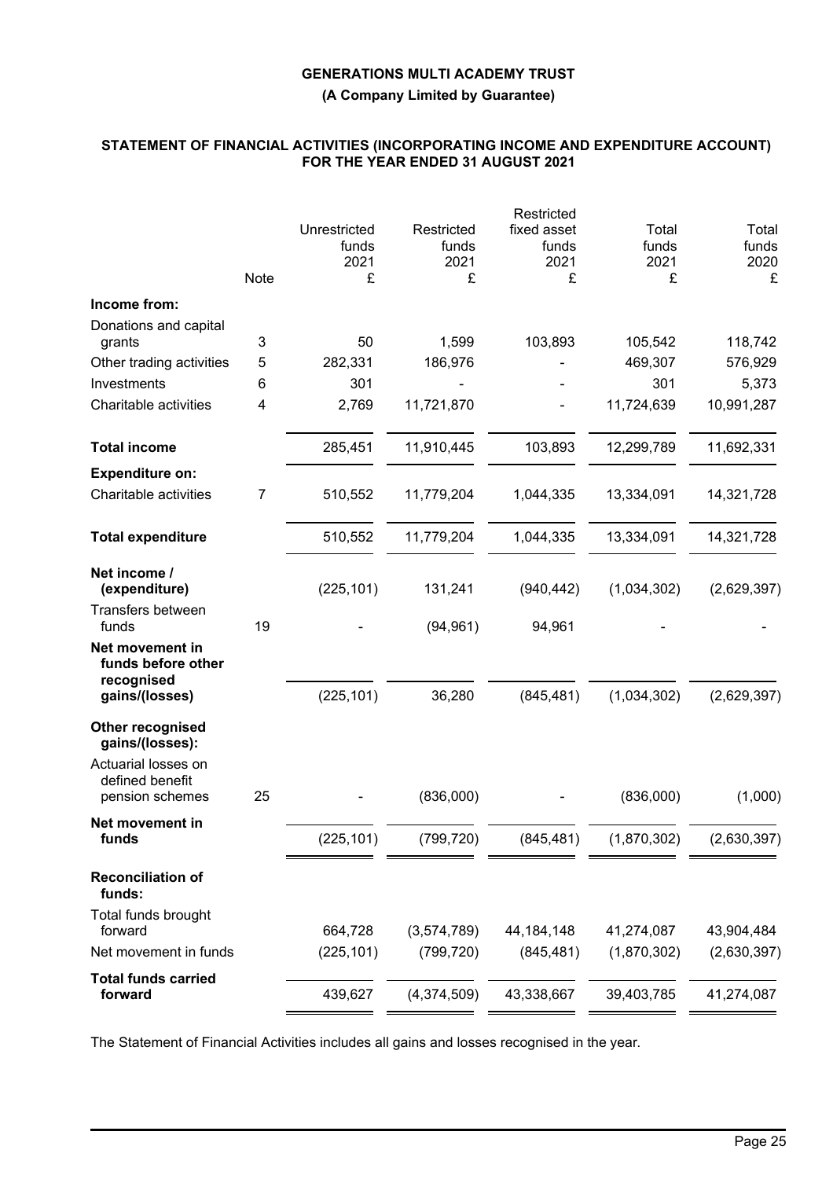# GENERATIONS MULTI ACADEMY TRUST

**(A Company Limited by Guarantee)**

## STATEMENT OF FINANCIAL ACTIVITIES (INCORPORATING INCOME AND EXPENDITURE ACCOUNT) FOR THE YEAR ENDED 31 AUGUST 2021

| | Note | Unrestricted funds 2021 £ | Restricted funds 2021 £ | Restricted fixed asset funds 2021 £ | Total funds 2021 £ | Total funds 2020 £ |
|---|---|---|---|---|---|---|
| **Income from:** | | | | | | |
| Donations and capital grants | 3 | 50 | 1,599 | 103,893 | 105,542 | 118,742 |
| Other trading activities | 5 | 282,331 | 186,976 | - | 469,307 | 576,929 |
| Investments | 6 | 301 | - | - | 301 | 5,373 |
| Charitable activities | 4 | 2,769 | 11,721,870 | - | 11,724,639 | 10,991,287 |
| **Total income** | | 285,451 | 11,910,445 | 103,893 | 12,299,789 | 11,692,331 |
| **Expenditure on:** | | | | | | |
| Charitable activities | 7 | 510,552 | 11,779,204 | 1,044,335 | 13,334,091 | 14,321,728 |
| **Total expenditure** | | 510,552 | 11,779,204 | 1,044,335 | 13,334,091 | 14,321,728 |
| **Net income / (expenditure)** | | (225,101) | 131,241 | (940,442) | (1,034,302) | (2,629,397) |
| Transfers between funds | 19 | - | (94,961) | 94,961 | - | - |
| **Net movement in funds before other recognised gains/(losses)** | | (225,101) | 36,280 | (845,481) | (1,034,302) | (2,629,397) |
| **Other recognised gains/(losses):** | | | | | | |
| Actuarial losses on defined benefit pension schemes | 25 | - | (836,000) | - | (836,000) | (1,000) |
| **Net movement in funds** | | (225,101) | (799,720) | (845,481) | (1,870,302) | (2,630,397) |
| **Reconciliation of funds:** | | | | | | |
| Total funds brought forward | | 664,728 | (3,574,789) | 44,184,148 | 41,274,087 | 43,904,484 |
| Net movement in funds | | (225,101) | (799,720) | (845,481) | (1,870,302) | (2,630,397) |
| **Total funds carried forward** | | 439,627 | (4,374,509) | 43,338,667 | 39,403,785 | 41,274,087 |

The Statement of Financial Activities includes all gains and losses recognised in the year.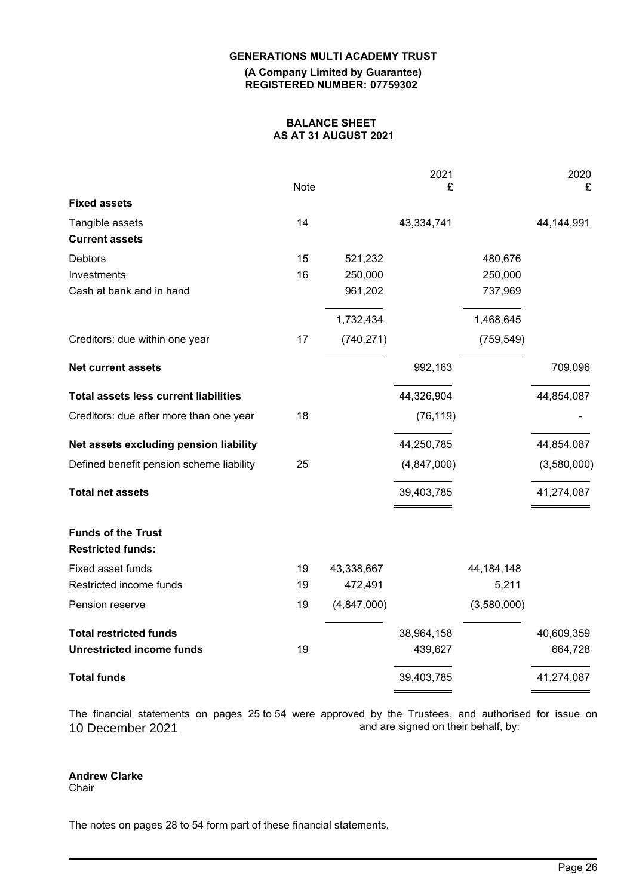**GENERATIONS MULTI ACADEMY TRUST**

**(A Company Limited by Guarantee)**
**REGISTERED NUMBER: 07759302**

**BALANCE SHEET**
**AS AT 31 AUGUST 2021**

| | Note | | 2021 £ | | 2020 £ |
|---|---|---|---|---|---|
| **Fixed assets** | | | | | |
| Tangible assets | 14 | | 43,334,741 | | 44,144,991 |
| **Current assets** | | | | | |
| Debtors | 15 | 521,232 | | 480,676 | |
| Investments | 16 | 250,000 | | 250,000 | |
| Cash at bank and in hand | | 961,202 | | 737,969 | |
| | | 1,732,434 | | 1,468,645 | |
| Creditors: due within one year | 17 | (740,271) | | (759,549) | |
| **Net current assets** | | | 992,163 | | 709,096 |
| **Total assets less current liabilities** | | | 44,326,904 | | 44,854,087 |
| Creditors: due after more than one year | 18 | | (76,119) | | - |
| **Net assets excluding pension liability** | | | 44,250,785 | | 44,854,087 |
| Defined benefit pension scheme liability | 25 | | (4,847,000) | | (3,580,000) |
| **Total net assets** | | | 39,403,785 | | 41,274,087 |
| **Funds of the Trust** | | | | | |
| **Restricted funds:** | | | | | |
| Fixed asset funds | 19 | 43,338,667 | | 44,184,148 | |
| Restricted income funds | 19 | 472,491 | | 5,211 | |
| Pension reserve | 19 | (4,847,000) | | (3,580,000) | |
| **Total restricted funds** | | | 38,964,158 | | 40,609,359 |
| **Unrestricted income funds** | 19 | | 439,627 | | 664,728 |
| **Total funds** | | | 39,403,785 | | 41,274,087 |

The financial statements on pages 25 to 54 were approved by the Trustees, and authorised for issue on 10 December 2021 and are signed on their behalf, by:

**Andrew Clarke**
Chair

The notes on pages 28 to 54 form part of these financial statements.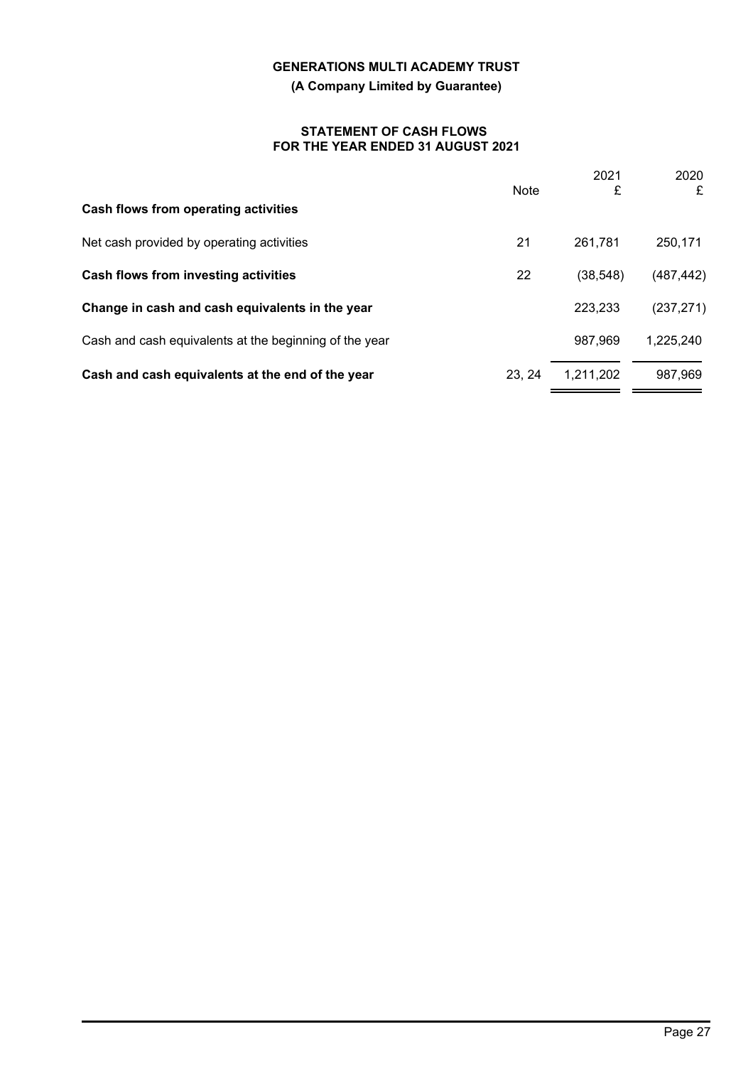**GENERATIONS MULTI ACADEMY TRUST**

**(A Company Limited by Guarantee)**

**STATEMENT OF CASH FLOWS**
**FOR THE YEAR ENDED 31 AUGUST 2021**

| | Note | 2021<br>£ | 2020<br>£ |
|---|---|---|---|
| **Cash flows from operating activities** | | | |
| Net cash provided by operating activities | 21 | 261,781 | 250,171 |
| **Cash flows from investing activities** | 22 | (38,548) | (487,442) |
| **Change in cash and cash equivalents in the year** | | 223,233 | (237,271) |
| Cash and cash equivalents at the beginning of the year | | 987,969 | 1,225,240 |
| **Cash and cash equivalents at the end of the year** | 23, 24 | 1,211,202 | 987,969 |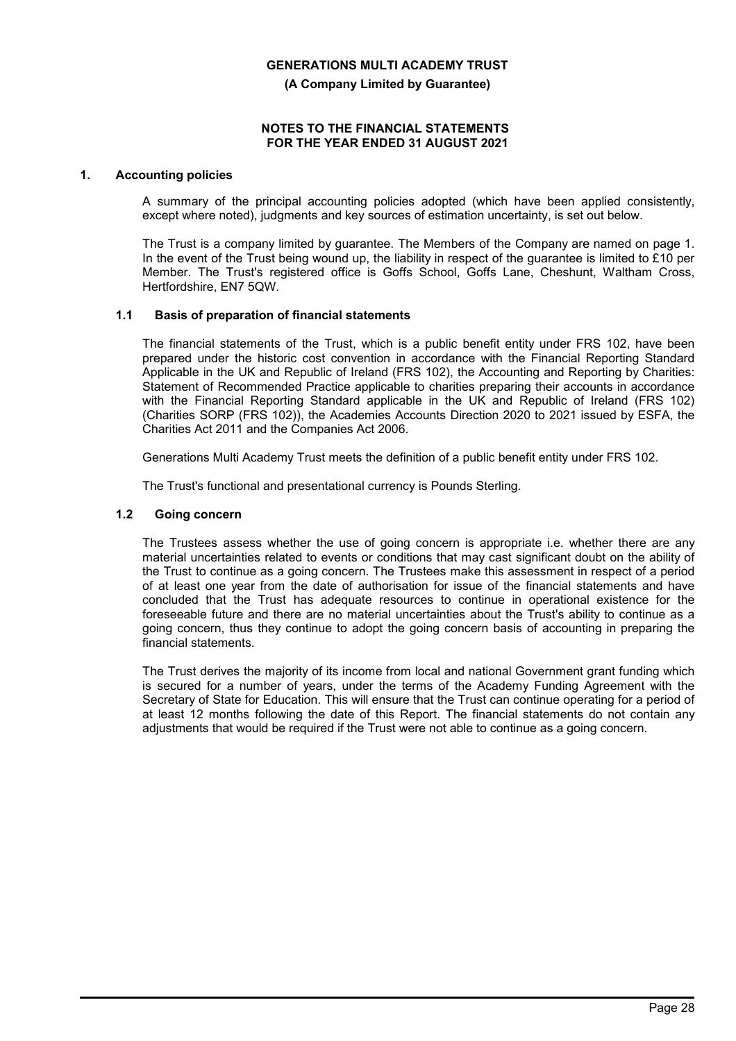**GENERATIONS MULTI ACADEMY TRUST**

**(A Company Limited by Guarantee)**

**NOTES TO THE FINANCIAL STATEMENTS FOR THE YEAR ENDED 31 AUGUST 2021**

## 1. Accounting policies

A summary of the principal accounting policies adopted (which have been applied consistently, except where noted), judgments and key sources of estimation uncertainty, is set out below.

The Trust is a company limited by guarantee. The Members of the Company are named on page 1. In the event of the Trust being wound up, the liability in respect of the guarantee is limited to £10 per Member. The Trust's registered office is Goffs School, Goffs Lane, Cheshunt, Waltham Cross, Hertfordshire, EN7 5QW.

### 1.1 Basis of preparation of financial statements

The financial statements of the Trust, which is a public benefit entity under FRS 102, have been prepared under the historic cost convention in accordance with the Financial Reporting Standard Applicable in the UK and Republic of Ireland (FRS 102), the Accounting and Reporting by Charities: Statement of Recommended Practice applicable to charities preparing their accounts in accordance with the Financial Reporting Standard applicable in the UK and Republic of Ireland (FRS 102) (Charities SORP (FRS 102)), the Academies Accounts Direction 2020 to 2021 issued by ESFA, the Charities Act 2011 and the Companies Act 2006.

Generations Multi Academy Trust meets the definition of a public benefit entity under FRS 102.

The Trust's functional and presentational currency is Pounds Sterling.

### 1.2 Going concern

The Trustees assess whether the use of going concern is appropriate i.e. whether there are any material uncertainties related to events or conditions that may cast significant doubt on the ability of the Trust to continue as a going concern. The Trustees make this assessment in respect of a period of at least one year from the date of authorisation for issue of the financial statements and have concluded that the Trust has adequate resources to continue in operational existence for the foreseeable future and there are no material uncertainties about the Trust's ability to continue as a going concern, thus they continue to adopt the going concern basis of accounting in preparing the financial statements.

The Trust derives the majority of its income from local and national Government grant funding which is secured for a number of years, under the terms of the Academy Funding Agreement with the Secretary of State for Education. This will ensure that the Trust can continue operating for a period of at least 12 months following the date of this Report. The financial statements do not contain any adjustments that would be required if the Trust were not able to continue as a going concern.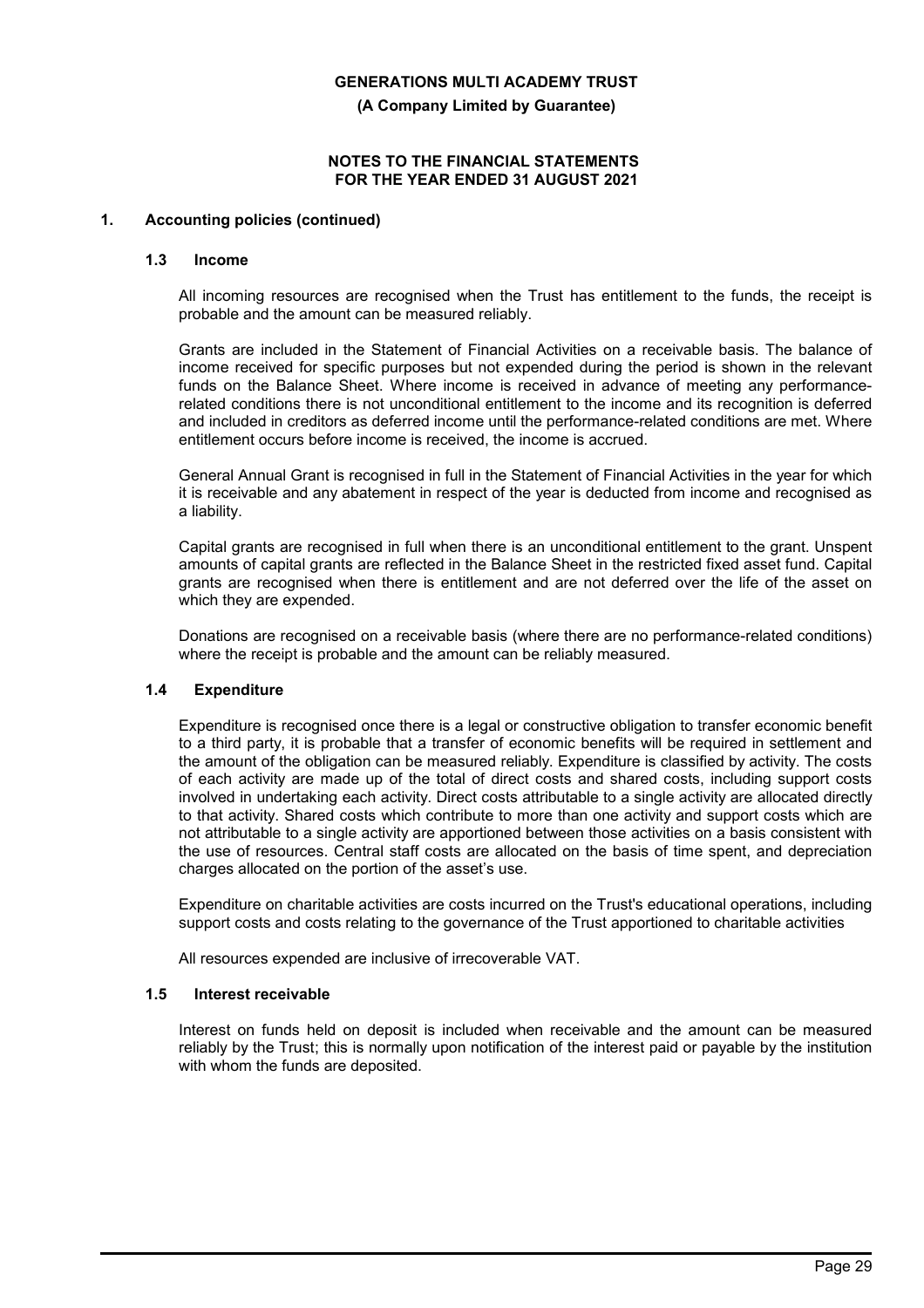## 1. Accounting policies (continued)

### 1.3 Income

All incoming resources are recognised when the Trust has entitlement to the funds, the receipt is probable and the amount can be measured reliably.

Grants are included in the Statement of Financial Activities on a receivable basis. The balance of income received for specific purposes but not expended during the period is shown in the relevant funds on the Balance Sheet. Where income is received in advance of meeting any performance-related conditions there is not unconditional entitlement to the income and its recognition is deferred and included in creditors as deferred income until the performance-related conditions are met. Where entitlement occurs before income is received, the income is accrued.

General Annual Grant is recognised in full in the Statement of Financial Activities in the year for which it is receivable and any abatement in respect of the year is deducted from income and recognised as a liability.

Capital grants are recognised in full when there is an unconditional entitlement to the grant. Unspent amounts of capital grants are reflected in the Balance Sheet in the restricted fixed asset fund. Capital grants are recognised when there is entitlement and are not deferred over the life of the asset on which they are expended.

Donations are recognised on a receivable basis (where there are no performance-related conditions) where the receipt is probable and the amount can be reliably measured.

### 1.4 Expenditure

Expenditure is recognised once there is a legal or constructive obligation to transfer economic benefit to a third party, it is probable that a transfer of economic benefits will be required in settlement and the amount of the obligation can be measured reliably. Expenditure is classified by activity. The costs of each activity are made up of the total of direct costs and shared costs, including support costs involved in undertaking each activity. Direct costs attributable to a single activity are allocated directly to that activity. Shared costs which contribute to more than one activity and support costs which are not attributable to a single activity are apportioned between those activities on a basis consistent with the use of resources. Central staff costs are allocated on the basis of time spent, and depreciation charges allocated on the portion of the asset's use.

Expenditure on charitable activities are costs incurred on the Trust's educational operations, including support costs and costs relating to the governance of the Trust apportioned to charitable activities

All resources expended are inclusive of irrecoverable VAT.

### 1.5 Interest receivable

Interest on funds held on deposit is included when receivable and the amount can be measured reliably by the Trust; this is normally upon notification of the interest paid or payable by the institution with whom the funds are deposited.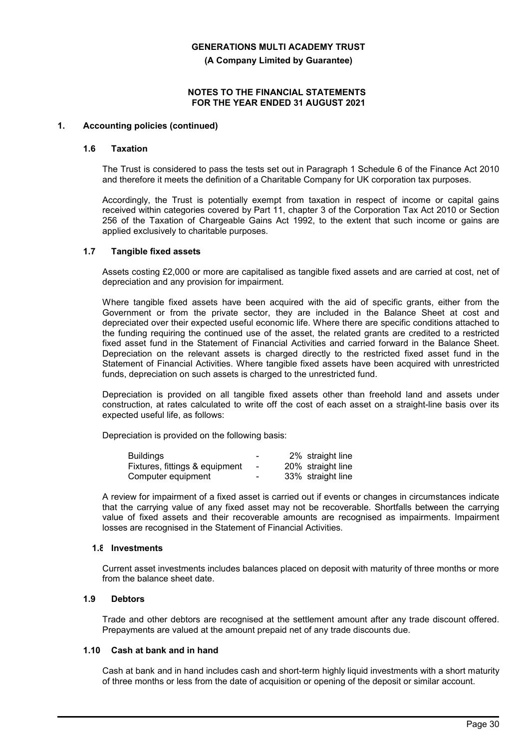## 1. Accounting policies (continued)

### 1.6 Taxation

The Trust is considered to pass the tests set out in Paragraph 1 Schedule 6 of the Finance Act 2010 and therefore it meets the definition of a Charitable Company for UK corporation tax purposes.

Accordingly, the Trust is potentially exempt from taxation in respect of income or capital gains received within categories covered by Part 11, chapter 3 of the Corporation Tax Act 2010 or Section 256 of the Taxation of Chargeable Gains Act 1992, to the extent that such income or gains are applied exclusively to charitable purposes.

### 1.7 Tangible fixed assets

Assets costing £2,000 or more are capitalised as tangible fixed assets and are carried at cost, net of depreciation and any provision for impairment.

Where tangible fixed assets have been acquired with the aid of specific grants, either from the Government or from the private sector, they are included in the Balance Sheet at cost and depreciated over their expected useful economic life. Where there are specific conditions attached to the funding requiring the continued use of the asset, the related grants are credited to a restricted fixed asset fund in the Statement of Financial Activities and carried forward in the Balance Sheet. Depreciation on the relevant assets is charged directly to the restricted fixed asset fund in the Statement of Financial Activities. Where tangible fixed assets have been acquired with unrestricted funds, depreciation on such assets is charged to the unrestricted fund.

Depreciation is provided on all tangible fixed assets other than freehold land and assets under construction, at rates calculated to write off the cost of each asset on a straight-line basis over its expected useful life, as follows:

Depreciation is provided on the following basis:

| | | |
|---|---|---|
| Buildings | - | 2% straight line |
| Fixtures, fittings & equipment | - | 20% straight line |
| Computer equipment | - | 33% straight line |

A review for impairment of a fixed asset is carried out if events or changes in circumstances indicate that the carrying value of any fixed asset may not be recoverable. Shortfalls between the carrying value of fixed assets and their recoverable amounts are recognised as impairments. Impairment losses are recognised in the Statement of Financial Activities.

### 1.8 Investments

Current asset investments includes balances placed on deposit with maturity of three months or more from the balance sheet date.

### 1.9 Debtors

Trade and other debtors are recognised at the settlement amount after any trade discount offered. Prepayments are valued at the amount prepaid net of any trade discounts due.

### 1.10 Cash at bank and in hand

Cash at bank and in hand includes cash and short-term highly liquid investments with a short maturity of three months or less from the date of acquisition or opening of the deposit or similar account.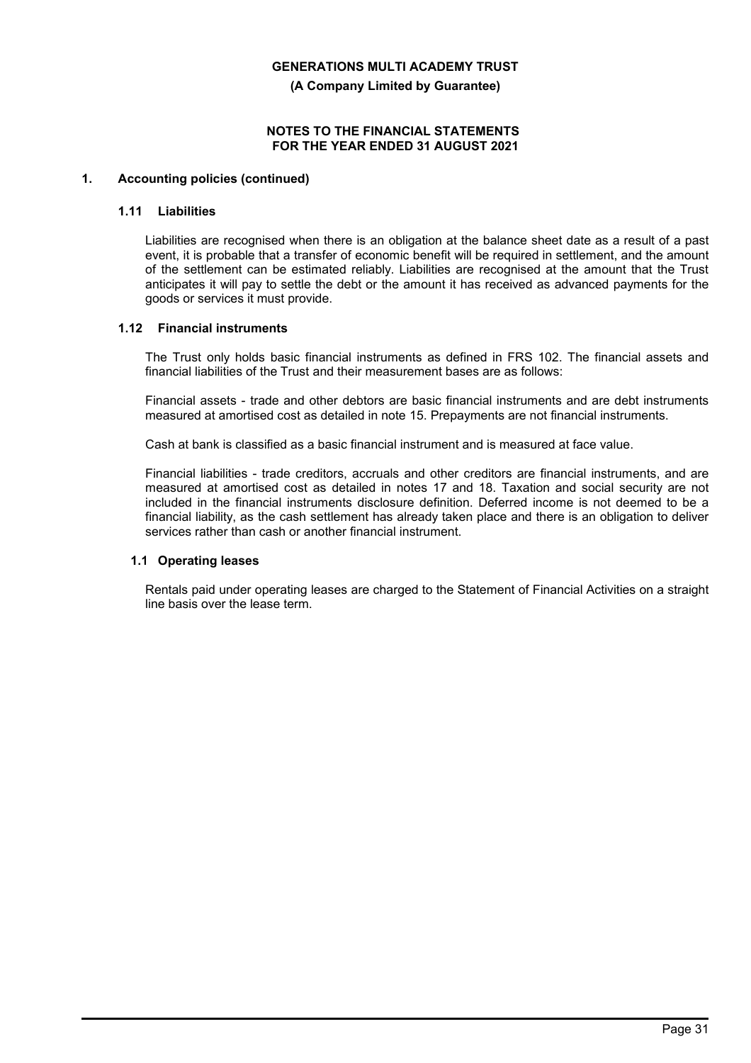## 1. Accounting policies (continued)

### 1.11 Liabilities

Liabilities are recognised when there is an obligation at the balance sheet date as a result of a past event, it is probable that a transfer of economic benefit will be required in settlement, and the amount of the settlement can be estimated reliably. Liabilities are recognised at the amount that the Trust anticipates it will pay to settle the debt or the amount it has received as advanced payments for the goods or services it must provide.

### 1.12 Financial instruments

The Trust only holds basic financial instruments as defined in FRS 102. The financial assets and financial liabilities of the Trust and their measurement bases are as follows:

Financial assets - trade and other debtors are basic financial instruments and are debt instruments measured at amortised cost as detailed in note 15. Prepayments are not financial instruments.

Cash at bank is classified as a basic financial instrument and is measured at face value.

Financial liabilities - trade creditors, accruals and other creditors are financial instruments, and are measured at amortised cost as detailed in notes 17 and 18. Taxation and social security are not included in the financial instruments disclosure definition. Deferred income is not deemed to be a financial liability, as the cash settlement has already taken place and there is an obligation to deliver services rather than cash or another financial instrument.

### 1.1 Operating leases

Rentals paid under operating leases are charged to the Statement of Financial Activities on a straight line basis over the lease term.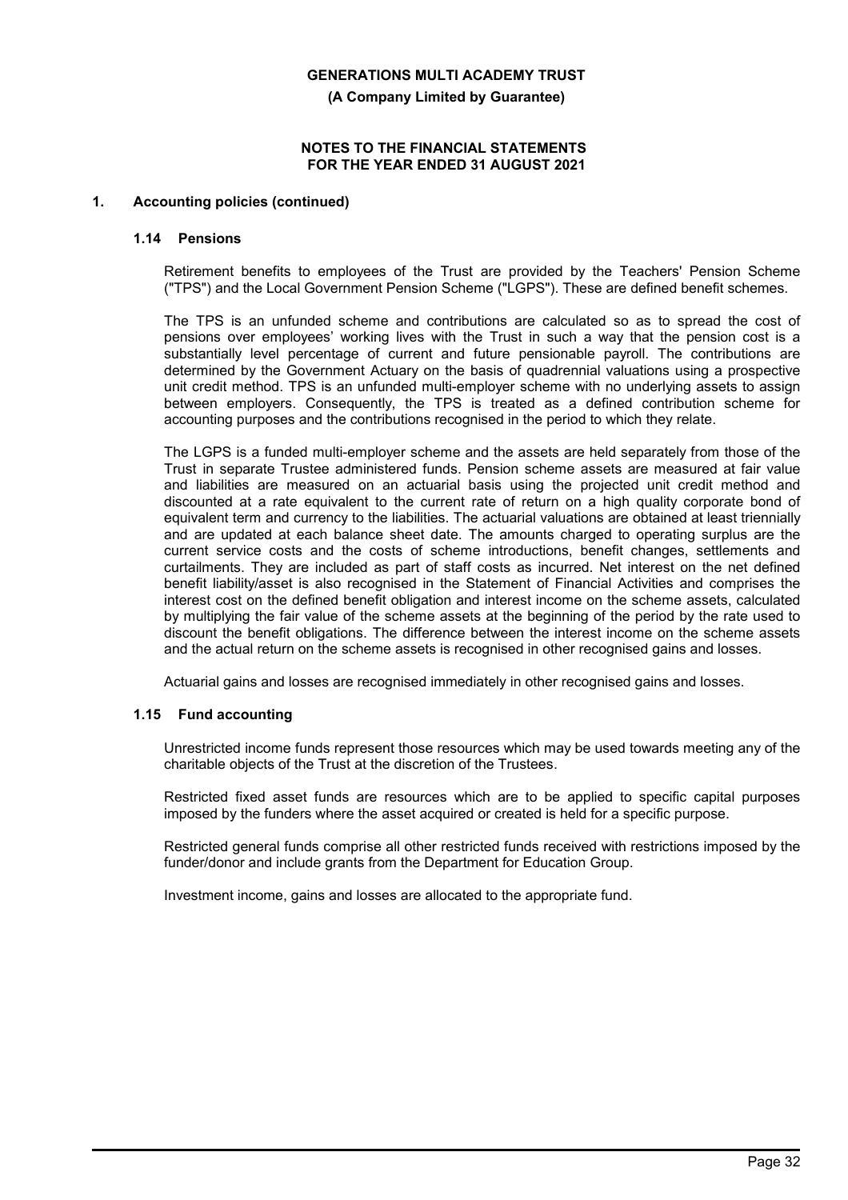## 1. Accounting policies (continued)

### 1.14 Pensions

Retirement benefits to employees of the Trust are provided by the Teachers' Pension Scheme ("TPS") and the Local Government Pension Scheme ("LGPS"). These are defined benefit schemes.

The TPS is an unfunded scheme and contributions are calculated so as to spread the cost of pensions over employees' working lives with the Trust in such a way that the pension cost is a substantially level percentage of current and future pensionable payroll. The contributions are determined by the Government Actuary on the basis of quadrennial valuations using a prospective unit credit method. TPS is an unfunded multi-employer scheme with no underlying assets to assign between employers. Consequently, the TPS is treated as a defined contribution scheme for accounting purposes and the contributions recognised in the period to which they relate.

The LGPS is a funded multi-employer scheme and the assets are held separately from those of the Trust in separate Trustee administered funds. Pension scheme assets are measured at fair value and liabilities are measured on an actuarial basis using the projected unit credit method and discounted at a rate equivalent to the current rate of return on a high quality corporate bond of equivalent term and currency to the liabilities. The actuarial valuations are obtained at least triennially and are updated at each balance sheet date. The amounts charged to operating surplus are the current service costs and the costs of scheme introductions, benefit changes, settlements and curtailments. They are included as part of staff costs as incurred. Net interest on the net defined benefit liability/asset is also recognised in the Statement of Financial Activities and comprises the interest cost on the defined benefit obligation and interest income on the scheme assets, calculated by multiplying the fair value of the scheme assets at the beginning of the period by the rate used to discount the benefit obligations. The difference between the interest income on the scheme assets and the actual return on the scheme assets is recognised in other recognised gains and losses.

Actuarial gains and losses are recognised immediately in other recognised gains and losses.

### 1.15 Fund accounting

Unrestricted income funds represent those resources which may be used towards meeting any of the charitable objects of the Trust at the discretion of the Trustees.

Restricted fixed asset funds are resources which are to be applied to specific capital purposes imposed by the funders where the asset acquired or created is held for a specific purpose.

Restricted general funds comprise all other restricted funds received with restrictions imposed by the funder/donor and include grants from the Department for Education Group.

Investment income, gains and losses are allocated to the appropriate fund.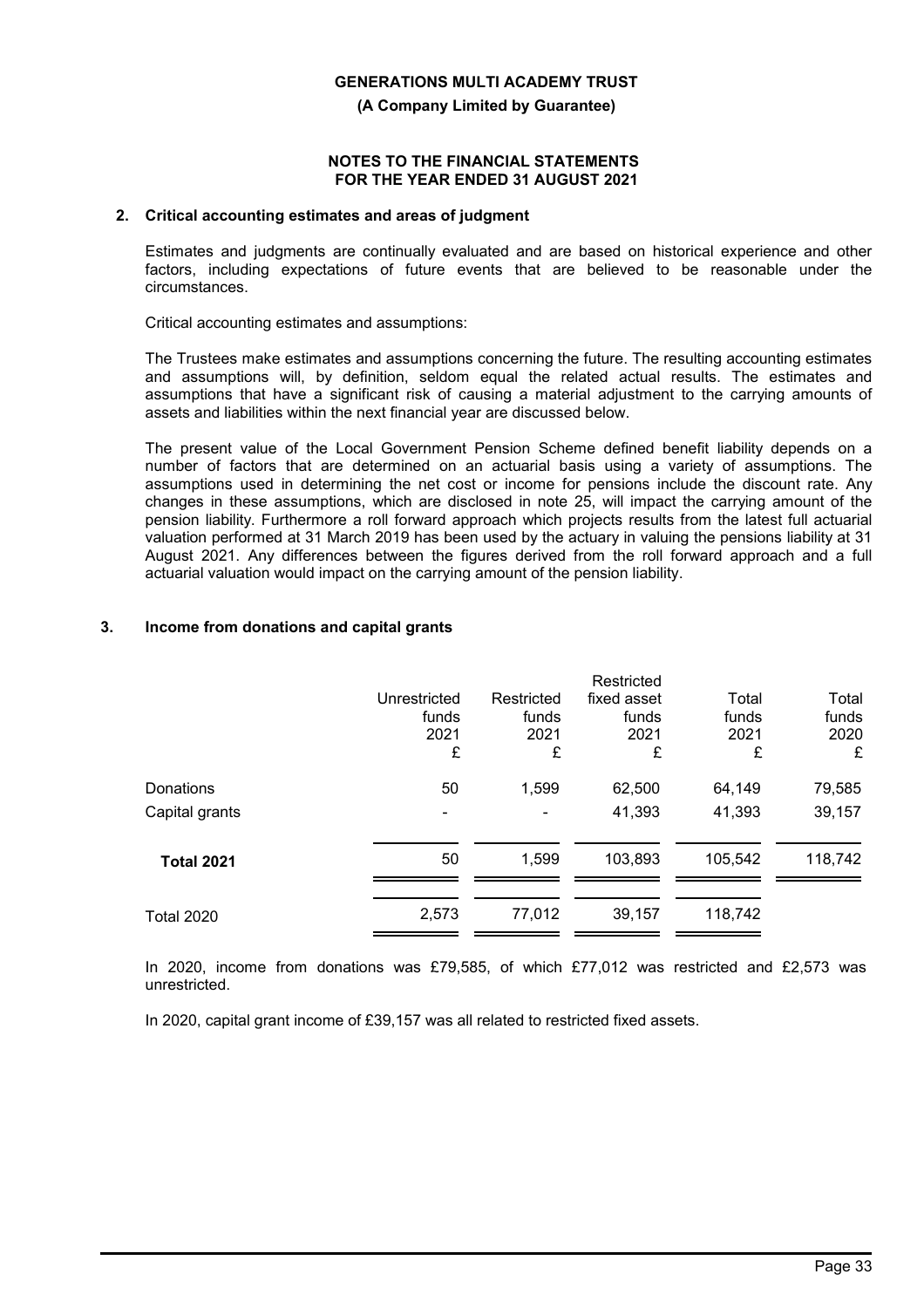## 2. Critical accounting estimates and areas of judgment

Estimates and judgments are continually evaluated and are based on historical experience and other factors, including expectations of future events that are believed to be reasonable under the circumstances.

Critical accounting estimates and assumptions:

The Trustees make estimates and assumptions concerning the future. The resulting accounting estimates and assumptions will, by definition, seldom equal the related actual results. The estimates and assumptions that have a significant risk of causing a material adjustment to the carrying amounts of assets and liabilities within the next financial year are discussed below.

The present value of the Local Government Pension Scheme defined benefit liability depends on a number of factors that are determined on an actuarial basis using a variety of assumptions. The assumptions used in determining the net cost or income for pensions include the discount rate. Any changes in these assumptions, which are disclosed in note 25, will impact the carrying amount of the pension liability. Furthermore a roll forward approach which projects results from the latest full actuarial valuation performed at 31 March 2019 has been used by the actuary in valuing the pensions liability at 31 August 2021. Any differences between the figures derived from the roll forward approach and a full actuarial valuation would impact on the carrying amount of the pension liability.

## 3. Income from donations and capital grants

| | Unrestricted funds 2021 £ | Restricted funds 2021 £ | Restricted fixed asset funds 2021 £ | Total funds 2021 £ | Total funds 2020 £ |
|---|---|---|---|---|---|
| Donations | 50 | 1,599 | 62,500 | 64,149 | 79,585 |
| Capital grants | - | - | 41,393 | 41,393 | 39,157 |
| **Total 2021** | 50 | 1,599 | 103,893 | 105,542 | 118,742 |
| Total 2020 | 2,573 | 77,012 | 39,157 | 118,742 | |

In 2020, income from donations was £79,585, of which £77,012 was restricted and £2,573 was unrestricted.

In 2020, capital grant income of £39,157 was all related to restricted fixed assets.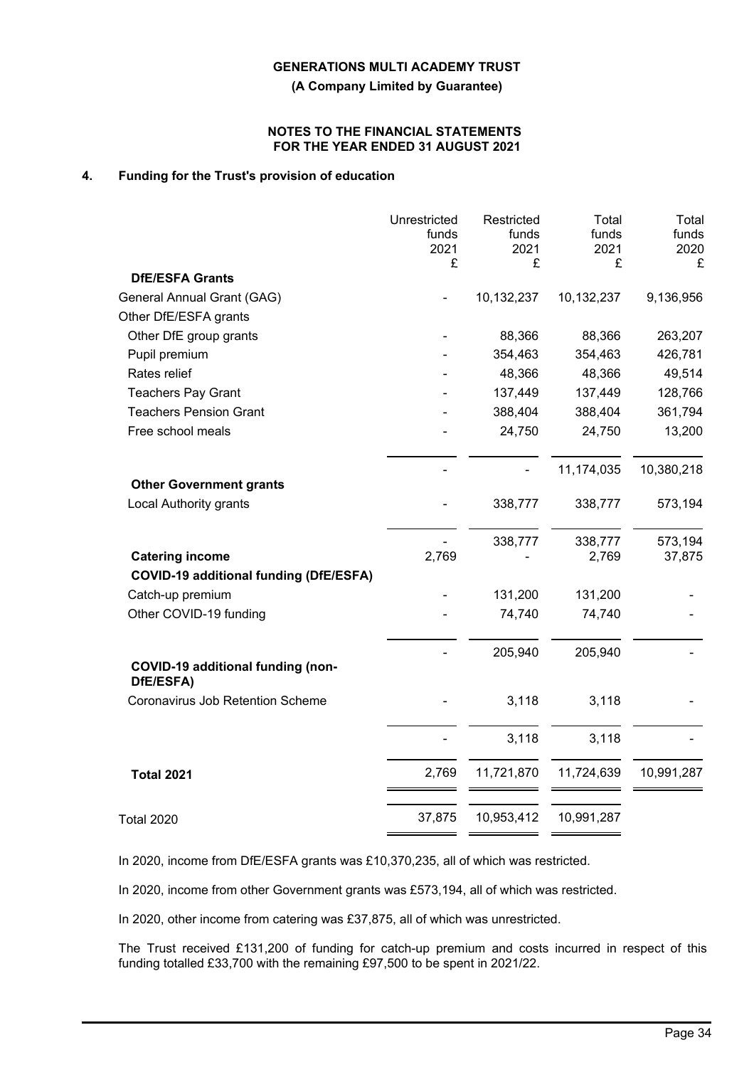## 4. Funding for the Trust's provision of education

| | Unrestricted funds 2021 £ | Restricted funds 2021 £ | Total funds 2021 £ | Total funds 2020 £ |
|---|---|---|---|---|
| **DfE/ESFA Grants** | | | | |
| General Annual Grant (GAG) | - | 10,132,237 | 10,132,237 | 9,136,956 |
| Other DfE/ESFA grants | | | | |
| Other DfE group grants | - | 88,366 | 88,366 | 263,207 |
| Pupil premium | - | 354,463 | 354,463 | 426,781 |
| Rates relief | - | 48,366 | 48,366 | 49,514 |
| Teachers Pay Grant | - | 137,449 | 137,449 | 128,766 |
| Teachers Pension Grant | - | 388,404 | 388,404 | 361,794 |
| Free school meals | - | 24,750 | 24,750 | 13,200 |
| | - | - | 11,174,035 | 10,380,218 |
| **Other Government grants** | | | | |
| Local Authority grants | - | 338,777 | 338,777 | 573,194 |
| | - | 338,777 | 338,777 | 573,194 |
| **Catering income** | 2,769 | - | 2,769 | 37,875 |
| **COVID-19 additional funding (DfE/ESFA)** | | | | |
| Catch-up premium | - | 131,200 | 131,200 | - |
| Other COVID-19 funding | - | 74,740 | 74,740 | - |
| | - | 205,940 | 205,940 | - |
| **COVID-19 additional funding (non-DfE/ESFA)** | | | | |
| Coronavirus Job Retention Scheme | - | 3,118 | 3,118 | - |
| | - | 3,118 | 3,118 | - |
| **Total 2021** | 2,769 | 11,721,870 | 11,724,639 | 10,991,287 |
| Total 2020 | 37,875 | 10,953,412 | 10,991,287 | |

In 2020, income from DfE/ESFA grants was £10,370,235, all of which was restricted.

In 2020, income from other Government grants was £573,194, all of which was restricted.

In 2020, other income from catering was £37,875, all of which was unrestricted.

The Trust received £131,200 of funding for catch-up premium and costs incurred in respect of this funding totalled £33,700 with the remaining £97,500 to be spent in 2021/22.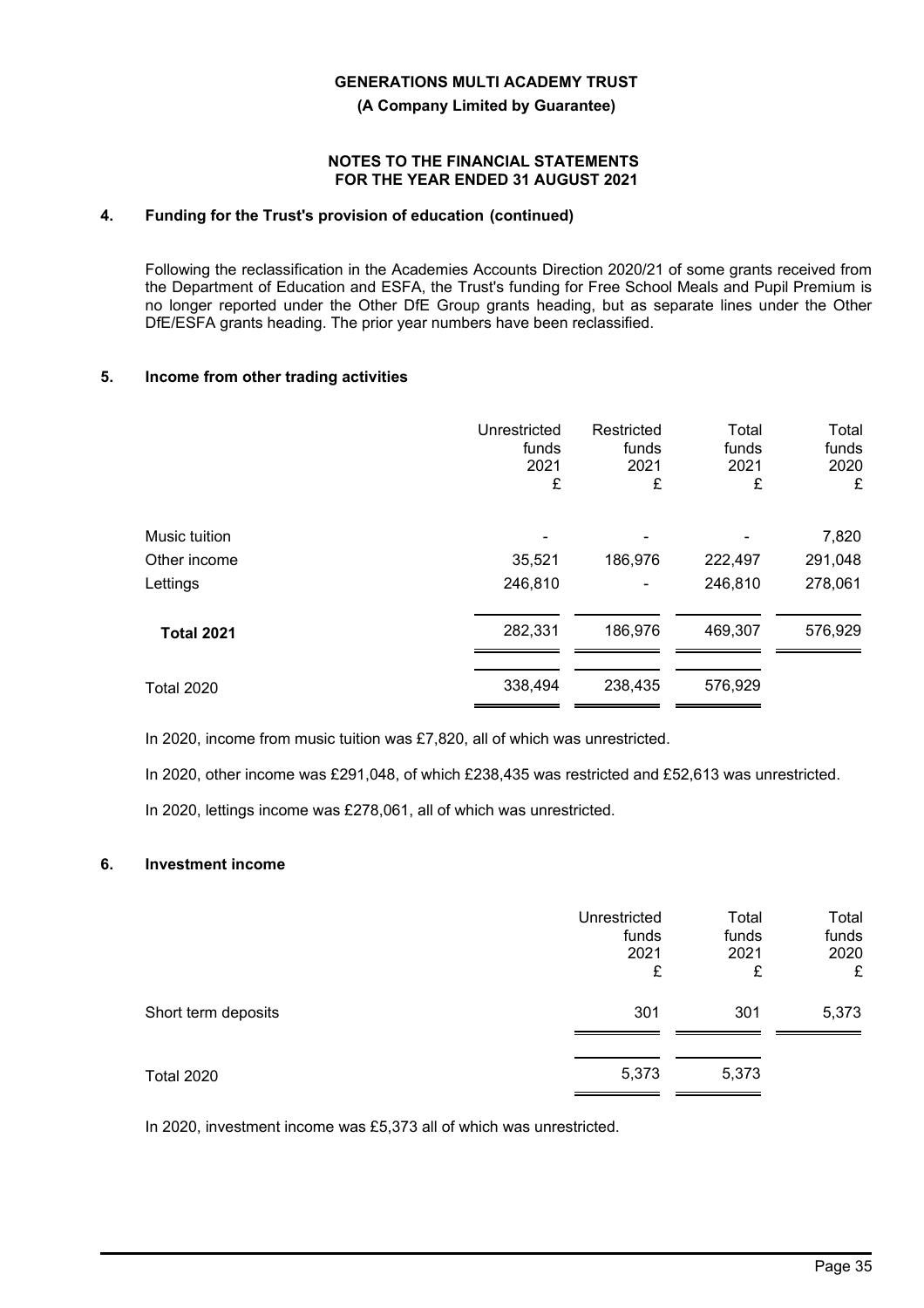## 4. Funding for the Trust's provision of education (continued)

Following the reclassification in the Academies Accounts Direction 2020/21 of some grants received from the Department of Education and ESFA, the Trust's funding for Free School Meals and Pupil Premium is no longer reported under the Other DfE Group grants heading, but as separate lines under the Other DfE/ESFA grants heading. The prior year numbers have been reclassified.

## 5. Income from other trading activities

| | Unrestricted funds 2021 £ | Restricted funds 2021 £ | Total funds 2021 £ | Total funds 2020 £ |
|---|---|---|---|---|
| Music tuition | - | - | - | 7,820 |
| Other income | 35,521 | 186,976 | 222,497 | 291,048 |
| Lettings | 246,810 | - | 246,810 | 278,061 |
| **Total 2021** | 282,331 | 186,976 | 469,307 | 576,929 |
| Total 2020 | 338,494 | 238,435 | 576,929 | |

In 2020, income from music tuition was £7,820, all of which was unrestricted.

In 2020, other income was £291,048, of which £238,435 was restricted and £52,613 was unrestricted.

In 2020, lettings income was £278,061, all of which was unrestricted.

## 6. Investment income

| | Unrestricted funds 2021 £ | Total funds 2021 £ | Total funds 2020 £ |
|---|---|---|---|
| Short term deposits | 301 | 301 | 5,373 |
| Total 2020 | 5,373 | 5,373 | |

In 2020, investment income was £5,373 all of which was unrestricted.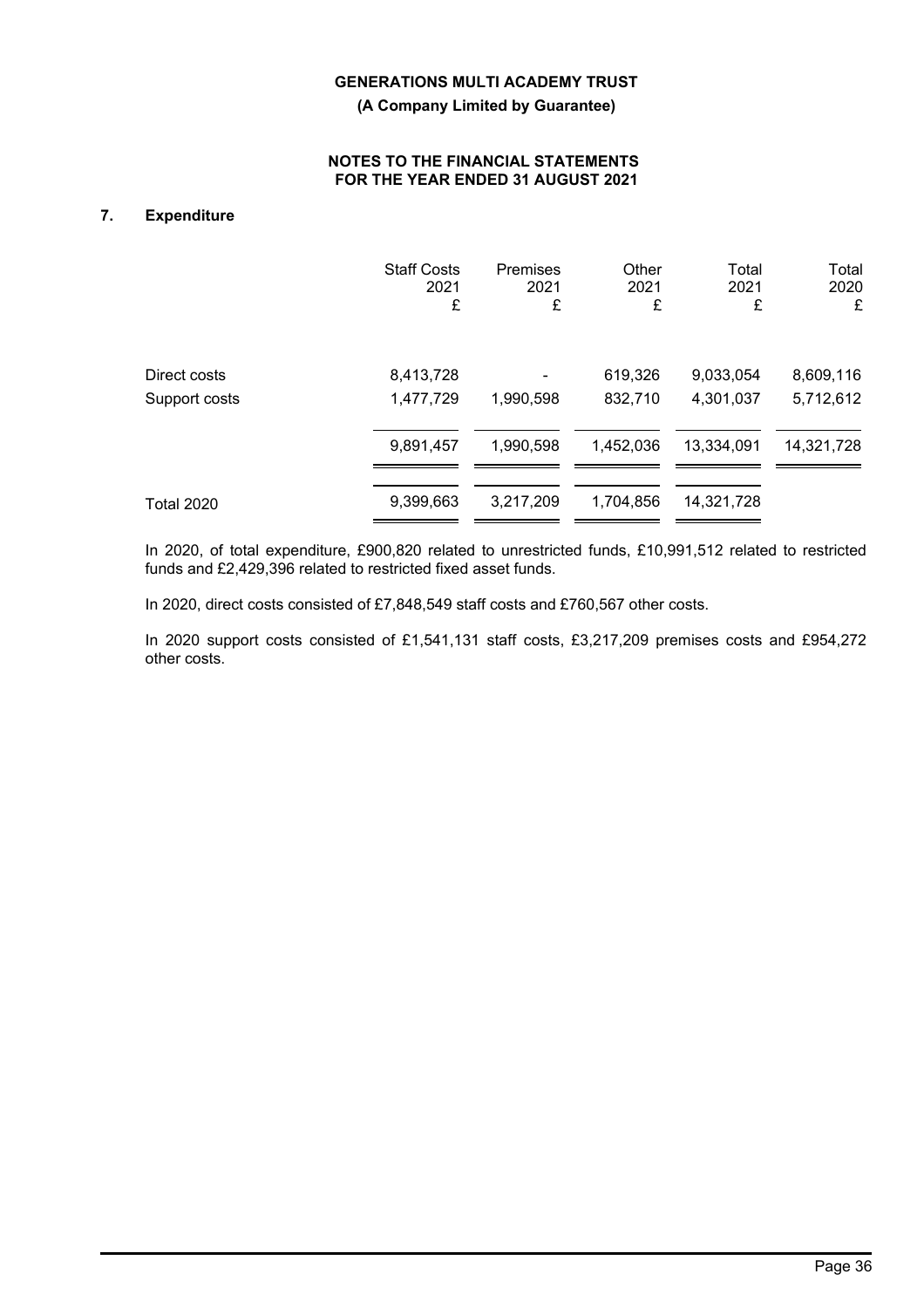## 7. Expenditure

| | Staff Costs 2021 £ | Premises 2021 £ | Other 2021 £ | Total 2021 £ | Total 2020 £ |
|---|---|---|---|---|---|
| Direct costs | 8,413,728 | - | 619,326 | 9,033,054 | 8,609,116 |
| Support costs | 1,477,729 | 1,990,598 | 832,710 | 4,301,037 | 5,712,612 |
| | 9,891,457 | 1,990,598 | 1,452,036 | 13,334,091 | 14,321,728 |
| Total 2020 | 9,399,663 | 3,217,209 | 1,704,856 | 14,321,728 | |

In 2020, of total expenditure, £900,820 related to unrestricted funds, £10,991,512 related to restricted funds and £2,429,396 related to restricted fixed asset funds.

In 2020, direct costs consisted of £7,848,549 staff costs and £760,567 other costs.

In 2020 support costs consisted of £1,541,131 staff costs, £3,217,209 premises costs and £954,272 other costs.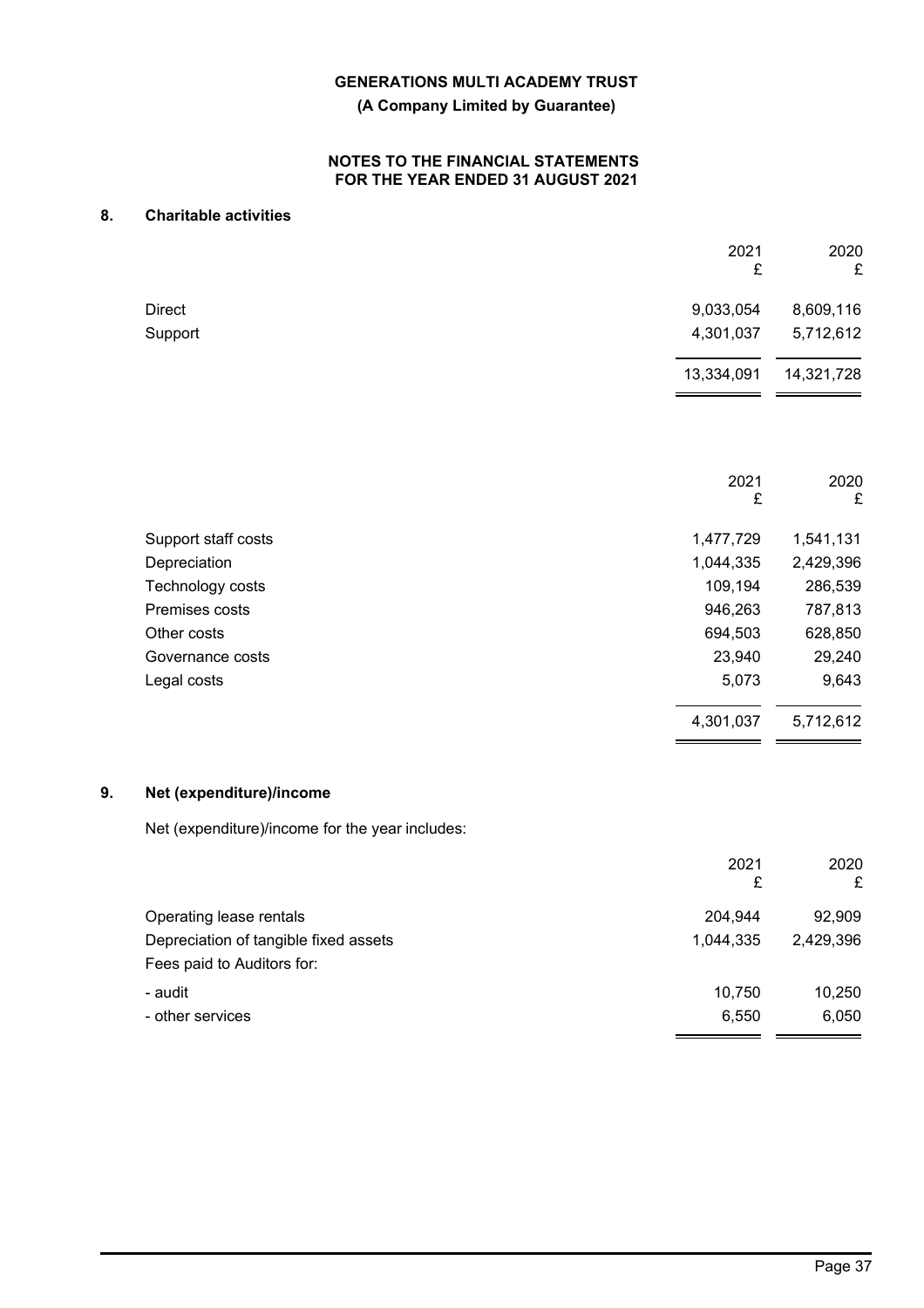## 8. Charitable activities

| | 2021<br>£ | 2020<br>£ |
|---|---|---|
| Direct | 9,033,054 | 8,609,116 |
| Support | 4,301,037 | 5,712,612 |
| | 13,334,091 | 14,321,728 |

| | 2021<br>£ | 2020<br>£ |
|---|---|---|
| Support staff costs | 1,477,729 | 1,541,131 |
| Depreciation | 1,044,335 | 2,429,396 |
| Technology costs | 109,194 | 286,539 |
| Premises costs | 946,263 | 787,813 |
| Other costs | 694,503 | 628,850 |
| Governance costs | 23,940 | 29,240 |
| Legal costs | 5,073 | 9,643 |
| | 4,301,037 | 5,712,612 |

## 9. Net (expenditure)/income

Net (expenditure)/income for the year includes:

| | 2021<br>£ | 2020<br>£ |
|---|---|---|
| Operating lease rentals | 204,944 | 92,909 |
| Depreciation of tangible fixed assets | 1,044,335 | 2,429,396 |
| Fees paid to Auditors for: | | |
| - audit | 10,750 | 10,250 |
| - other services | 6,550 | 6,050 |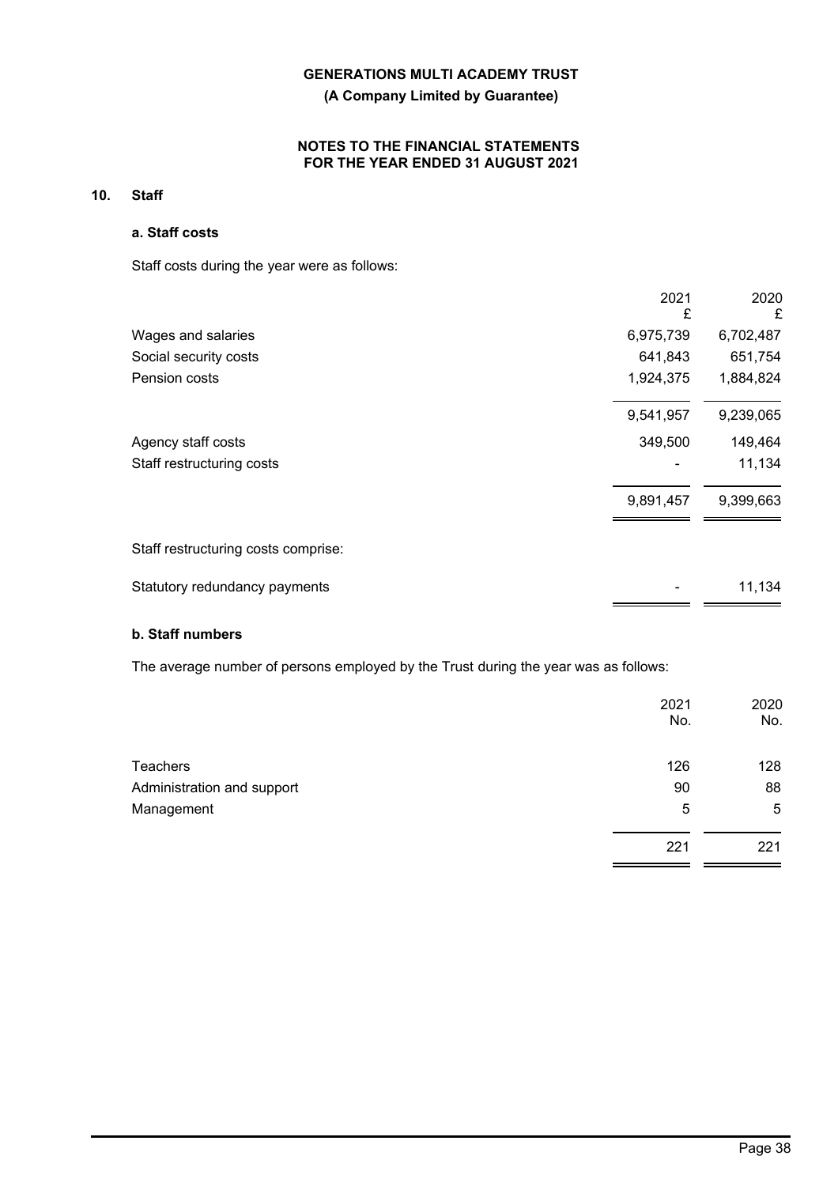**GENERATIONS MULTI ACADEMY TRUST**

**(A Company Limited by Guarantee)**

**NOTES TO THE FINANCIAL STATEMENTS FOR THE YEAR ENDED 31 AUGUST 2021**

## 10. Staff

### a. Staff costs

Staff costs during the year were as follows:

| | 2021 £ | 2020 £ |
|---|---|---|
| Wages and salaries | 6,975,739 | 6,702,487 |
| Social security costs | 641,843 | 651,754 |
| Pension costs | 1,924,375 | 1,884,824 |
| | 9,541,957 | 9,239,065 |
| Agency staff costs | 349,500 | 149,464 |
| Staff restructuring costs | - | 11,134 |
| | 9,891,457 | 9,399,663 |

Staff restructuring costs comprise:

| | 2021 £ | 2020 £ |
|---|---|---|
| Statutory redundancy payments | - | 11,134 |

### b. Staff numbers

The average number of persons employed by the Trust during the year was as follows:

| | 2021 No. | 2020 No. |
|---|---|---|
| Teachers | 126 | 128 |
| Administration and support | 90 | 88 |
| Management | 5 | 5 |
| | 221 | 221 |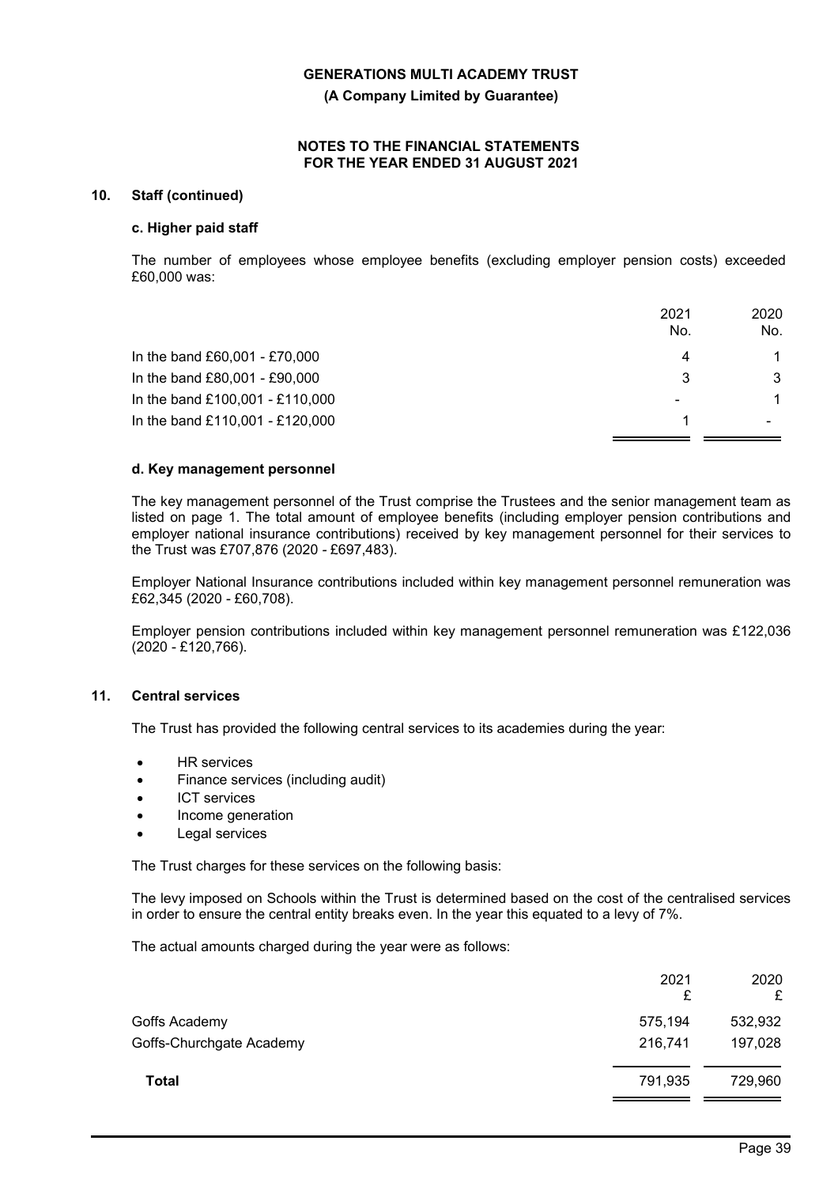**GENERATIONS MULTI ACADEMY TRUST**

**(A Company Limited by Guarantee)**

**NOTES TO THE FINANCIAL STATEMENTS FOR THE YEAR ENDED 31 AUGUST 2021**

## 10. Staff (continued)

### c. Higher paid staff

The number of employees whose employee benefits (excluding employer pension costs) exceeded £60,000 was:

| | 2021 No. | 2020 No. |
|---|---|---|
| In the band £60,001 - £70,000 | 4 | 1 |
| In the band £80,001 - £90,000 | 3 | 3 |
| In the band £100,001 - £110,000 | - | 1 |
| In the band £110,001 - £120,000 | 1 | - |

### d. Key management personnel

The key management personnel of the Trust comprise the Trustees and the senior management team as listed on page 1. The total amount of employee benefits (including employer pension contributions and employer national insurance contributions) received by key management personnel for their services to the Trust was £707,876 (2020 - £697,483).

Employer National Insurance contributions included within key management personnel remuneration was £62,345 (2020 - £60,708).

Employer pension contributions included within key management personnel remuneration was £122,036 (2020 - £120,766).

## 11. Central services

The Trust has provided the following central services to its academies during the year:

- HR services
- Finance services (including audit)
- ICT services
- Income generation
- Legal services

The Trust charges for these services on the following basis:

The levy imposed on Schools within the Trust is determined based on the cost of the centralised services in order to ensure the central entity breaks even. In the year this equated to a levy of 7%.

The actual amounts charged during the year were as follows:

| | 2021 £ | 2020 £ |
|---|---|---|
| Goffs Academy | 575,194 | 532,932 |
| Goffs-Churchgate Academy | 216,741 | 197,028 |
| **Total** | 791,935 | 729,960 |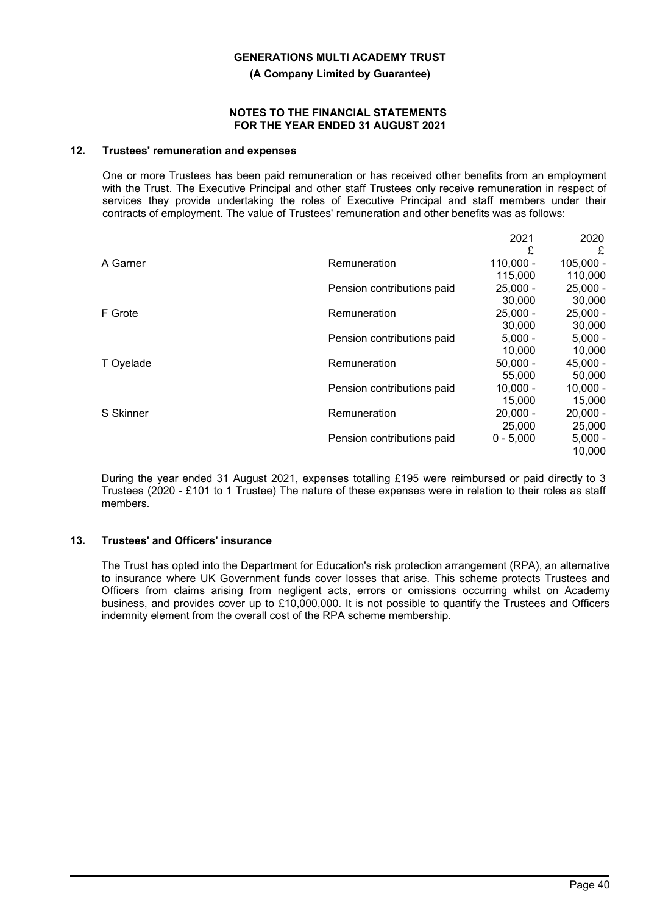## 12. Trustees' remuneration and expenses

One or more Trustees has been paid remuneration or has received other benefits from an employment with the Trust. The Executive Principal and other staff Trustees only receive remuneration in respect of services they provide undertaking the roles of Executive Principal and staff members under their contracts of employment. The value of Trustees' remuneration and other benefits was as follows:

| | | 2021 £ | 2020 £ |
|---|---|---|---|
| A Garner | Remuneration | 110,000 - 115,000 | 105,000 - 110,000 |
| | Pension contributions paid | 25,000 - 30,000 | 25,000 - 30,000 |
| F Grote | Remuneration | 25,000 - 30,000 | 25,000 - 30,000 |
| | Pension contributions paid | 5,000 - 10,000 | 5,000 - 10,000 |
| T Oyelade | Remuneration | 50,000 - 55,000 | 45,000 - 50,000 |
| | Pension contributions paid | 10,000 - 15,000 | 10,000 - 15,000 |
| S Skinner | Remuneration | 20,000 - 25,000 | 20,000 - 25,000 |
| | Pension contributions paid | 0 - 5,000 | 5,000 - 10,000 |

During the year ended 31 August 2021, expenses totalling £195 were reimbursed or paid directly to 3 Trustees (2020 - £101 to 1 Trustee) The nature of these expenses were in relation to their roles as staff members.

## 13. Trustees' and Officers' insurance

The Trust has opted into the Department for Education's risk protection arrangement (RPA), an alternative to insurance where UK Government funds cover losses that arise. This scheme protects Trustees and Officers from claims arising from negligent acts, errors or omissions occurring whilst on Academy business, and provides cover up to £10,000,000. It is not possible to quantify the Trustees and Officers indemnity element from the overall cost of the RPA scheme membership.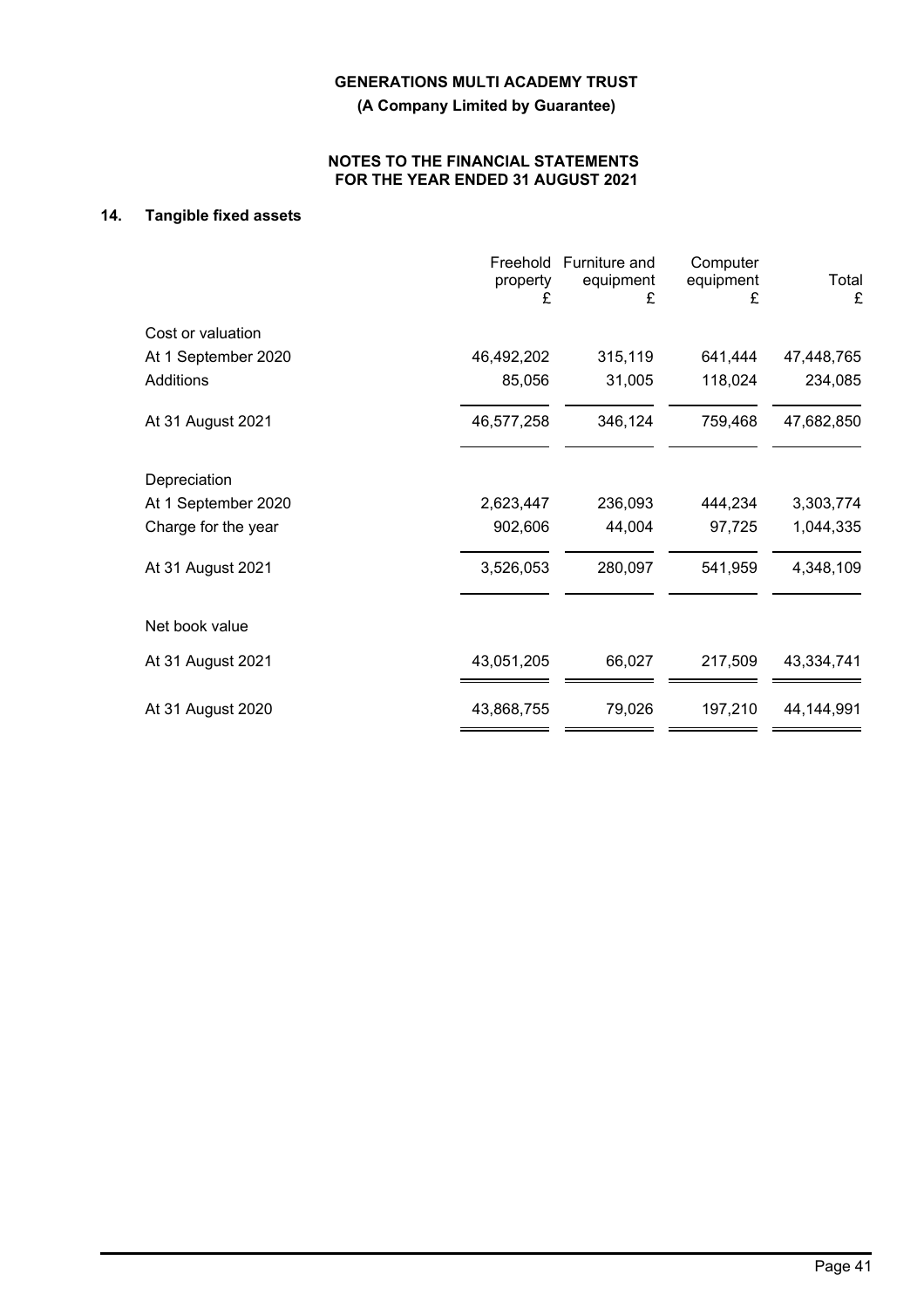## 14. Tangible fixed assets

| | Freehold property £ | Furniture and equipment £ | Computer equipment £ | Total £ |
|---|---|---|---|---|
| **Cost or valuation** | | | | |
| At 1 September 2020 | 46,492,202 | 315,119 | 641,444 | 47,448,765 |
| Additions | 85,056 | 31,005 | 118,024 | 234,085 |
| At 31 August 2021 | 46,577,258 | 346,124 | 759,468 | 47,682,850 |
| **Depreciation** | | | | |
| At 1 September 2020 | 2,623,447 | 236,093 | 444,234 | 3,303,774 |
| Charge for the year | 902,606 | 44,004 | 97,725 | 1,044,335 |
| At 31 August 2021 | 3,526,053 | 280,097 | 541,959 | 4,348,109 |
| **Net book value** | | | | |
| At 31 August 2021 | 43,051,205 | 66,027 | 217,509 | 43,334,741 |
| At 31 August 2020 | 43,868,755 | 79,026 | 197,210 | 44,144,991 |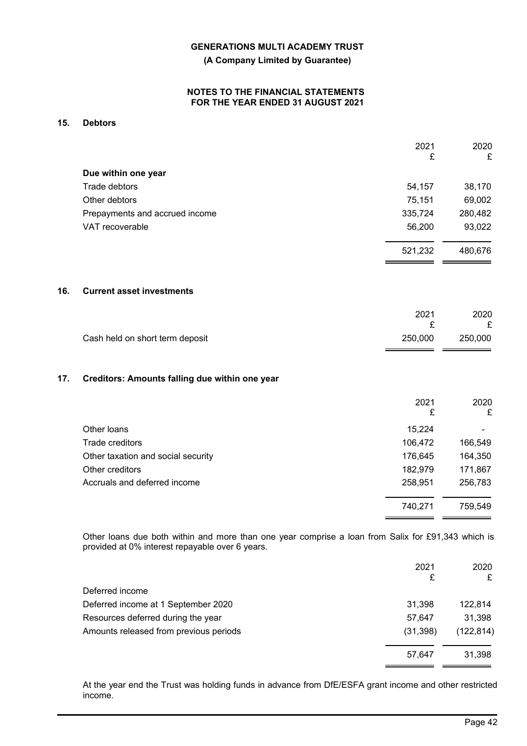## 15. Debtors

| | 2021<br>£ | 2020<br>£ |
|---|---|---|
| **Due within one year** | | |
| Trade debtors | 54,157 | 38,170 |
| Other debtors | 75,151 | 69,002 |
| Prepayments and accrued income | 335,724 | 280,482 |
| VAT recoverable | 56,200 | 93,022 |
| | 521,232 | 480,676 |

## 16. Current asset investments

| | 2021<br>£ | 2020<br>£ |
|---|---|---|
| Cash held on short term deposit | 250,000 | 250,000 |

## 17. Creditors: Amounts falling due within one year

| | 2021<br>£ | 2020<br>£ |
|---|---|---|
| Other loans | 15,224 | - |
| Trade creditors | 106,472 | 166,549 |
| Other taxation and social security | 176,645 | 164,350 |
| Other creditors | 182,979 | 171,867 |
| Accruals and deferred income | 258,951 | 256,783 |
| | 740,271 | 759,549 |

Other loans due both within and more than one year comprise a loan from Salix for £91,343 which is provided at 0% interest repayable over 6 years.

| | 2021<br>£ | 2020<br>£ |
|---|---|---|
| Deferred income | | |
| Deferred income at 1 September 2020 | 31,398 | 122,814 |
| Resources deferred during the year | 57,647 | 31,398 |
| Amounts released from previous periods | (31,398) | (122,814) |
| | 57,647 | 31,398 |

At the year end the Trust was holding funds in advance from DfE/ESFA grant income and other restricted income.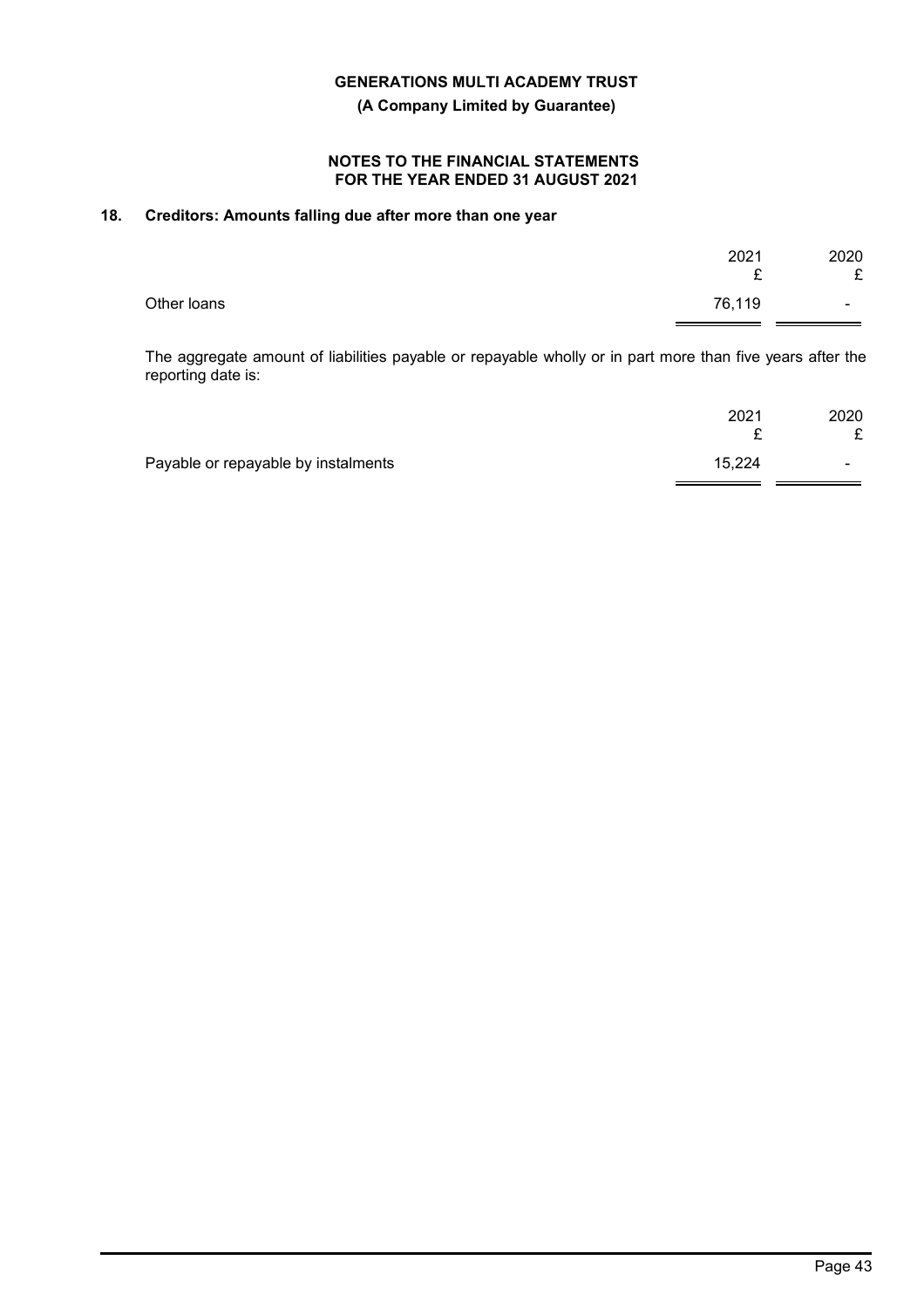**GENERATIONS MULTI ACADEMY TRUST**

**(A Company Limited by Guarantee)**

**NOTES TO THE FINANCIAL STATEMENTS FOR THE YEAR ENDED 31 AUGUST 2021**

## 18. Creditors: Amounts falling due after more than one year

| | 2021 £ | 2020 £ |
|---|---|---|
| Other loans | 76,119 | - |

The aggregate amount of liabilities payable or repayable wholly or in part more than five years after the reporting date is:

| | 2021 £ | 2020 £ |
|---|---|---|
| Payable or repayable by instalments | 15,224 | - |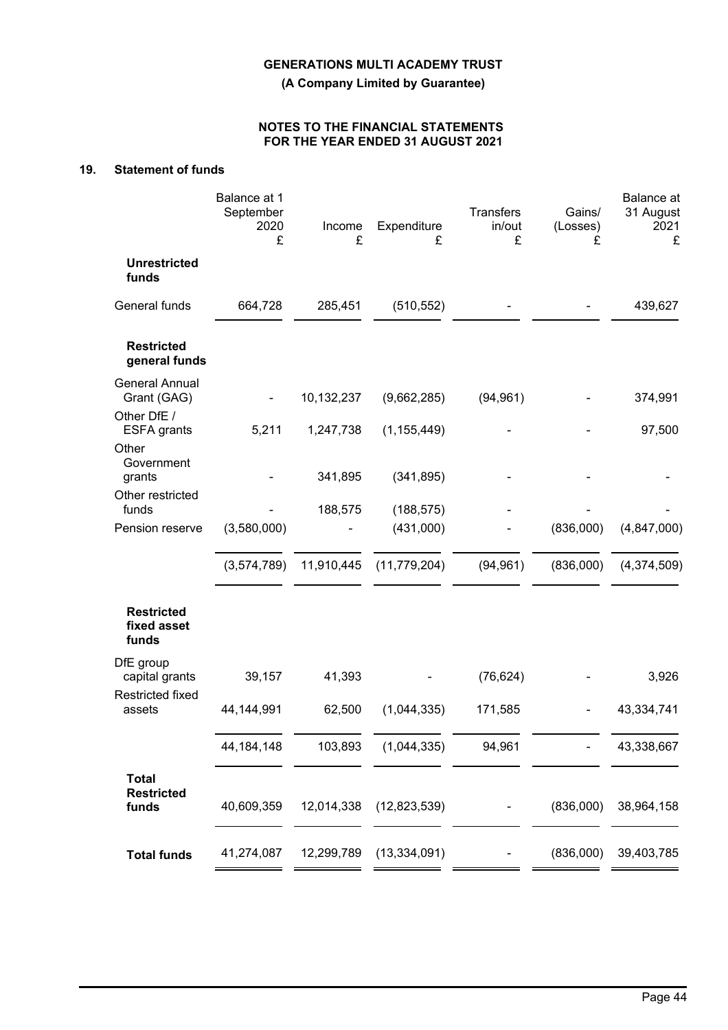## 19. Statement of funds

| | Balance at 1 September 2020 £ | Income £ | Expenditure £ | Transfers in/out £ | Gains/ (Losses) £ | Balance at 31 August 2021 £ |
|---|---|---|---|---|---|---|
| **Unrestricted funds** | | | | | | |
| General funds | 664,728 | 285,451 | (510,552) | - | - | 439,627 |
| **Restricted general funds** | | | | | | |
| General Annual Grant (GAG) | - | 10,132,237 | (9,662,285) | (94,961) | - | 374,991 |
| Other DfE / ESFA grants | 5,211 | 1,247,738 | (1,155,449) | - | - | 97,500 |
| Other Government grants | - | 341,895 | (341,895) | - | - | - |
| Other restricted funds | - | 188,575 | (188,575) | - | - | - |
| Pension reserve | (3,580,000) | - | (431,000) | - | (836,000) | (4,847,000) |
| | (3,574,789) | 11,910,445 | (11,779,204) | (94,961) | (836,000) | (4,374,509) |
| **Restricted fixed asset funds** | | | | | | |
| DfE group capital grants | 39,157 | 41,393 | - | (76,624) | - | 3,926 |
| Restricted fixed assets | 44,144,991 | 62,500 | (1,044,335) | 171,585 | - | 43,334,741 |
| | 44,184,148 | 103,893 | (1,044,335) | 94,961 | - | 43,338,667 |
| **Total Restricted funds** | 40,609,359 | 12,014,338 | (12,823,539) | - | (836,000) | 38,964,158 |
| **Total funds** | 41,274,087 | 12,299,789 | (13,334,091) | - | (836,000) | 39,403,785 |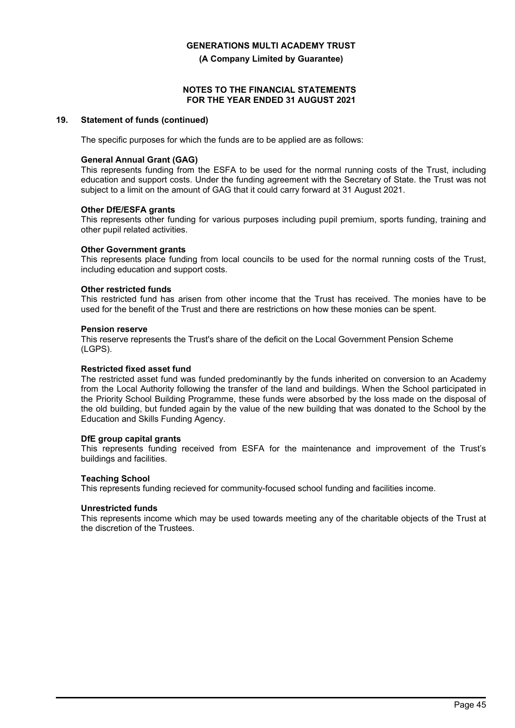## 19. Statement of funds (continued)

The specific purposes for which the funds are to be applied are as follows:

**General Annual Grant (GAG)**
This represents funding from the ESFA to be used for the normal running costs of the Trust, including education and support costs. Under the funding agreement with the Secretary of State. the Trust was not subject to a limit on the amount of GAG that it could carry forward at 31 August 2021.

**Other DfE/ESFA grants**
This represents other funding for various purposes including pupil premium, sports funding, training and other pupil related activities.

**Other Government grants**
This represents place funding from local councils to be used for the normal running costs of the Trust, including education and support costs.

**Other restricted funds**
This restricted fund has arisen from other income that the Trust has received. The monies have to be used for the benefit of the Trust and there are restrictions on how these monies can be spent.

**Pension reserve**
This reserve represents the Trust's share of the deficit on the Local Government Pension Scheme (LGPS).

**Restricted fixed asset fund**
The restricted asset fund was funded predominantly by the funds inherited on conversion to an Academy from the Local Authority following the transfer of the land and buildings. When the School participated in the Priority School Building Programme, these funds were absorbed by the loss made on the disposal of the old building, but funded again by the value of the new building that was donated to the School by the Education and Skills Funding Agency.

**DfE group capital grants**
This represents funding received from ESFA for the maintenance and improvement of the Trust's buildings and facilities.

**Teaching School**
This represents funding recieved for community-focused school funding and facilities income.

**Unrestricted funds**
This represents income which may be used towards meeting any of the charitable objects of the Trust at the discretion of the Trustees.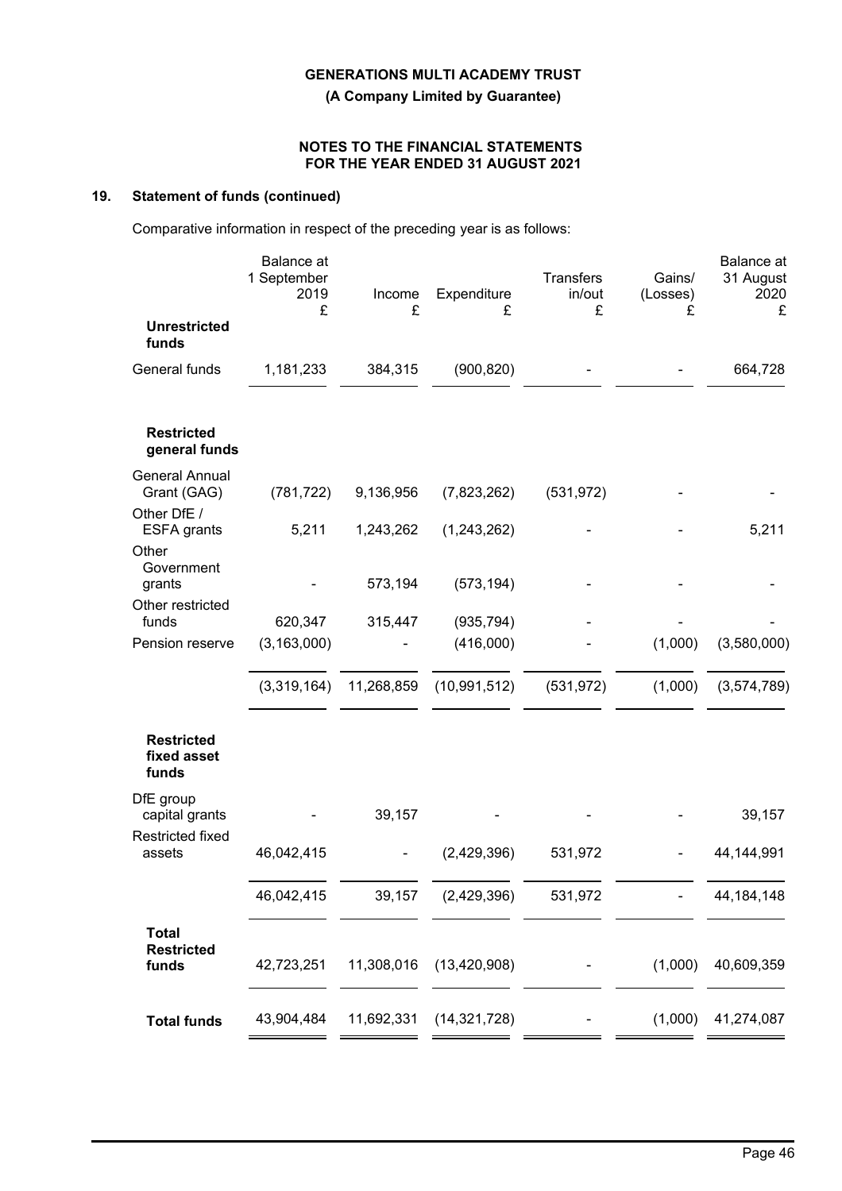# GENERATIONS MULTI ACADEMY TRUST

**(A Company Limited by Guarantee)**

**NOTES TO THE FINANCIAL STATEMENTS FOR THE YEAR ENDED 31 AUGUST 2021**

## 19. Statement of funds (continued)

Comparative information in respect of the preceding year is as follows:

| | Balance at 1 September 2019 £ | Income £ | Expenditure £ | Transfers in/out £ | Gains/ (Losses) £ | Balance at 31 August 2020 £ |
|---|---|---|---|---|---|---|
| **Unrestricted funds** | | | | | | |
| General funds | 1,181,233 | 384,315 | (900,820) | - | - | 664,728 |
| **Restricted general funds** | | | | | | |
| General Annual Grant (GAG) | (781,722) | 9,136,956 | (7,823,262) | (531,972) | - | - |
| Other DfE / ESFA grants | 5,211 | 1,243,262 | (1,243,262) | - | - | 5,211 |
| Other Government grants | - | 573,194 | (573,194) | - | - | - |
| Other restricted funds | 620,347 | 315,447 | (935,794) | - | - | - |
| Pension reserve | (3,163,000) | - | (416,000) | - | (1,000) | (3,580,000) |
| | (3,319,164) | 11,268,859 | (10,991,512) | (531,972) | (1,000) | (3,574,789) |
| **Restricted fixed asset funds** | | | | | | |
| DfE group capital grants | - | 39,157 | - | - | - | 39,157 |
| Restricted fixed assets | 46,042,415 | - | (2,429,396) | 531,972 | - | 44,144,991 |
| | 46,042,415 | 39,157 | (2,429,396) | 531,972 | - | 44,184,148 |
| **Total Restricted funds** | 42,723,251 | 11,308,016 | (13,420,908) | - | (1,000) | 40,609,359 |
| **Total funds** | 43,904,484 | 11,692,331 | (14,321,728) | - | (1,000) | 41,274,087 |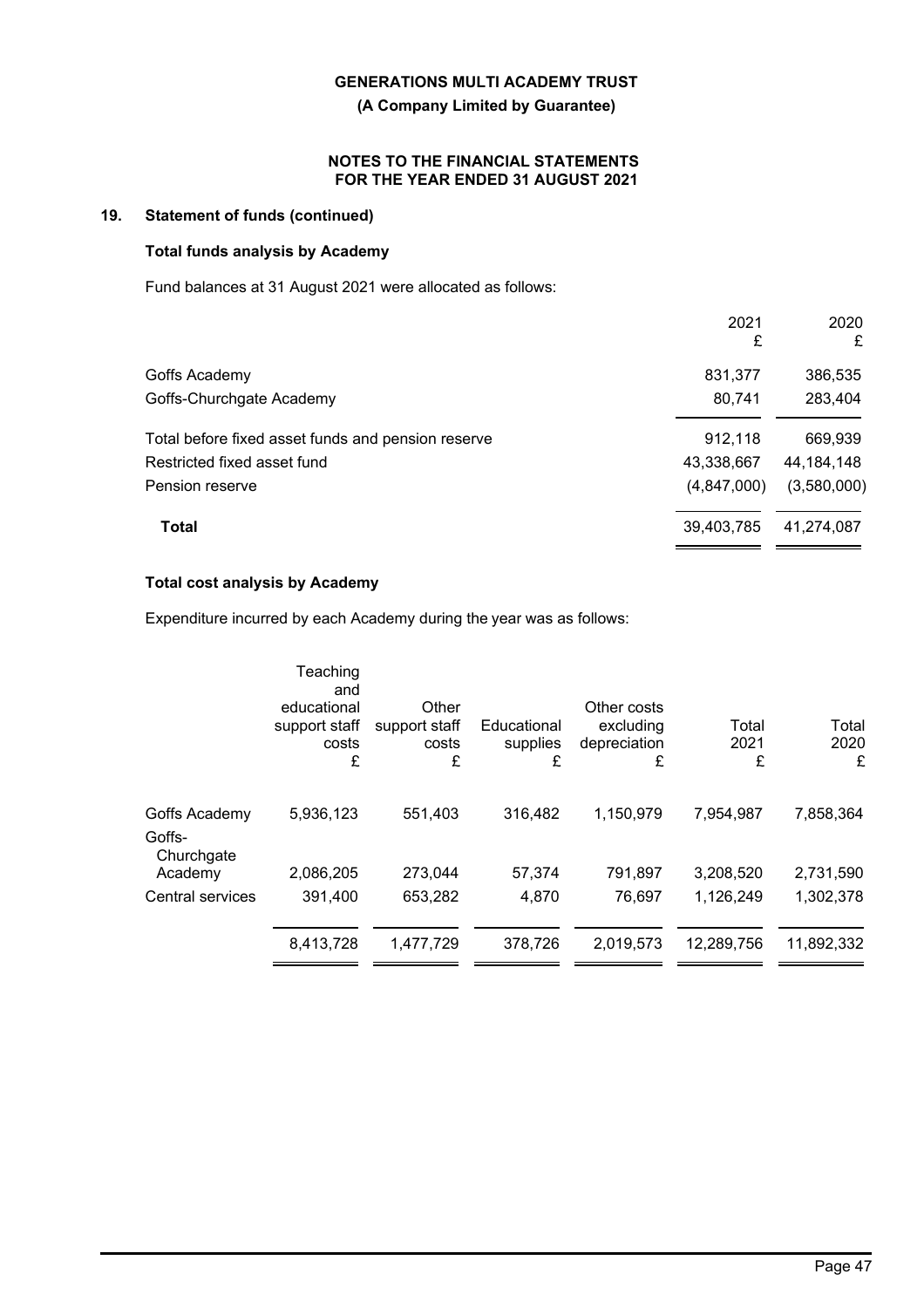## 19. Statement of funds (continued)

### Total funds analysis by Academy

Fund balances at 31 August 2021 were allocated as follows:

| | 2021 £ | 2020 £ |
|---|---|---|
| Goffs Academy | 831,377 | 386,535 |
| Goffs-Churchgate Academy | 80,741 | 283,404 |
| Total before fixed asset funds and pension reserve | 912,118 | 669,939 |
| Restricted fixed asset fund | 43,338,667 | 44,184,148 |
| Pension reserve | (4,847,000) | (3,580,000) |
| **Total** | 39,403,785 | 41,274,087 |

### Total cost analysis by Academy

Expenditure incurred by each Academy during the year was as follows:

| | Teaching and educational support staff costs £ | Other support staff costs £ | Educational supplies £ | Other costs excluding depreciation £ | Total 2021 £ | Total 2020 £ |
|---|---|---|---|---|---|---|
| Goffs Academy | 5,936,123 | 551,403 | 316,482 | 1,150,979 | 7,954,987 | 7,858,364 |
| Goffs-Churchgate Academy | 2,086,205 | 273,044 | 57,374 | 791,897 | 3,208,520 | 2,731,590 |
| Central services | 391,400 | 653,282 | 4,870 | 76,697 | 1,126,249 | 1,302,378 |
| | 8,413,728 | 1,477,729 | 378,726 | 2,019,573 | 12,289,756 | 11,892,332 |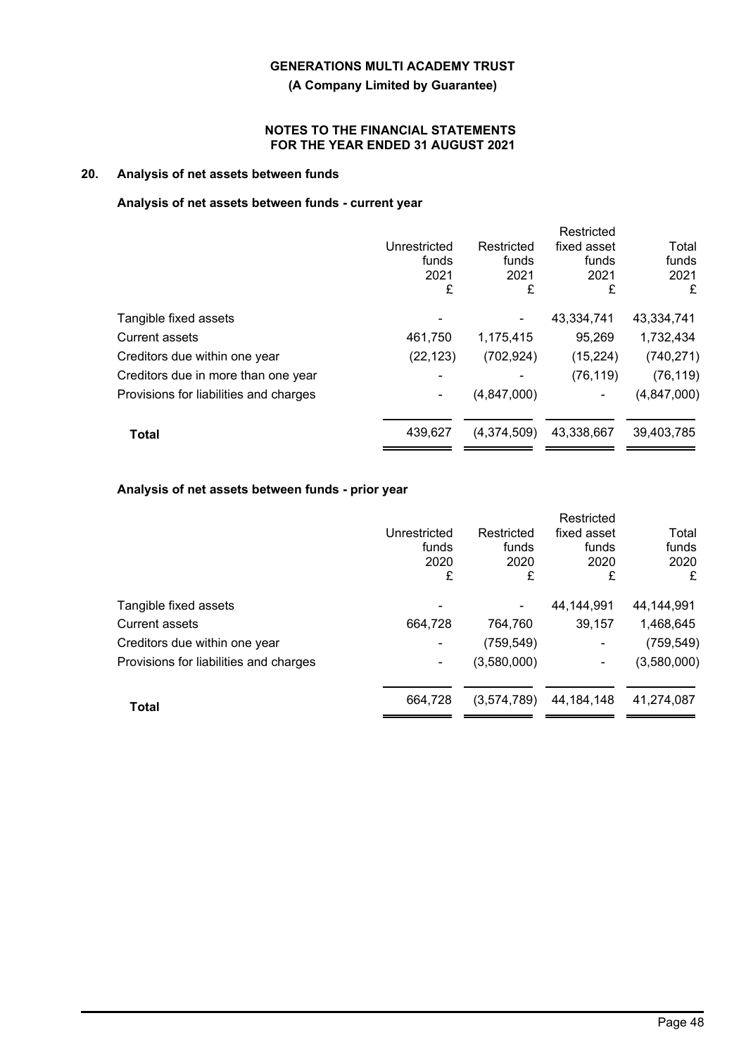## 20. Analysis of net assets between funds

### Analysis of net assets between funds - current year

| | Unrestricted funds 2021 £ | Restricted funds 2021 £ | Restricted fixed asset funds 2021 £ | Total funds 2021 £ |
|---|---|---|---|---|
| Tangible fixed assets | - | - | 43,334,741 | 43,334,741 |
| Current assets | 461,750 | 1,175,415 | 95,269 | 1,732,434 |
| Creditors due within one year | (22,123) | (702,924) | (15,224) | (740,271) |
| Creditors due in more than one year | - | - | (76,119) | (76,119) |
| Provisions for liabilities and charges | - | (4,847,000) | - | (4,847,000) |
| **Total** | 439,627 | (4,374,509) | 43,338,667 | 39,403,785 |

### Analysis of net assets between funds - prior year

| | Unrestricted funds 2020 £ | Restricted funds 2020 £ | Restricted fixed asset funds 2020 £ | Total funds 2020 £ |
|---|---|---|---|---|
| Tangible fixed assets | - | - | 44,144,991 | 44,144,991 |
| Current assets | 664,728 | 764,760 | 39,157 | 1,468,645 |
| Creditors due within one year | - | (759,549) | - | (759,549) |
| Provisions for liabilities and charges | - | (3,580,000) | - | (3,580,000) |
| **Total** | 664,728 | (3,574,789) | 44,184,148 | 41,274,087 |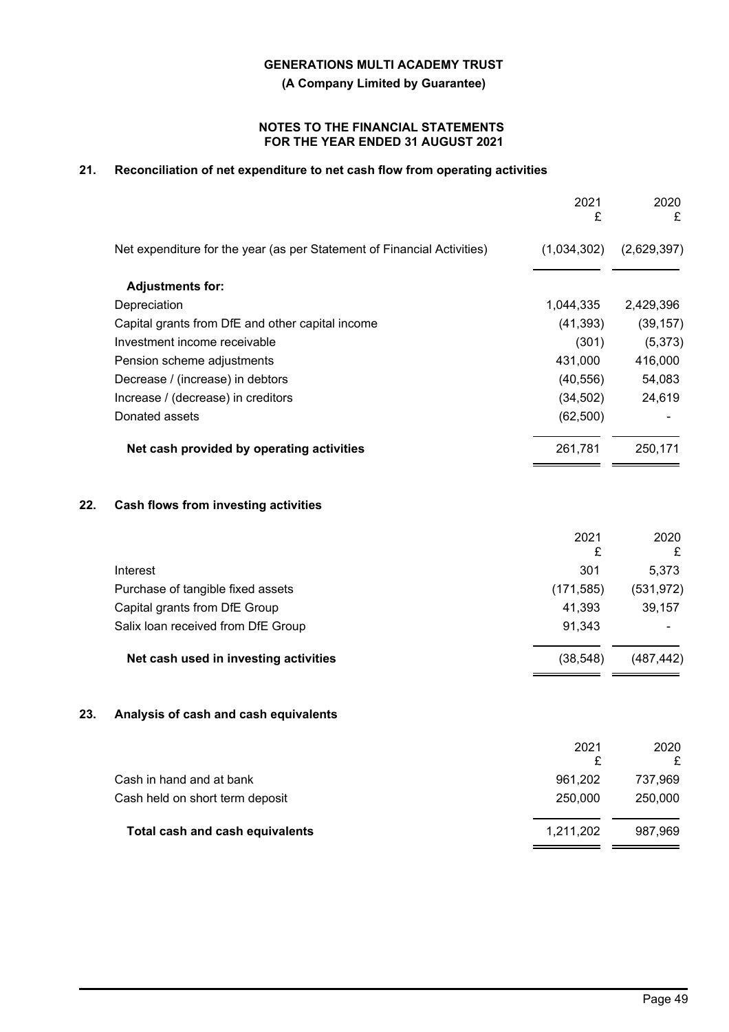**GENERATIONS MULTI ACADEMY TRUST**

**(A Company Limited by Guarantee)**

**NOTES TO THE FINANCIAL STATEMENTS FOR THE YEAR ENDED 31 AUGUST 2021**

## 21. Reconciliation of net expenditure to net cash flow from operating activities

| | 2021 £ | 2020 £ |
|---|---|---|
| Net expenditure for the year (as per Statement of Financial Activities) | (1,034,302) | (2,629,397) |
| **Adjustments for:** | | |
| Depreciation | 1,044,335 | 2,429,396 |
| Capital grants from DfE and other capital income | (41,393) | (39,157) |
| Investment income receivable | (301) | (5,373) |
| Pension scheme adjustments | 431,000 | 416,000 |
| Decrease / (increase) in debtors | (40,556) | 54,083 |
| Increase / (decrease) in creditors | (34,502) | 24,619 |
| Donated assets | (62,500) | - |
| **Net cash provided by operating activities** | 261,781 | 250,171 |

## 22. Cash flows from investing activities

| | 2021 £ | 2020 £ |
|---|---|---|
| Interest | 301 | 5,373 |
| Purchase of tangible fixed assets | (171,585) | (531,972) |
| Capital grants from DfE Group | 41,393 | 39,157 |
| Salix loan received from DfE Group | 91,343 | - |
| **Net cash used in investing activities** | (38,548) | (487,442) |

## 23. Analysis of cash and cash equivalents

| | 2021 £ | 2020 £ |
|---|---|---|
| Cash in hand and at bank | 961,202 | 737,969 |
| Cash held on short term deposit | 250,000 | 250,000 |
| **Total cash and cash equivalents** | 1,211,202 | 987,969 |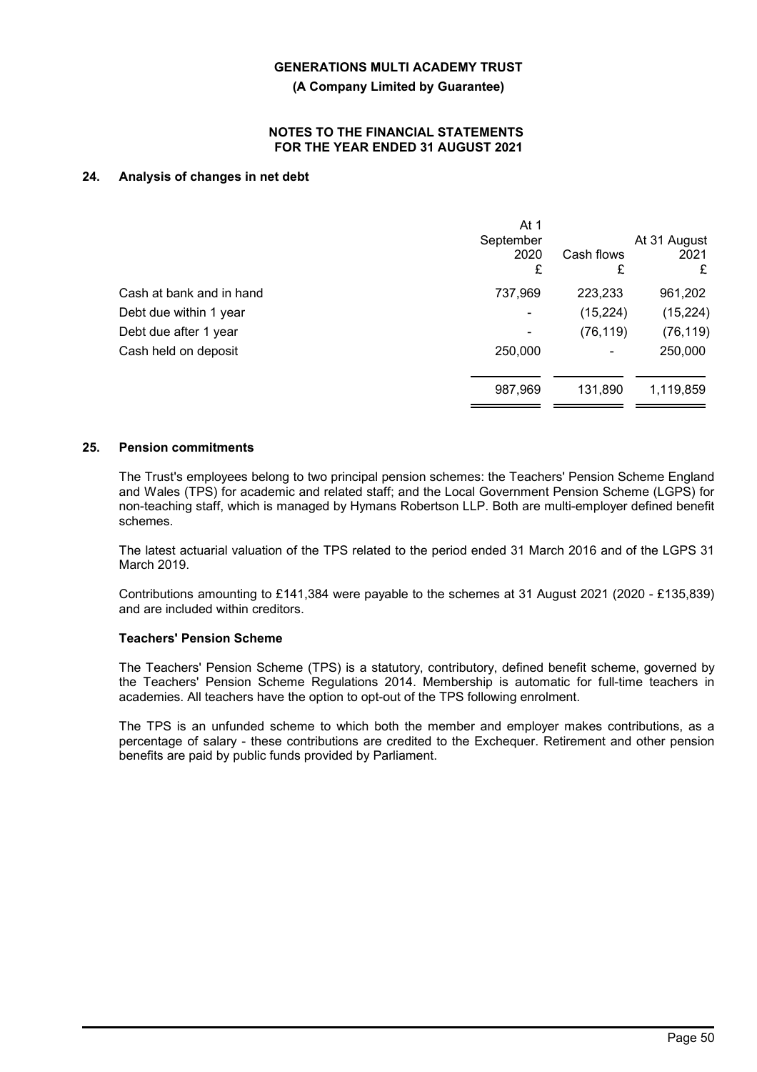**GENERATIONS MULTI ACADEMY TRUST**

**(A Company Limited by Guarantee)**

**NOTES TO THE FINANCIAL STATEMENTS FOR THE YEAR ENDED 31 AUGUST 2021**

## 24. Analysis of changes in net debt

| | At 1 September 2020 £ | Cash flows £ | At 31 August 2021 £ |
|---|---|---|---|
| Cash at bank and in hand | 737,969 | 223,233 | 961,202 |
| Debt due within 1 year | - | (15,224) | (15,224) |
| Debt due after 1 year | - | (76,119) | (76,119) |
| Cash held on deposit | 250,000 | - | 250,000 |
| | 987,969 | 131,890 | 1,119,859 |

## 25. Pension commitments

The Trust's employees belong to two principal pension schemes: the Teachers' Pension Scheme England and Wales (TPS) for academic and related staff; and the Local Government Pension Scheme (LGPS) for non-teaching staff, which is managed by Hymans Robertson LLP. Both are multi-employer defined benefit schemes.

The latest actuarial valuation of the TPS related to the period ended 31 March 2016 and of the LGPS 31 March 2019.

Contributions amounting to £141,384 were payable to the schemes at 31 August 2021 (2020 - £135,839) and are included within creditors.

### Teachers' Pension Scheme

The Teachers' Pension Scheme (TPS) is a statutory, contributory, defined benefit scheme, governed by the Teachers' Pension Scheme Regulations 2014. Membership is automatic for full-time teachers in academies. All teachers have the option to opt-out of the TPS following enrolment.

The TPS is an unfunded scheme to which both the member and employer makes contributions, as a percentage of salary - these contributions are credited to the Exchequer. Retirement and other pension benefits are paid by public funds provided by Parliament.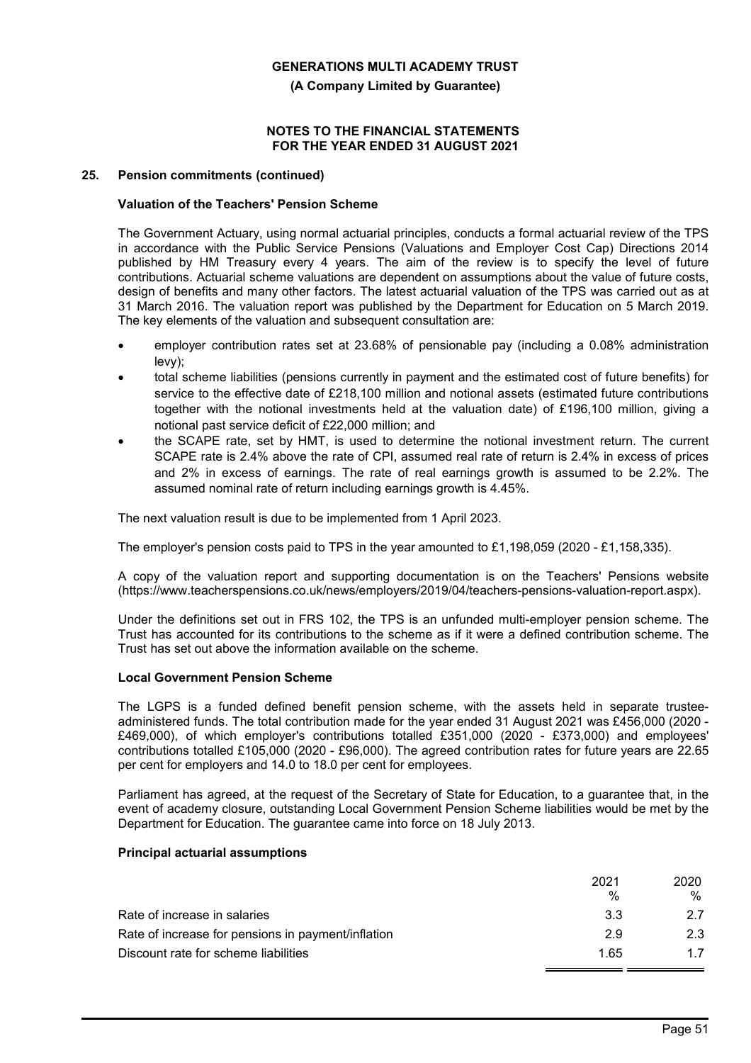## 25. Pension commitments (continued)

### Valuation of the Teachers' Pension Scheme

The Government Actuary, using normal actuarial principles, conducts a formal actuarial review of the TPS in accordance with the Public Service Pensions (Valuations and Employer Cost Cap) Directions 2014 published by HM Treasury every 4 years. The aim of the review is to specify the level of future contributions. Actuarial scheme valuations are dependent on assumptions about the value of future costs, design of benefits and many other factors. The latest actuarial valuation of the TPS was carried out as at 31 March 2016. The valuation report was published by the Department for Education on 5 March 2019. The key elements of the valuation and subsequent consultation are:

- employer contribution rates set at 23.68% of pensionable pay (including a 0.08% administration levy);
- total scheme liabilities (pensions currently in payment and the estimated cost of future benefits) for service to the effective date of £218,100 million and notional assets (estimated future contributions together with the notional investments held at the valuation date) of £196,100 million, giving a notional past service deficit of £22,000 million; and
- the SCAPE rate, set by HMT, is used to determine the notional investment return. The current SCAPE rate is 2.4% above the rate of CPI, assumed real rate of return is 2.4% in excess of prices and 2% in excess of earnings. The rate of real earnings growth is assumed to be 2.2%. The assumed nominal rate of return including earnings growth is 4.45%.

The next valuation result is due to be implemented from 1 April 2023.

The employer's pension costs paid to TPS in the year amounted to £1,198,059 (2020 - £1,158,335).

A copy of the valuation report and supporting documentation is on the Teachers' Pensions website (https://www.teacherspensions.co.uk/news/employers/2019/04/teachers-pensions-valuation-report.aspx).

Under the definitions set out in FRS 102, the TPS is an unfunded multi-employer pension scheme. The Trust has accounted for its contributions to the scheme as if it were a defined contribution scheme. The Trust has set out above the information available on the scheme.

### Local Government Pension Scheme

The LGPS is a funded defined benefit pension scheme, with the assets held in separate trustee-administered funds. The total contribution made for the year ended 31 August 2021 was £456,000 (2020 - £469,000), of which employer's contributions totalled £351,000 (2020 - £373,000) and employees' contributions totalled £105,000 (2020 - £96,000). The agreed contribution rates for future years are 22.65 per cent for employers and 14.0 to 18.0 per cent for employees.

Parliament has agreed, at the request of the Secretary of State for Education, to a guarantee that, in the event of academy closure, outstanding Local Government Pension Scheme liabilities would be met by the Department for Education. The guarantee came into force on 18 July 2013.

### Principal actuarial assumptions

| | 2021 % | 2020 % |
|---|---|---|
| Rate of increase in salaries | 3.3 | 2.7 |
| Rate of increase for pensions in payment/inflation | 2.9 | 2.3 |
| Discount rate for scheme liabilities | 1.65 | 1.7 |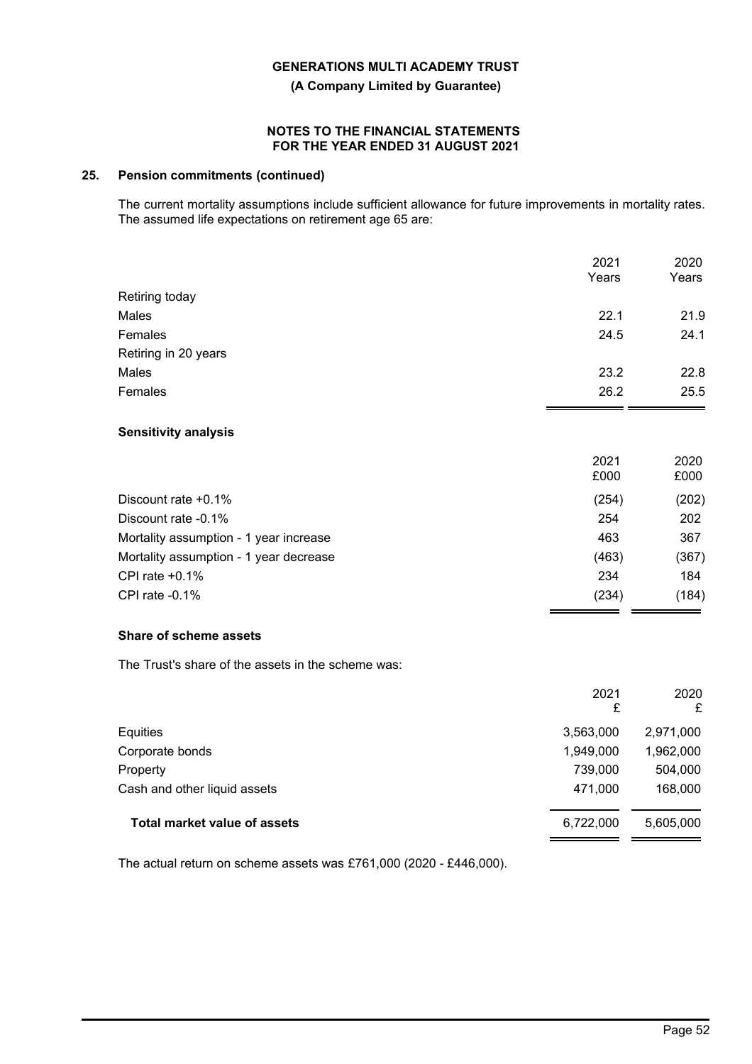## 25. Pension commitments (continued)

The current mortality assumptions include sufficient allowance for future improvements in mortality rates. The assumed life expectations on retirement age 65 are:

| | 2021 Years | 2020 Years |
|---|---|---|
| Retiring today | | |
| Males | 22.1 | 21.9 |
| Females | 24.5 | 24.1 |
| Retiring in 20 years | | |
| Males | 23.2 | 22.8 |
| Females | 26.2 | 25.5 |

### Sensitivity analysis

| | 2021 £000 | 2020 £000 |
|---|---|---|
| Discount rate +0.1% | (254) | (202) |
| Discount rate -0.1% | 254 | 202 |
| Mortality assumption - 1 year increase | 463 | 367 |
| Mortality assumption - 1 year decrease | (463) | (367) |
| CPI rate +0.1% | 234 | 184 |
| CPI rate -0.1% | (234) | (184) |

### Share of scheme assets

The Trust's share of the assets in the scheme was:

| | 2021 £ | 2020 £ |
|---|---|---|
| Equities | 3,563,000 | 2,971,000 |
| Corporate bonds | 1,949,000 | 1,962,000 |
| Property | 739,000 | 504,000 |
| Cash and other liquid assets | 471,000 | 168,000 |
| **Total market value of assets** | 6,722,000 | 5,605,000 |

The actual return on scheme assets was £761,000 (2020 - £446,000).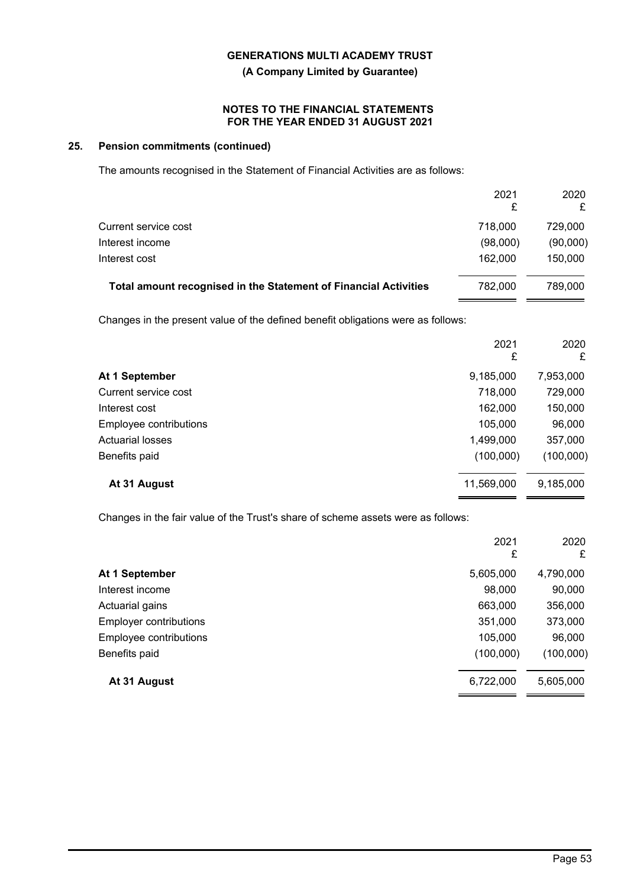## 25. Pension commitments (continued)

The amounts recognised in the Statement of Financial Activities are as follows:

| | 2021 £ | 2020 £ |
|---|---|---|
| Current service cost | 718,000 | 729,000 |
| Interest income | (98,000) | (90,000) |
| Interest cost | 162,000 | 150,000 |
| **Total amount recognised in the Statement of Financial Activities** | 782,000 | 789,000 |

Changes in the present value of the defined benefit obligations were as follows:

| | 2021 £ | 2020 £ |
|---|---|---|
| **At 1 September** | 9,185,000 | 7,953,000 |
| Current service cost | 718,000 | 729,000 |
| Interest cost | 162,000 | 150,000 |
| Employee contributions | 105,000 | 96,000 |
| Actuarial losses | 1,499,000 | 357,000 |
| Benefits paid | (100,000) | (100,000) |
| **At 31 August** | 11,569,000 | 9,185,000 |

Changes in the fair value of the Trust's share of scheme assets were as follows:

| | 2021 £ | 2020 £ |
|---|---|---|
| **At 1 September** | 5,605,000 | 4,790,000 |
| Interest income | 98,000 | 90,000 |
| Actuarial gains | 663,000 | 356,000 |
| Employer contributions | 351,000 | 373,000 |
| Employee contributions | 105,000 | 96,000 |
| Benefits paid | (100,000) | (100,000) |
| **At 31 August** | 6,722,000 | 5,605,000 |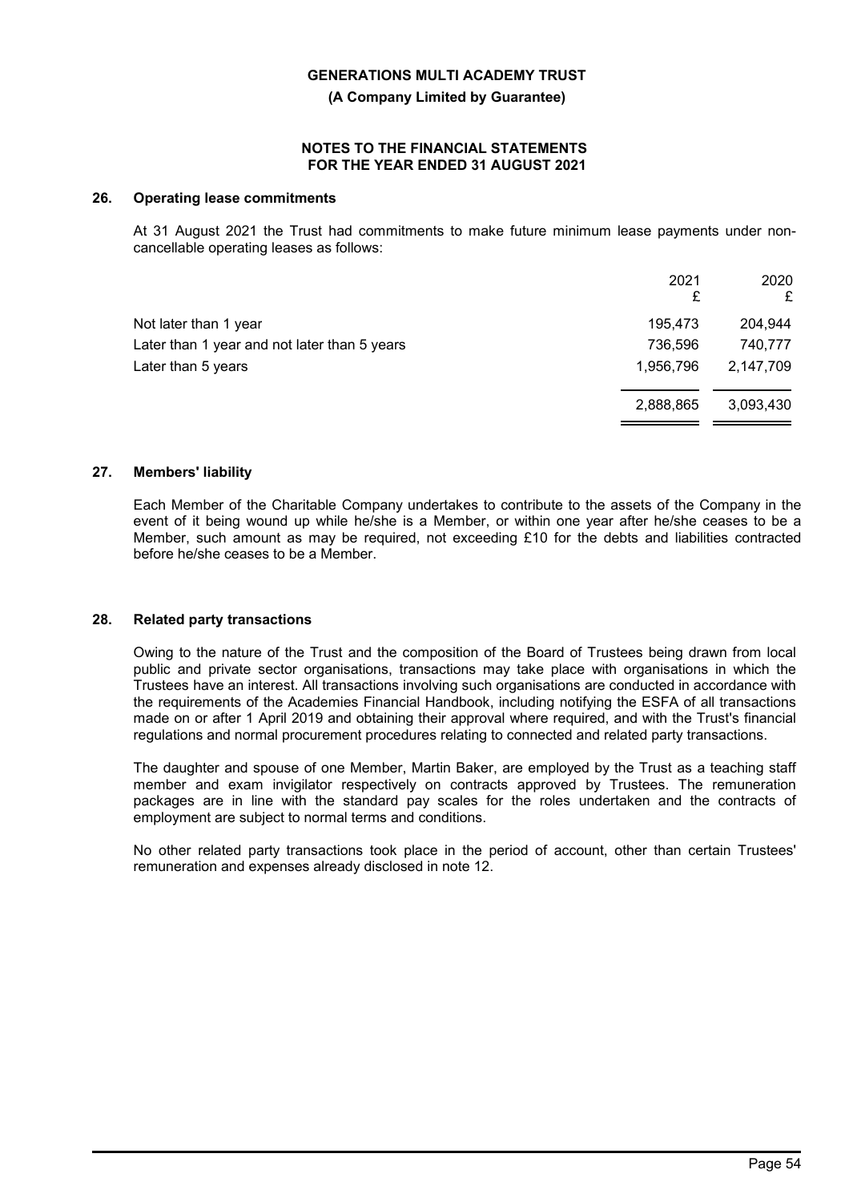# GENERATIONS MULTI ACADEMY TRUST

**(A Company Limited by Guarantee)**

**NOTES TO THE FINANCIAL STATEMENTS FOR THE YEAR ENDED 31 AUGUST 2021**

## 26. Operating lease commitments

At 31 August 2021 the Trust had commitments to make future minimum lease payments under non-cancellable operating leases as follows:

| | 2021 £ | 2020 £ |
|---|---|---|
| Not later than 1 year | 195,473 | 204,944 |
| Later than 1 year and not later than 5 years | 736,596 | 740,777 |
| Later than 5 years | 1,956,796 | 2,147,709 |
| | 2,888,865 | 3,093,430 |

## 27. Members' liability

Each Member of the Charitable Company undertakes to contribute to the assets of the Company in the event of it being wound up while he/she is a Member, or within one year after he/she ceases to be a Member, such amount as may be required, not exceeding £10 for the debts and liabilities contracted before he/she ceases to be a Member.

## 28. Related party transactions

Owing to the nature of the Trust and the composition of the Board of Trustees being drawn from local public and private sector organisations, transactions may take place with organisations in which the Trustees have an interest. All transactions involving such organisations are conducted in accordance with the requirements of the Academies Financial Handbook, including notifying the ESFA of all transactions made on or after 1 April 2019 and obtaining their approval where required, and with the Trust's financial regulations and normal procurement procedures relating to connected and related party transactions.

The daughter and spouse of one Member, Martin Baker, are employed by the Trust as a teaching staff member and exam invigilator respectively on contracts approved by Trustees. The remuneration packages are in line with the standard pay scales for the roles undertaken and the contracts of employment are subject to normal terms and conditions.

No other related party transactions took place in the period of account, other than certain Trustees' remuneration and expenses already disclosed in note 12.